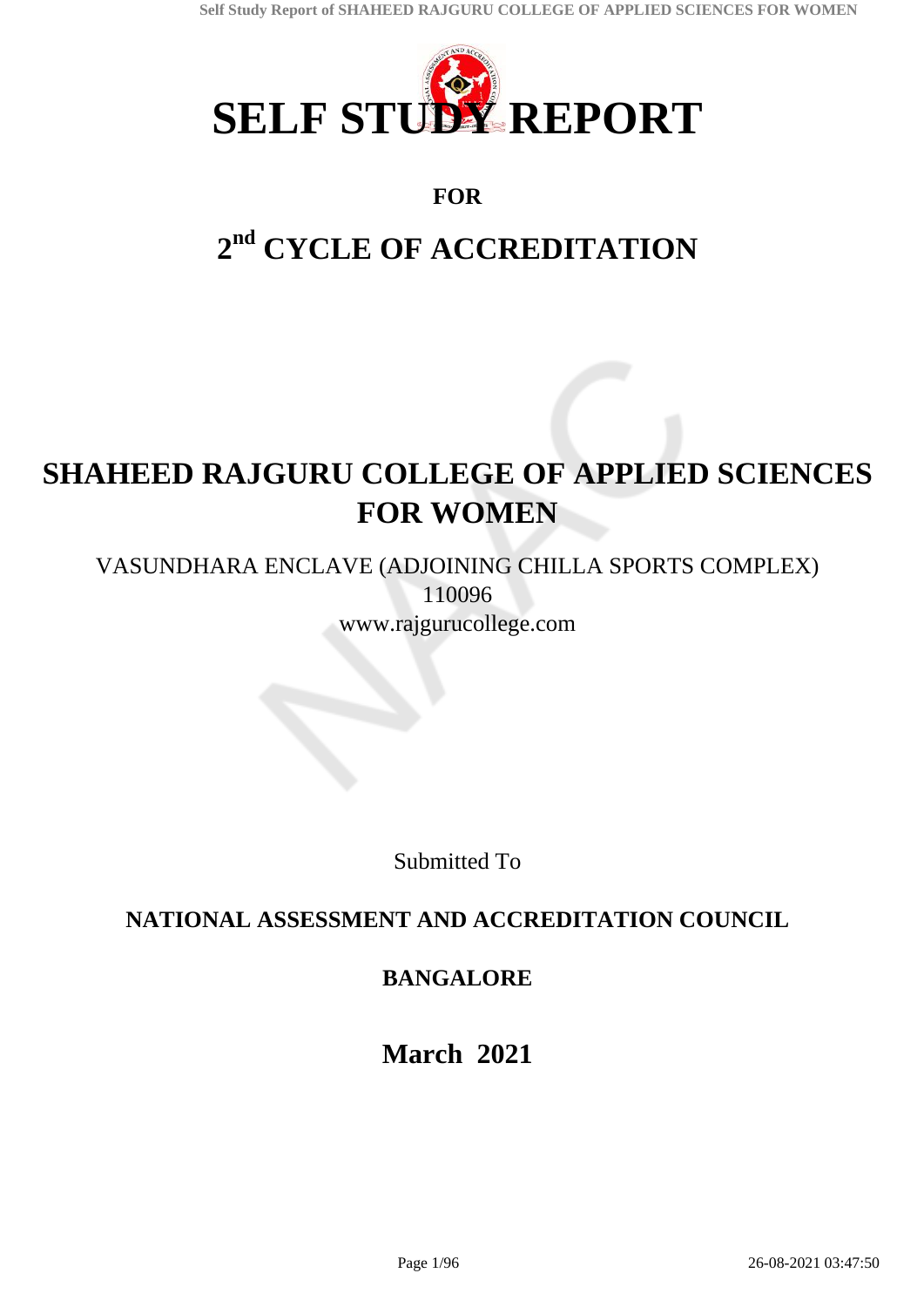# SELF STUDY REPORT

**FOR**

## 2nd CYCLE OF ACCREDITATION

# SHAHEED RAJGURU COLLEGE OF APPLIED SCIENCES FOR WOMEN

VASUNDHARA ENCLAVE (ADJOINING CHILLA SPORTS COMPLEX)
110096
www.rajgurucollege.com

Submitted To

**NATIONAL ASSESSMENT AND ACCREDITATION COUNCIL**

**BANGALORE**

**March 2021**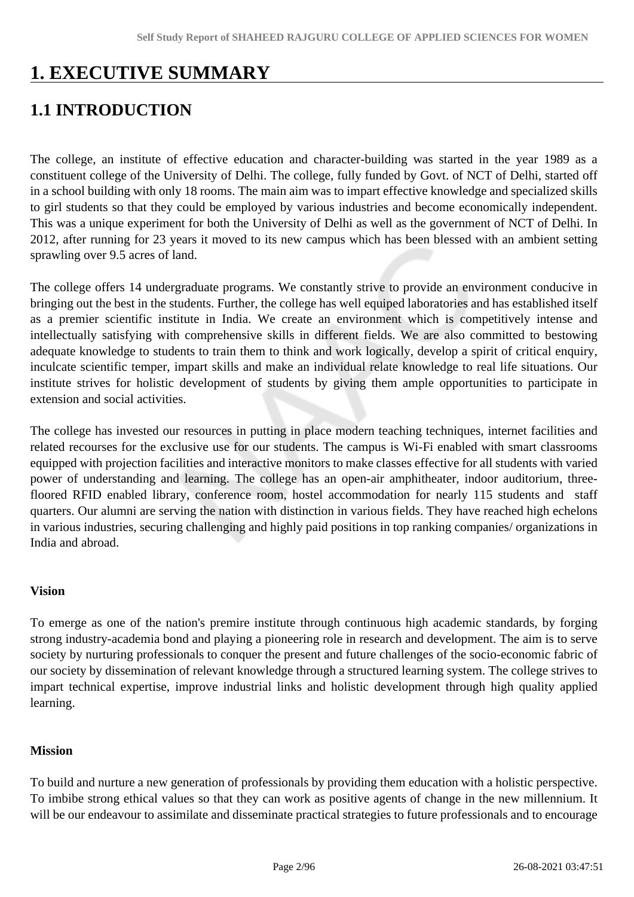# 1. EXECUTIVE SUMMARY

## 1.1 INTRODUCTION

The college, an institute of effective education and character-building was started in the year 1989 as a constituent college of the University of Delhi. The college, fully funded by Govt. of NCT of Delhi, started off in a school building with only 18 rooms. The main aim was to impart effective knowledge and specialized skills to girl students so that they could be employed by various industries and become economically independent. This was a unique experiment for both the University of Delhi as well as the government of NCT of Delhi. In 2012, after running for 23 years it moved to its new campus which has been blessed with an ambient setting sprawling over 9.5 acres of land.

The college offers 14 undergraduate programs. We constantly strive to provide an environment conducive in bringing out the best in the students. Further, the college has well equiped laboratories and has established itself as a premier scientific institute in India. We create an environment which is competitively intense and intellectually satisfying with comprehensive skills in different fields. We are also committed to bestowing adequate knowledge to students to train them to think and work logically, develop a spirit of critical enquiry, inculcate scientific temper, impart skills and make an individual relate knowledge to real life situations. Our institute strives for holistic development of students by giving them ample opportunities to participate in extension and social activities.

The college has invested our resources in putting in place modern teaching techniques, internet facilities and related recourses for the exclusive use for our students. The campus is Wi-Fi enabled with smart classrooms equipped with projection facilities and interactive monitors to make classes effective for all students with varied power of understanding and learning. The college has an open-air amphitheater, indoor auditorium, three-floored RFID enabled library, conference room, hostel accommodation for nearly 115 students and staff quarters. Our alumni are serving the nation with distinction in various fields. They have reached high echelons in various industries, securing challenging and highly paid positions in top ranking companies/ organizations in India and abroad.

**Vision**

To emerge as one of the nation's premire institute through continuous high academic standards, by forging strong industry-academia bond and playing a pioneering role in research and development. The aim is to serve society by nurturing professionals to conquer the present and future challenges of the socio-economic fabric of our society by dissemination of relevant knowledge through a structured learning system. The college strives to impart technical expertise, improve industrial links and holistic development through high quality applied learning.

**Mission**

To build and nurture a new generation of professionals by providing them education with a holistic perspective. To imbibe strong ethical values so that they can work as positive agents of change in the new millennium. It will be our endeavour to assimilate and disseminate practical strategies to future professionals and to encourage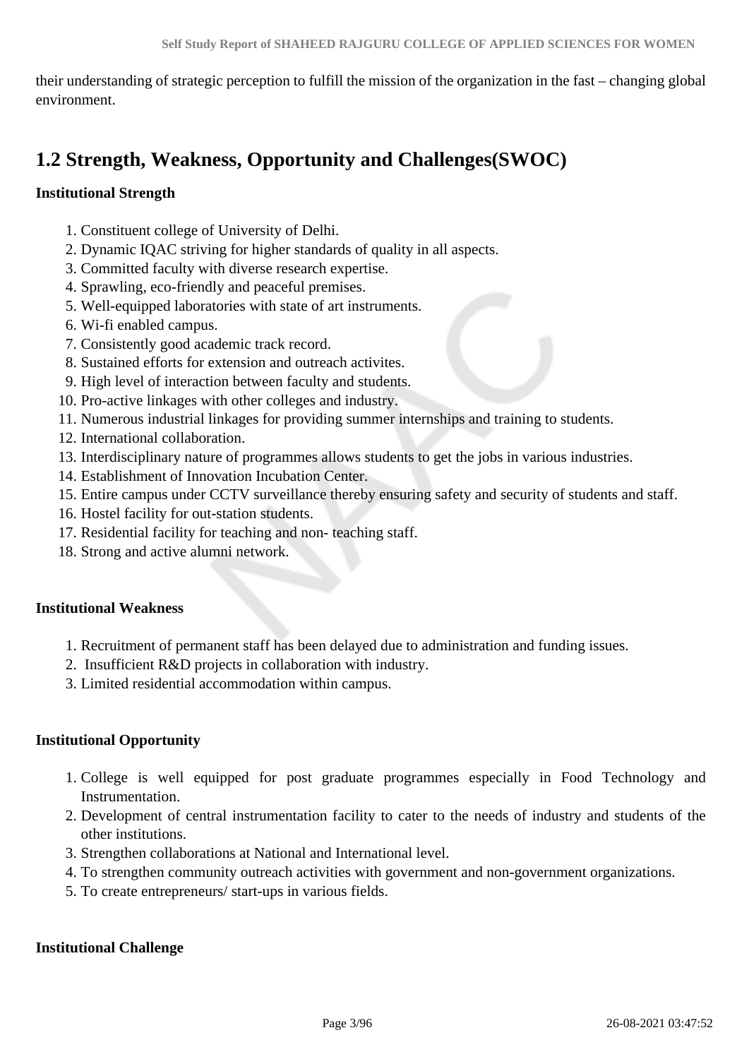their understanding of strategic perception to fulfill the mission of the organization in the fast – changing global environment.

## 1.2 Strength, Weakness, Opportunity and Challenges(SWOC)

**Institutional Strength**

1. Constituent college of University of Delhi.
2. Dynamic IQAC striving for higher standards of quality in all aspects.
3. Committed faculty with diverse research expertise.
4. Sprawling, eco-friendly and peaceful premises.
5. Well-equipped laboratories with state of art instruments.
6. Wi-fi enabled campus.
7. Consistently good academic track record.
8. Sustained efforts for extension and outreach activites.
9. High level of interaction between faculty and students.
10. Pro-active linkages with other colleges and industry.
11. Numerous industrial linkages for providing summer internships and training to students.
12. International collaboration.
13. Interdisciplinary nature of programmes allows students to get the jobs in various industries.
14. Establishment of Innovation Incubation Center.
15. Entire campus under CCTV surveillance thereby ensuring safety and security of students and staff.
16. Hostel facility for out-station students.
17. Residential facility for teaching and non- teaching staff.
18. Strong and active alumni network.

**Institutional Weakness**

1. Recruitment of permanent staff has been delayed due to administration and funding issues.
2. Insufficient R&D projects in collaboration with industry.
3. Limited residential accommodation within campus.

**Institutional Opportunity**

1. College is well equipped for post graduate programmes especially in Food Technology and Instrumentation.
2. Development of central instrumentation facility to cater to the needs of industry and students of the other institutions.
3. Strengthen collaborations at National and International level.
4. To strengthen community outreach activities with government and non-government organizations.
5. To create entrepreneurs/ start-ups in various fields.

**Institutional Challenge**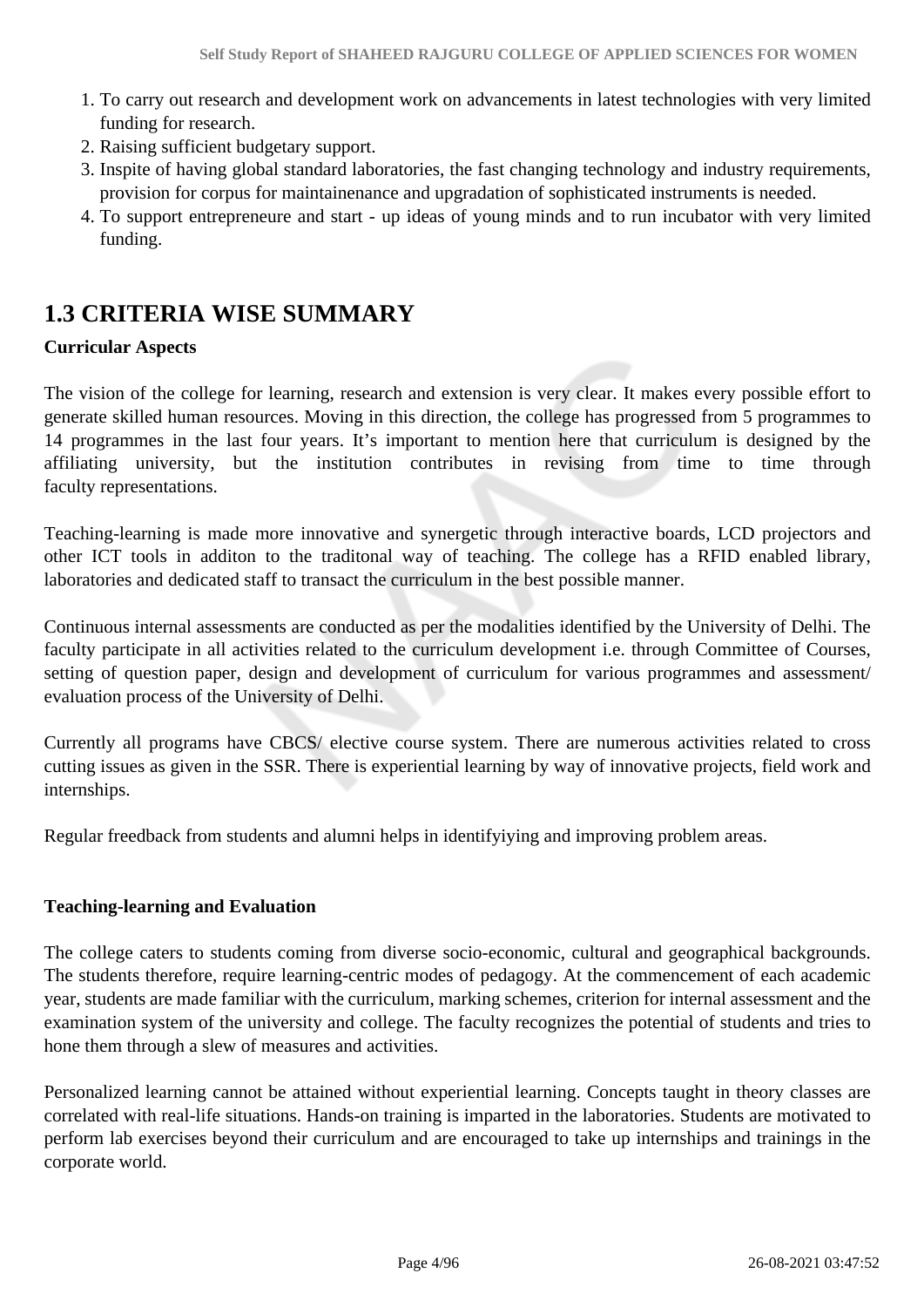1. To carry out research and development work on advancements in latest technologies with very limited funding for research.
2. Raising sufficient budgetary support.
3. Inspite of having global standard laboratories, the fast changing technology and industry requirements, provision for corpus for maintainenance and upgradation of sophisticated instruments is needed.
4. To support entrepreneure and start - up ideas of young minds and to run incubator with very limited funding.

## 1.3 CRITERIA WISE SUMMARY

**Curricular Aspects**

The vision of the college for learning, research and extension is very clear. It makes every possible effort to generate skilled human resources. Moving in this direction, the college has progressed from 5 programmes to 14 programmes in the last four years. It's important to mention here that curriculum is designed by the affiliating university, but the institution contributes in revising from time to time through faculty representations.

Teaching-learning is made more innovative and synergetic through interactive boards, LCD projectors and other ICT tools in additon to the traditonal way of teaching. The college has a RFID enabled library, laboratories and dedicated staff to transact the curriculum in the best possible manner.

Continuous internal assessments are conducted as per the modalities identified by the University of Delhi. The faculty participate in all activities related to the curriculum development i.e. through Committee of Courses, setting of question paper, design and development of curriculum for various programmes and assessment/ evaluation process of the University of Delhi.

Currently all programs have CBCS/ elective course system. There are numerous activities related to cross cutting issues as given in the SSR. There is experiential learning by way of innovative projects, field work and internships.

Regular freedback from students and alumni helps in identifyiying and improving problem areas.

**Teaching-learning and Evaluation**

The college caters to students coming from diverse socio-economic, cultural and geographical backgrounds. The students therefore, require learning-centric modes of pedagogy. At the commencement of each academic year, students are made familiar with the curriculum, marking schemes, criterion for internal assessment and the examination system of the university and college. The faculty recognizes the potential of students and tries to hone them through a slew of measures and activities.

Personalized learning cannot be attained without experiential learning. Concepts taught in theory classes are correlated with real-life situations. Hands-on training is imparted in the laboratories. Students are motivated to perform lab exercises beyond their curriculum and are encouraged to take up internships and trainings in the corporate world.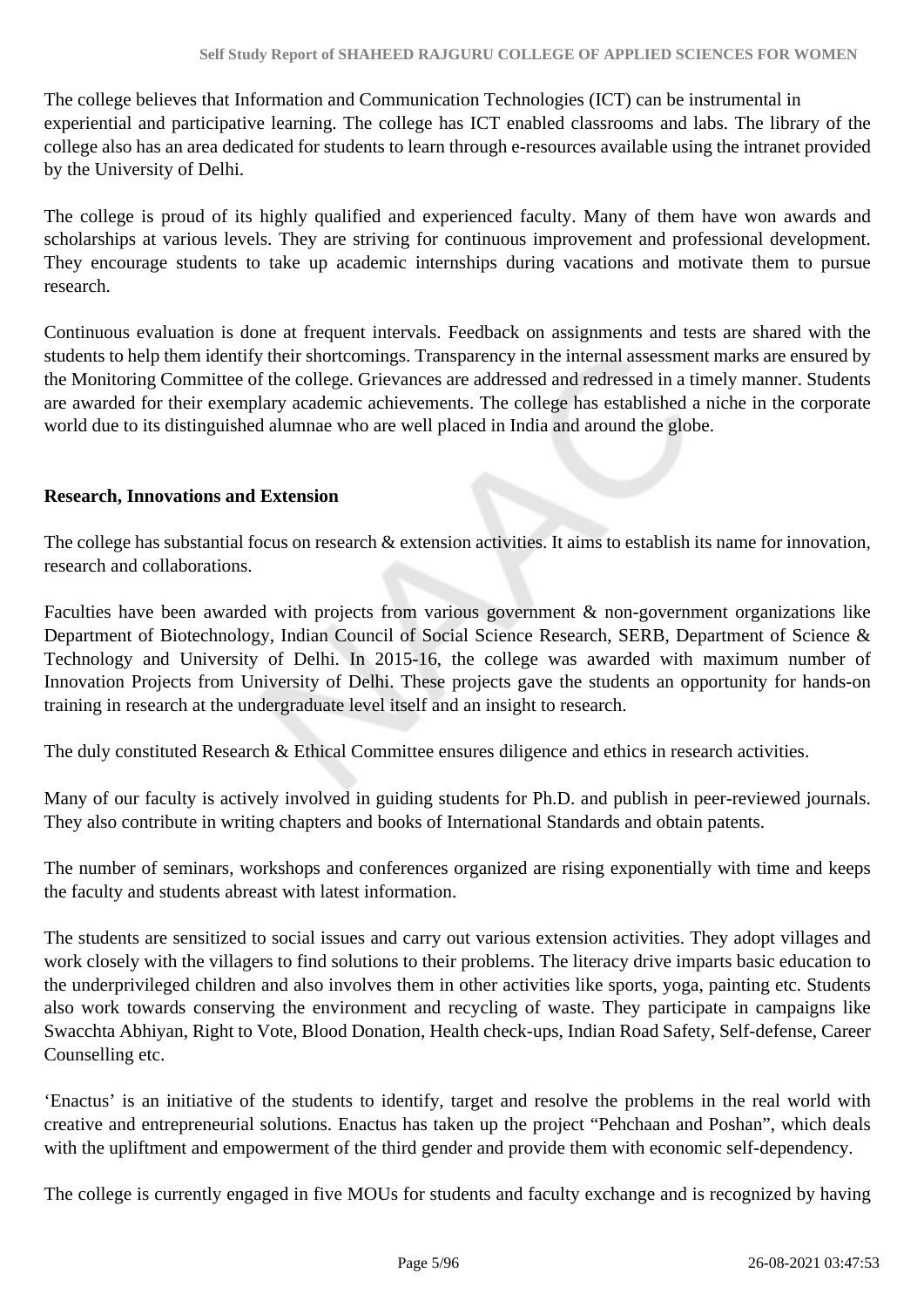The college believes that Information and Communication Technologies (ICT) can be instrumental in experiential and participative learning. The college has ICT enabled classrooms and labs. The library of the college also has an area dedicated for students to learn through e-resources available using the intranet provided by the University of Delhi.

The college is proud of its highly qualified and experienced faculty. Many of them have won awards and scholarships at various levels. They are striving for continuous improvement and professional development. They encourage students to take up academic internships during vacations and motivate them to pursue research.

Continuous evaluation is done at frequent intervals. Feedback on assignments and tests are shared with the students to help them identify their shortcomings. Transparency in the internal assessment marks are ensured by the Monitoring Committee of the college. Grievances are addressed and redressed in a timely manner. Students are awarded for their exemplary academic achievements. The college has established a niche in the corporate world due to its distinguished alumnae who are well placed in India and around the globe.

**Research, Innovations and Extension**

The college has substantial focus on research & extension activities. It aims to establish its name for innovation, research and collaborations.

Faculties have been awarded with projects from various government & non-government organizations like Department of Biotechnology, Indian Council of Social Science Research, SERB, Department of Science & Technology and University of Delhi. In 2015-16, the college was awarded with maximum number of Innovation Projects from University of Delhi. These projects gave the students an opportunity for hands-on training in research at the undergraduate level itself and an insight to research.

The duly constituted Research & Ethical Committee ensures diligence and ethics in research activities.

Many of our faculty is actively involved in guiding students for Ph.D. and publish in peer-reviewed journals. They also contribute in writing chapters and books of International Standards and obtain patents.

The number of seminars, workshops and conferences organized are rising exponentially with time and keeps the faculty and students abreast with latest information.

The students are sensitized to social issues and carry out various extension activities. They adopt villages and work closely with the villagers to find solutions to their problems. The literacy drive imparts basic education to the underprivileged children and also involves them in other activities like sports, yoga, painting etc. Students also work towards conserving the environment and recycling of waste. They participate in campaigns like Swacchta Abhiyan, Right to Vote, Blood Donation, Health check-ups, Indian Road Safety, Self-defense, Career Counselling etc.

'Enactus' is an initiative of the students to identify, target and resolve the problems in the real world with creative and entrepreneurial solutions. Enactus has taken up the project "Pehchaan and Poshan", which deals with the upliftment and empowerment of the third gender and provide them with economic self-dependency.

The college is currently engaged in five MOUs for students and faculty exchange and is recognized by having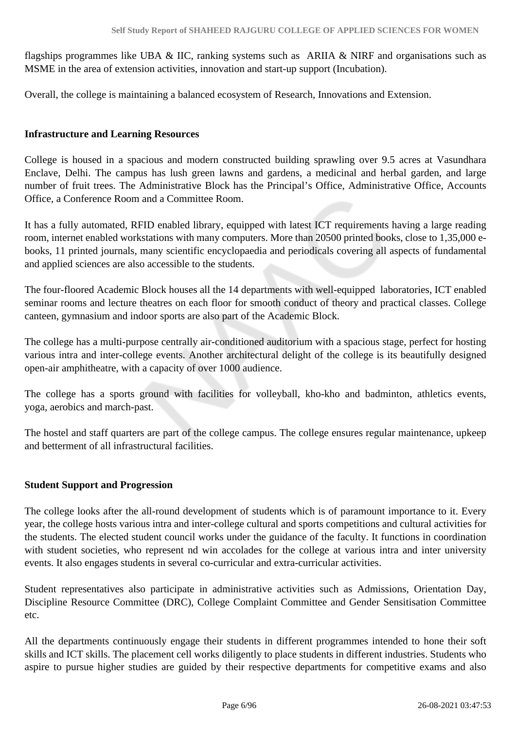flagships programmes like UBA & IIC, ranking systems such as ARIIA & NIRF and organisations such as MSME in the area of extension activities, innovation and start-up support (Incubation).

Overall, the college is maintaining a balanced ecosystem of Research, Innovations and Extension.

**Infrastructure and Learning Resources**

College is housed in a spacious and modern constructed building sprawling over 9.5 acres at Vasundhara Enclave, Delhi. The campus has lush green lawns and gardens, a medicinal and herbal garden, and large number of fruit trees. The Administrative Block has the Principal's Office, Administrative Office, Accounts Office, a Conference Room and a Committee Room.

It has a fully automated, RFID enabled library, equipped with latest ICT requirements having a large reading room, internet enabled workstations with many computers. More than 20500 printed books, close to 1,35,000 e-books, 11 printed journals, many scientific encyclopaedia and periodicals covering all aspects of fundamental and applied sciences are also accessible to the students.

The four-floored Academic Block houses all the 14 departments with well-equipped laboratories, ICT enabled seminar rooms and lecture theatres on each floor for smooth conduct of theory and practical classes. College canteen, gymnasium and indoor sports are also part of the Academic Block.

The college has a multi-purpose centrally air-conditioned auditorium with a spacious stage, perfect for hosting various intra and inter-college events. Another architectural delight of the college is its beautifully designed open-air amphitheatre, with a capacity of over 1000 audience.

The college has a sports ground with facilities for volleyball, kho-kho and badminton, athletics events, yoga, aerobics and march-past.

The hostel and staff quarters are part of the college campus. The college ensures regular maintenance, upkeep and betterment of all infrastructural facilities.

**Student Support and Progression**

The college looks after the all-round development of students which is of paramount importance to it. Every year, the college hosts various intra and inter-college cultural and sports competitions and cultural activities for the students. The elected student council works under the guidance of the faculty. It functions in coordination with student societies, who represent nd win accolades for the college at various intra and inter university events. It also engages students in several co-curricular and extra-curricular activities.

Student representatives also participate in administrative activities such as Admissions, Orientation Day, Discipline Resource Committee (DRC), College Complaint Committee and Gender Sensitisation Committee etc.

All the departments continuously engage their students in different programmes intended to hone their soft skills and ICT skills. The placement cell works diligently to place students in different industries. Students who aspire to pursue higher studies are guided by their respective departments for competitive exams and also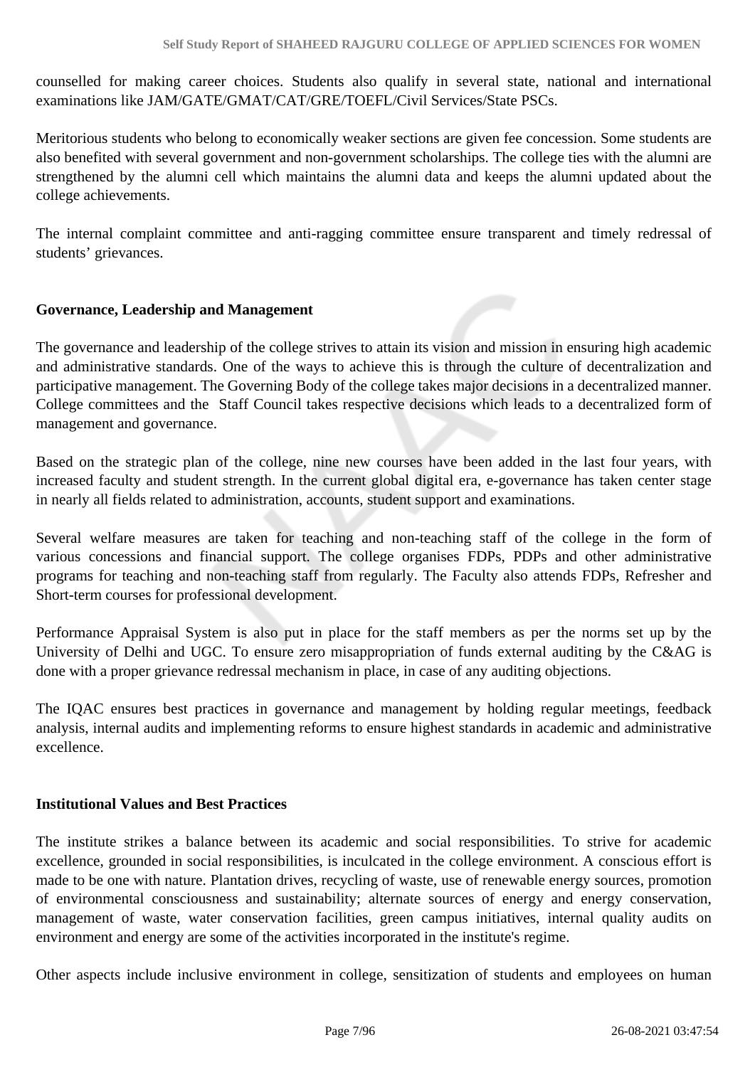counselled for making career choices. Students also qualify in several state, national and international examinations like JAM/GATE/GMAT/CAT/GRE/TOEFL/Civil Services/State PSCs.

Meritorious students who belong to economically weaker sections are given fee concession. Some students are also benefited with several government and non-government scholarships. The college ties with the alumni are strengthened by the alumni cell which maintains the alumni data and keeps the alumni updated about the college achievements.

The internal complaint committee and anti-ragging committee ensure transparent and timely redressal of students' grievances.

**Governance, Leadership and Management**

The governance and leadership of the college strives to attain its vision and mission in ensuring high academic and administrative standards. One of the ways to achieve this is through the culture of decentralization and participative management. The Governing Body of the college takes major decisions in a decentralized manner. College committees and the Staff Council takes respective decisions which leads to a decentralized form of management and governance.

Based on the strategic plan of the college, nine new courses have been added in the last four years, with increased faculty and student strength. In the current global digital era, e-governance has taken center stage in nearly all fields related to administration, accounts, student support and examinations.

Several welfare measures are taken for teaching and non-teaching staff of the college in the form of various concessions and financial support. The college organises FDPs, PDPs and other administrative programs for teaching and non-teaching staff from regularly. The Faculty also attends FDPs, Refresher and Short-term courses for professional development.

Performance Appraisal System is also put in place for the staff members as per the norms set up by the University of Delhi and UGC. To ensure zero misappropriation of funds external auditing by the C&AG is done with a proper grievance redressal mechanism in place, in case of any auditing objections.

The IQAC ensures best practices in governance and management by holding regular meetings, feedback analysis, internal audits and implementing reforms to ensure highest standards in academic and administrative excellence.

**Institutional Values and Best Practices**

The institute strikes a balance between its academic and social responsibilities. To strive for academic excellence, grounded in social responsibilities, is inculcated in the college environment. A conscious effort is made to be one with nature. Plantation drives, recycling of waste, use of renewable energy sources, promotion of environmental consciousness and sustainability; alternate sources of energy and energy conservation, management of waste, water conservation facilities, green campus initiatives, internal quality audits on environment and energy are some of the activities incorporated in the institute's regime.

Other aspects include inclusive environment in college, sensitization of students and employees on human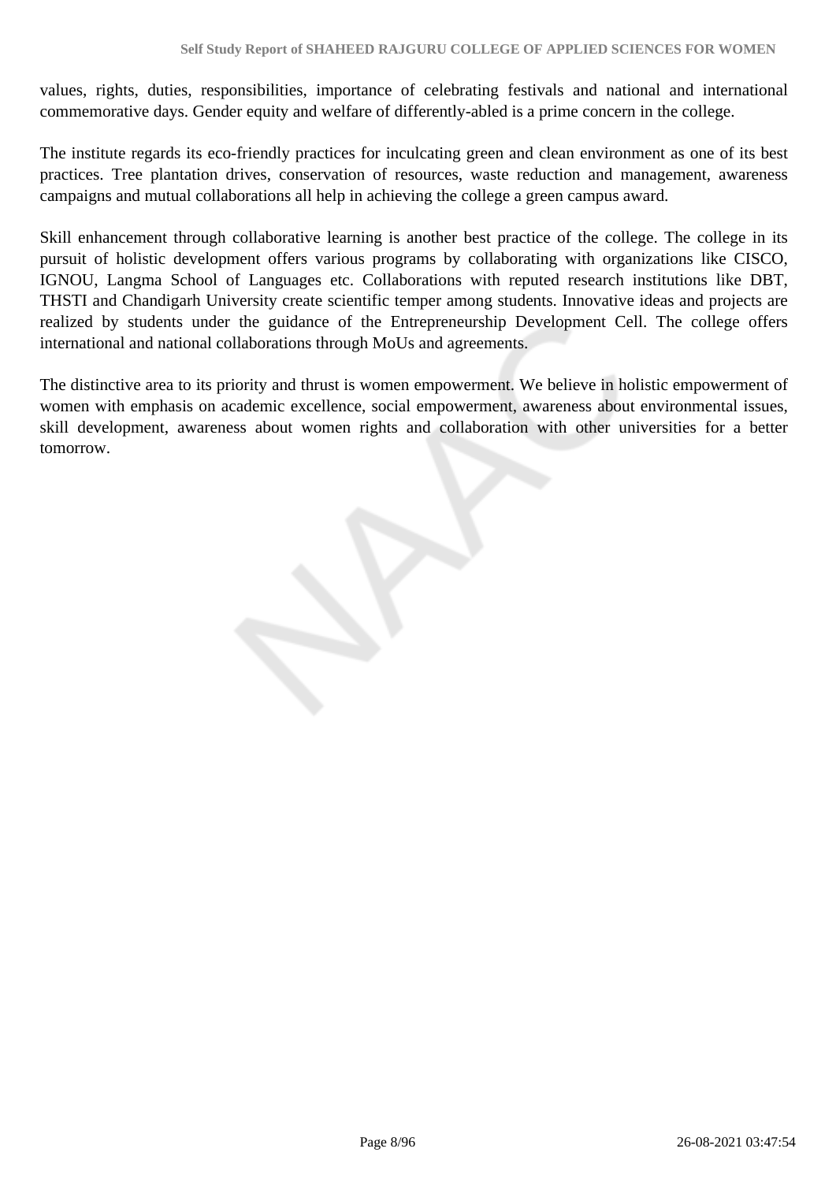values, rights, duties, responsibilities, importance of celebrating festivals and national and international commemorative days. Gender equity and welfare of differently-abled is a prime concern in the college.

The institute regards its eco-friendly practices for inculcating green and clean environment as one of its best practices. Tree plantation drives, conservation of resources, waste reduction and management, awareness campaigns and mutual collaborations all help in achieving the college a green campus award.

Skill enhancement through collaborative learning is another best practice of the college. The college in its pursuit of holistic development offers various programs by collaborating with organizations like CISCO, IGNOU, Langma School of Languages etc. Collaborations with reputed research institutions like DBT, THSTI and Chandigarh University create scientific temper among students. Innovative ideas and projects are realized by students under the guidance of the Entrepreneurship Development Cell. The college offers international and national collaborations through MoUs and agreements.

The distinctive area to its priority and thrust is women empowerment. We believe in holistic empowerment of women with emphasis on academic excellence, social empowerment, awareness about environmental issues, skill development, awareness about women rights and collaboration with other universities for a better tomorrow.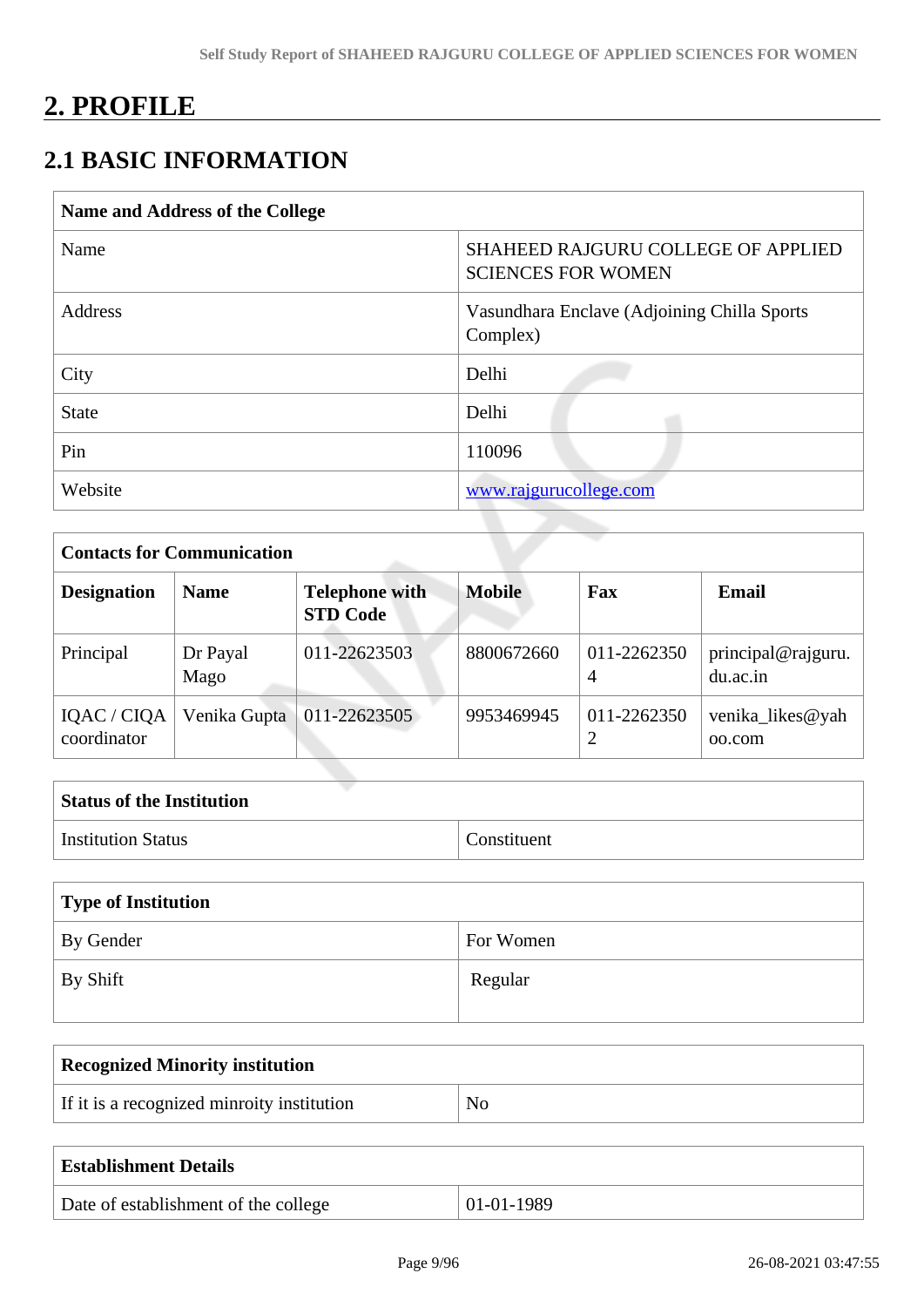# 2. PROFILE

## 2.1 BASIC INFORMATION

| Name and Address of the College | |
|---|---|
| Name | SHAHEED RAJGURU COLLEGE OF APPLIED SCIENCES FOR WOMEN |
| Address | Vasundhara Enclave (Adjoining Chilla Sports Complex) |
| City | Delhi |
| State | Delhi |
| Pin | 110096 |
| Website | www.rajgurucollege.com |

| Contacts for Communication | | | | | |
|---|---|---|---|---|---|
| **Designation** | **Name** | **Telephone with STD Code** | **Mobile** | **Fax** | **Email** |
| Principal | Dr Payal Mago | 011-22623503 | 8800672660 | 011-22623504 | principal@rajguru.du.ac.in |
| IQAC / CIQA coordinator | Venika Gupta | 011-22623505 | 9953469945 | 011-22623502 | venika_likes@yahoo.com |

| Status of the Institution | |
|---|---|
| Institution Status | Constituent |

| Type of Institution | |
|---|---|
| By Gender | For Women |
| By Shift | Regular |

| Recognized Minority institution | |
|---|---|
| If it is a recognized minroity institution | No |

| Establishment Details | |
|---|---|
| Date of establishment of the college | 01-01-1989 |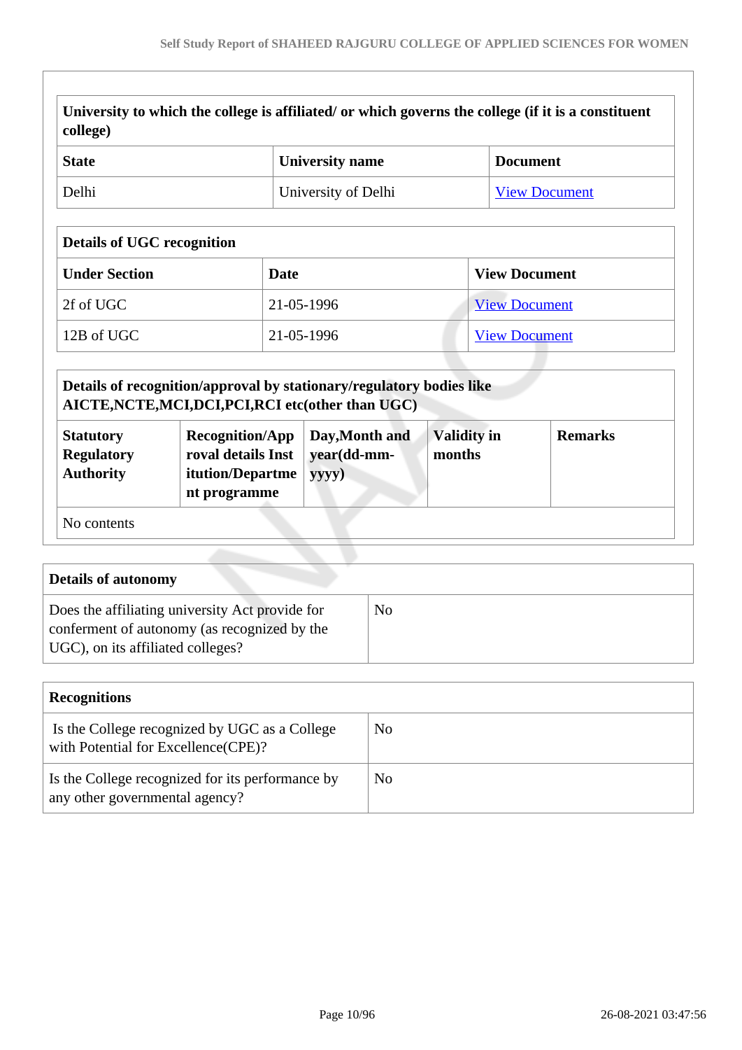| University to which the college is affiliated/ or which governs the college (if it is a constituent college) | | |
|---|---|---|
| **State** | **University name** | **Document** |
| Delhi | University of Delhi | View Document |

| Details of UGC recognition | | |
|---|---|---|
| **Under Section** | **Date** | **View Document** |
| 2f of UGC | 21-05-1996 | View Document |
| 12B of UGC | 21-05-1996 | View Document |

| Details of recognition/approval by stationary/regulatory bodies like AICTE,NCTE,MCI,DCI,PCI,RCI etc(other than UGC) | | | | |
|---|---|---|---|---|
| **Statutory Regulatory Authority** | **Recognition/Approval details Institution/Department programme** | **Day,Month and year(dd-mm-yyyy)** | **Validity in months** | **Remarks** |
| No contents | | | | |

| Details of autonomy | |
|---|---|
| Does the affiliating university Act provide for conferment of autonomy (as recognized by the UGC), on its affiliated colleges? | No |

| Recognitions | |
|---|---|
| Is the College recognized by UGC as a College with Potential for Excellence(CPE)? | No |
| Is the College recognized for its performance by any other governmental agency? | No |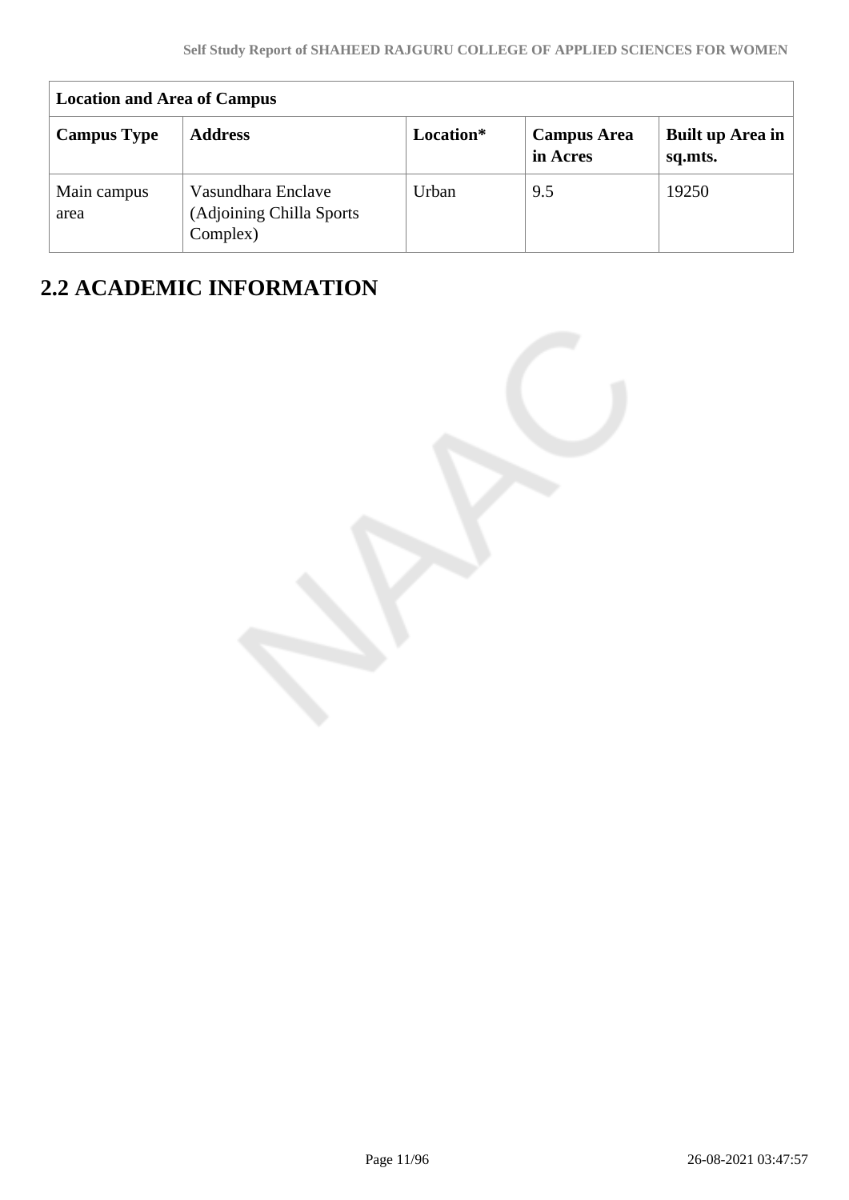| Location and Area of Campus | | | | |
|---|---|---|---|---|
| **Campus Type** | **Address** | **Location*** | **Campus Area in Acres** | **Built up Area in sq.mts.** |
| Main campus area | Vasundhara Enclave (Adjoining Chilla Sports Complex) | Urban | 9.5 | 19250 |

## 2.2 ACADEMIC INFORMATION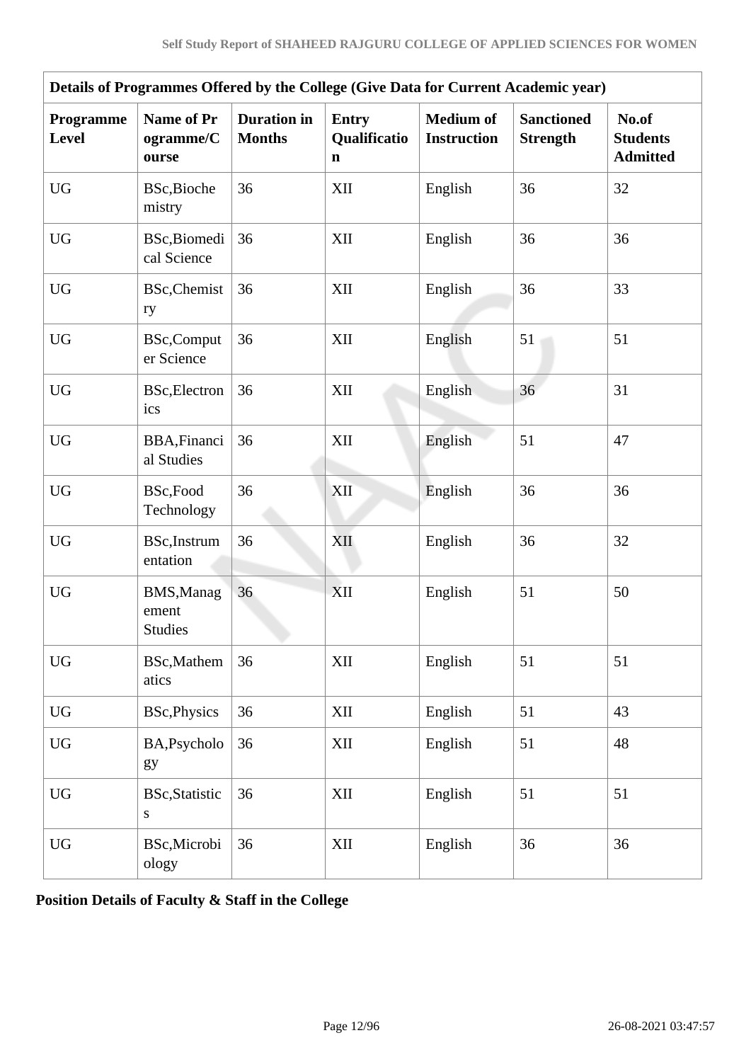| Details of Programmes Offered by the College (Give Data for Current Academic year) | | | | | | |
|---|---|---|---|---|---|---|
| **Programme Level** | **Name of Programme/Course** | **Duration in Months** | **Entry Qualification** | **Medium of Instruction** | **Sanctioned Strength** | **No.of Students Admitted** |
| UG | BSc,Biochemistry | 36 | XII | English | 36 | 32 |
| UG | BSc,Biomedical Science | 36 | XII | English | 36 | 36 |
| UG | BSc,Chemistry | 36 | XII | English | 36 | 33 |
| UG | BSc,Computer Science | 36 | XII | English | 51 | 51 |
| UG | BSc,Electronics | 36 | XII | English | 36 | 31 |
| UG | BBA,Financial Studies | 36 | XII | English | 51 | 47 |
| UG | BSc,Food Technology | 36 | XII | English | 36 | 36 |
| UG | BSc,Instrumentation | 36 | XII | English | 36 | 32 |
| UG | BMS,Management Studies | 36 | XII | English | 51 | 50 |
| UG | BSc,Mathematics | 36 | XII | English | 51 | 51 |
| UG | BSc,Physics | 36 | XII | English | 51 | 43 |
| UG | BA,Psychology | 36 | XII | English | 51 | 48 |
| UG | BSc,Statistics | 36 | XII | English | 51 | 51 |
| UG | BSc,Microbiology | 36 | XII | English | 36 | 36 |

**Position Details of Faculty & Staff in the College**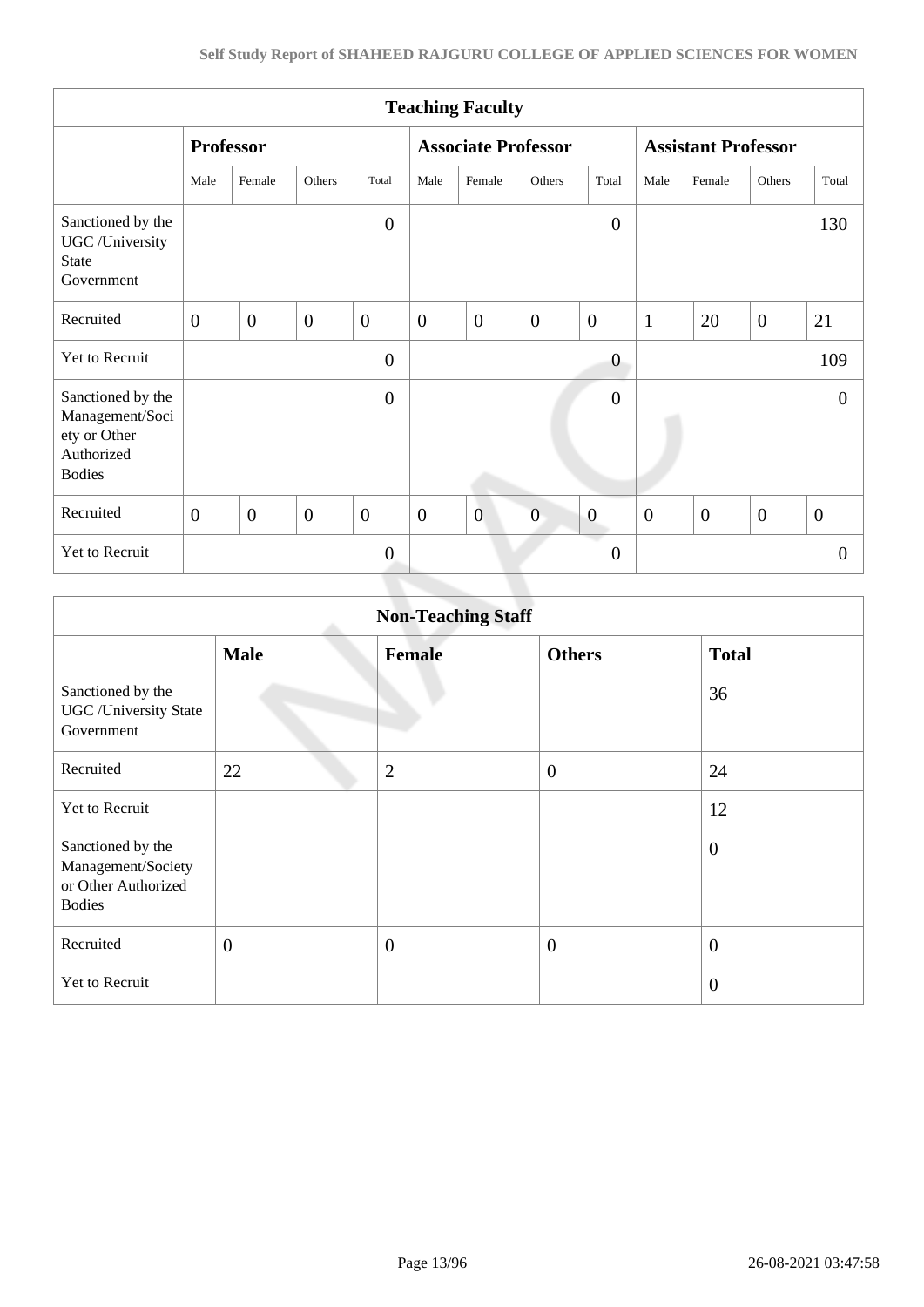| Teaching Faculty | | | | | | | | | | | | |
|---|---|---|---|---|---|---|---|---|---|---|---|---|
| | Professor | | | | Associate Professor | | | | Assistant Professor | | | |
| | Male | Female | Others | Total | Male | Female | Others | Total | Male | Female | Others | Total |
| Sanctioned by the UGC /University State Government | | | | 0 | | | | 0 | | | | 130 |
| Recruited | 0 | 0 | 0 | 0 | 0 | 0 | 0 | 0 | 1 | 20 | 0 | 21 |
| Yet to Recruit | | | | 0 | | | | 0 | | | | 109 |
| Sanctioned by the Management/Society or Other Authorized Bodies | | | | 0 | | | | 0 | | | | 0 |
| Recruited | 0 | 0 | 0 | 0 | 0 | 0 | 0 | 0 | 0 | 0 | 0 | 0 |
| Yet to Recruit | | | | 0 | | | | 0 | | | | 0 |

| Non-Teaching Staff | | | | |
|---|---|---|---|---|
| | Male | Female | Others | Total |
| Sanctioned by the UGC /University State Government | | | | 36 |
| Recruited | 22 | 2 | 0 | 24 |
| Yet to Recruit | | | | 12 |
| Sanctioned by the Management/Society or Other Authorized Bodies | | | | 0 |
| Recruited | 0 | 0 | 0 | 0 |
| Yet to Recruit | | | | 0 |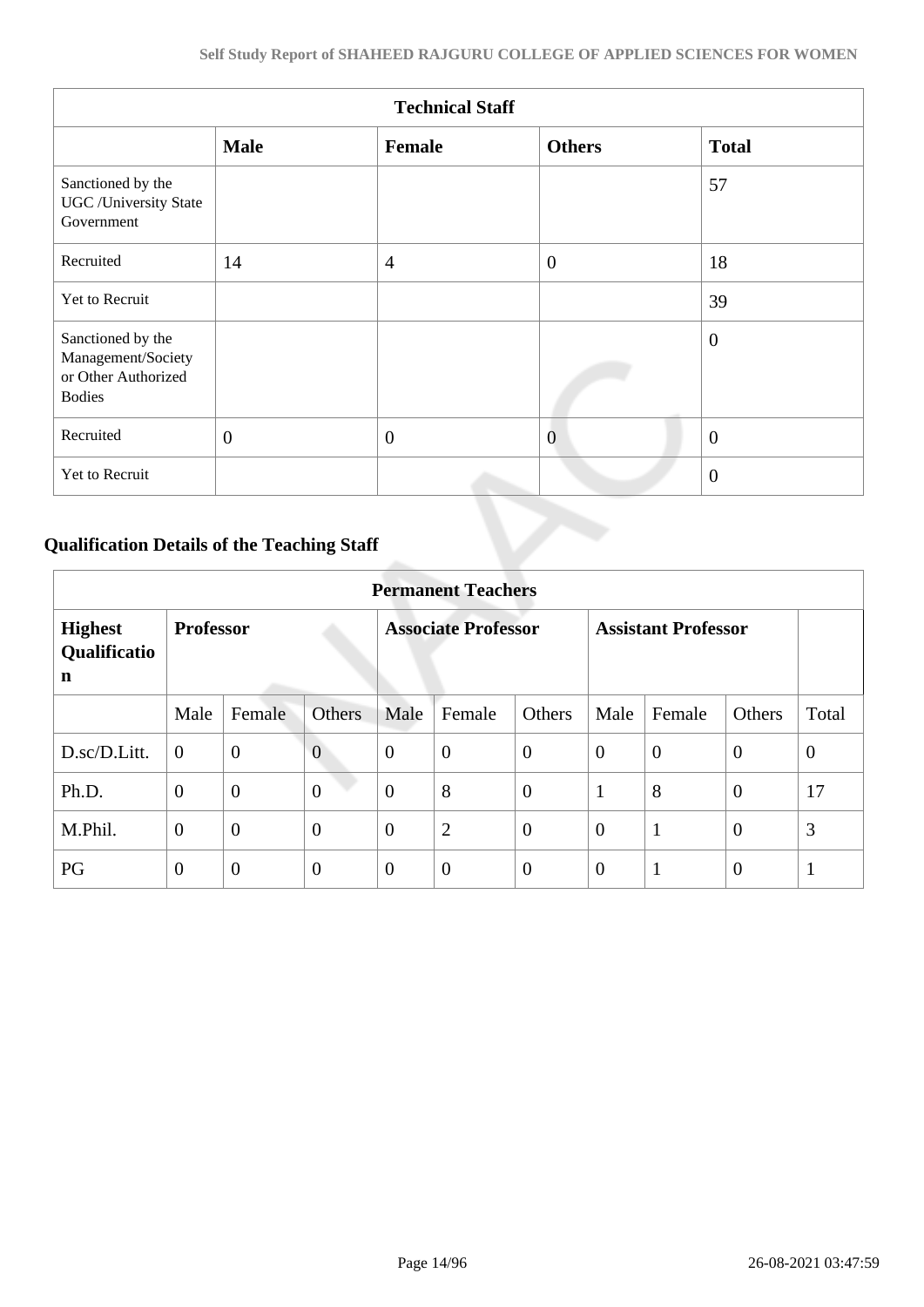| Technical Staff | | | | |
|---|---|---|---|---|
| | **Male** | **Female** | **Others** | **Total** |
| Sanctioned by the UGC /University State Government | | | | 57 |
| Recruited | 14 | 4 | 0 | 18 |
| Yet to Recruit | | | | 39 |
| Sanctioned by the Management/Society or Other Authorized Bodies | | | | 0 |
| Recruited | 0 | 0 | 0 | 0 |
| Yet to Recruit | | | | 0 |

## Qualification Details of the Teaching Staff

| Permanent Teachers | | | | | | | | | | |
|---|---|---|---|---|---|---|---|---|---|---|
| **Highest Qualification** | **Professor** | | | **Associate Professor** | | | **Assistant Professor** | | | |
| | Male | Female | Others | Male | Female | Others | Male | Female | Others | Total |
| D.sc/D.Litt. | 0 | 0 | 0 | 0 | 0 | 0 | 0 | 0 | 0 | 0 |
| Ph.D. | 0 | 0 | 0 | 0 | 8 | 0 | 1 | 8 | 0 | 17 |
| M.Phil. | 0 | 0 | 0 | 0 | 2 | 0 | 0 | 1 | 0 | 3 |
| PG | 0 | 0 | 0 | 0 | 0 | 0 | 0 | 1 | 0 | 1 |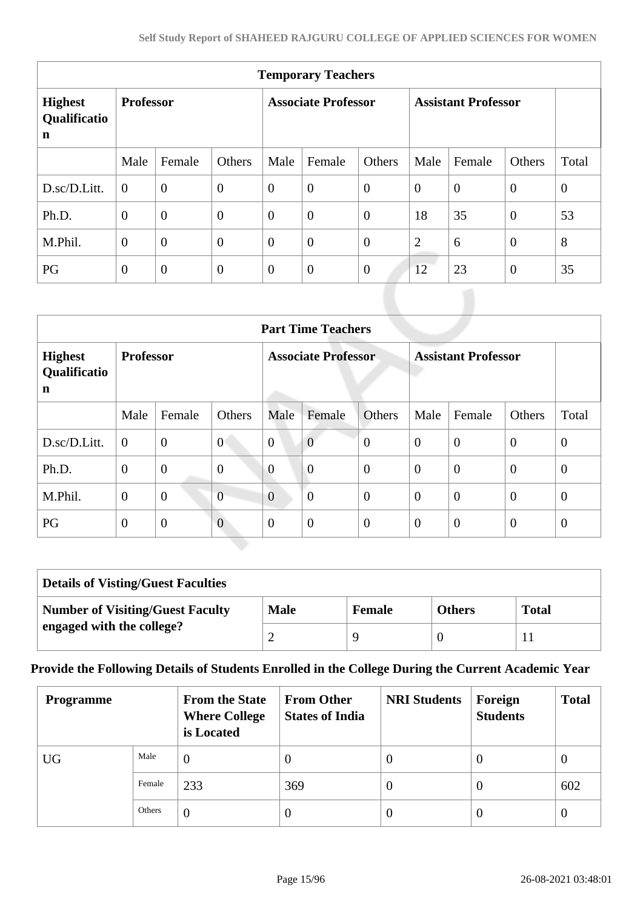| Temporary Teachers | | | | | | | | | | |
|---|---|---|---|---|---|---|---|---|---|---|
| **Highest Qualification** | **Professor** | | | **Associate Professor** | | | **Assistant Professor** | | | |
| | Male | Female | Others | Male | Female | Others | Male | Female | Others | Total |
| D.sc/D.Litt. | 0 | 0 | 0 | 0 | 0 | 0 | 0 | 0 | 0 | 0 |
| Ph.D. | 0 | 0 | 0 | 0 | 0 | 0 | 18 | 35 | 0 | 53 |
| M.Phil. | 0 | 0 | 0 | 0 | 0 | 0 | 2 | 6 | 0 | 8 |
| PG | 0 | 0 | 0 | 0 | 0 | 0 | 12 | 23 | 0 | 35 |

| Part Time Teachers | | | | | | | | | | |
|---|---|---|---|---|---|---|---|---|---|---|
| **Highest Qualification** | **Professor** | | | **Associate Professor** | | | **Assistant Professor** | | | |
| | Male | Female | Others | Male | Female | Others | Male | Female | Others | Total |
| D.sc/D.Litt. | 0 | 0 | 0 | 0 | 0 | 0 | 0 | 0 | 0 | 0 |
| Ph.D. | 0 | 0 | 0 | 0 | 0 | 0 | 0 | 0 | 0 | 0 |
| M.Phil. | 0 | 0 | 0 | 0 | 0 | 0 | 0 | 0 | 0 | 0 |
| PG | 0 | 0 | 0 | 0 | 0 | 0 | 0 | 0 | 0 | 0 |

| Details of Visting/Guest Faculties | | | | |
|---|---|---|---|---|
| **Number of Visiting/Guest Faculty engaged with the college?** | **Male** | **Female** | **Others** | **Total** |
| | 2 | 9 | 0 | 11 |

**Provide the Following Details of Students Enrolled in the College During the Current Academic Year**

| Programme | | From the State Where College is Located | From Other States of India | NRI Students | Foreign Students | Total |
|---|---|---|---|---|---|---|
| UG | Male | 0 | 0 | 0 | 0 | 0 |
| | Female | 233 | 369 | 0 | 0 | 602 |
| | Others | 0 | 0 | 0 | 0 | 0 |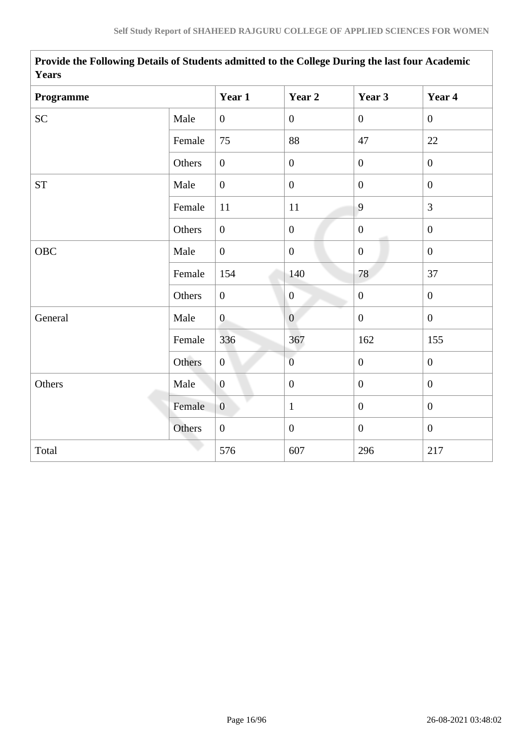| Provide the Following Details of Students admitted to the College During the last four Academic Years | | | | | |
|---|---|---|---|---|---|
| **Programme** | | **Year 1** | **Year 2** | **Year 3** | **Year 4** |
| SC | Male | 0 | 0 | 0 | 0 |
| | Female | 75 | 88 | 47 | 22 |
| | Others | 0 | 0 | 0 | 0 |
| ST | Male | 0 | 0 | 0 | 0 |
| | Female | 11 | 11 | 9 | 3 |
| | Others | 0 | 0 | 0 | 0 |
| OBC | Male | 0 | 0 | 0 | 0 |
| | Female | 154 | 140 | 78 | 37 |
| | Others | 0 | 0 | 0 | 0 |
| General | Male | 0 | 0 | 0 | 0 |
| | Female | 336 | 367 | 162 | 155 |
| | Others | 0 | 0 | 0 | 0 |
| Others | Male | 0 | 0 | 0 | 0 |
| | Female | 0 | 1 | 0 | 0 |
| | Others | 0 | 0 | 0 | 0 |
| Total | | 576 | 607 | 296 | 217 |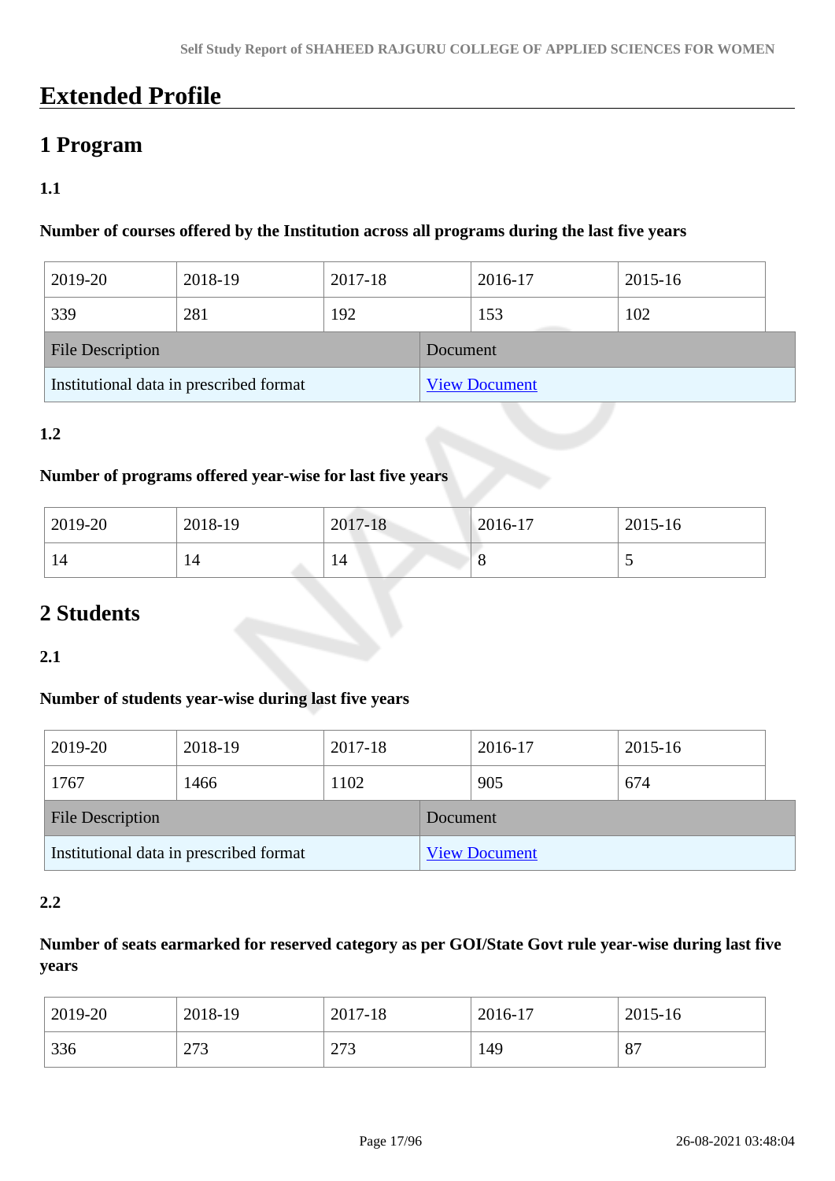# Extended Profile

## 1 Program

### 1.1

**Number of courses offered by the Institution across all programs during the last five years**

| 2019-20 | 2018-19 | 2017-18 | 2016-17 | 2015-16 |
|---|---|---|---|---|
| 339 | 281 | 192 | 153 | 102 |

| File Description | Document |
|---|---|
| Institutional data in prescribed format | View Document |

### 1.2

**Number of programs offered year-wise for last five years**

| 2019-20 | 2018-19 | 2017-18 | 2016-17 | 2015-16 |
|---|---|---|---|---|
| 14 | 14 | 14 | 8 | 5 |

## 2 Students

### 2.1

**Number of students year-wise during last five years**

| 2019-20 | 2018-19 | 2017-18 | 2016-17 | 2015-16 |
|---|---|---|---|---|
| 1767 | 1466 | 1102 | 905 | 674 |

| File Description | Document |
|---|---|
| Institutional data in prescribed format | View Document |

### 2.2

**Number of seats earmarked for reserved category as per GOI/State Govt rule year-wise during last five years**

| 2019-20 | 2018-19 | 2017-18 | 2016-17 | 2015-16 |
|---|---|---|---|---|
| 336 | 273 | 273 | 149 | 87 |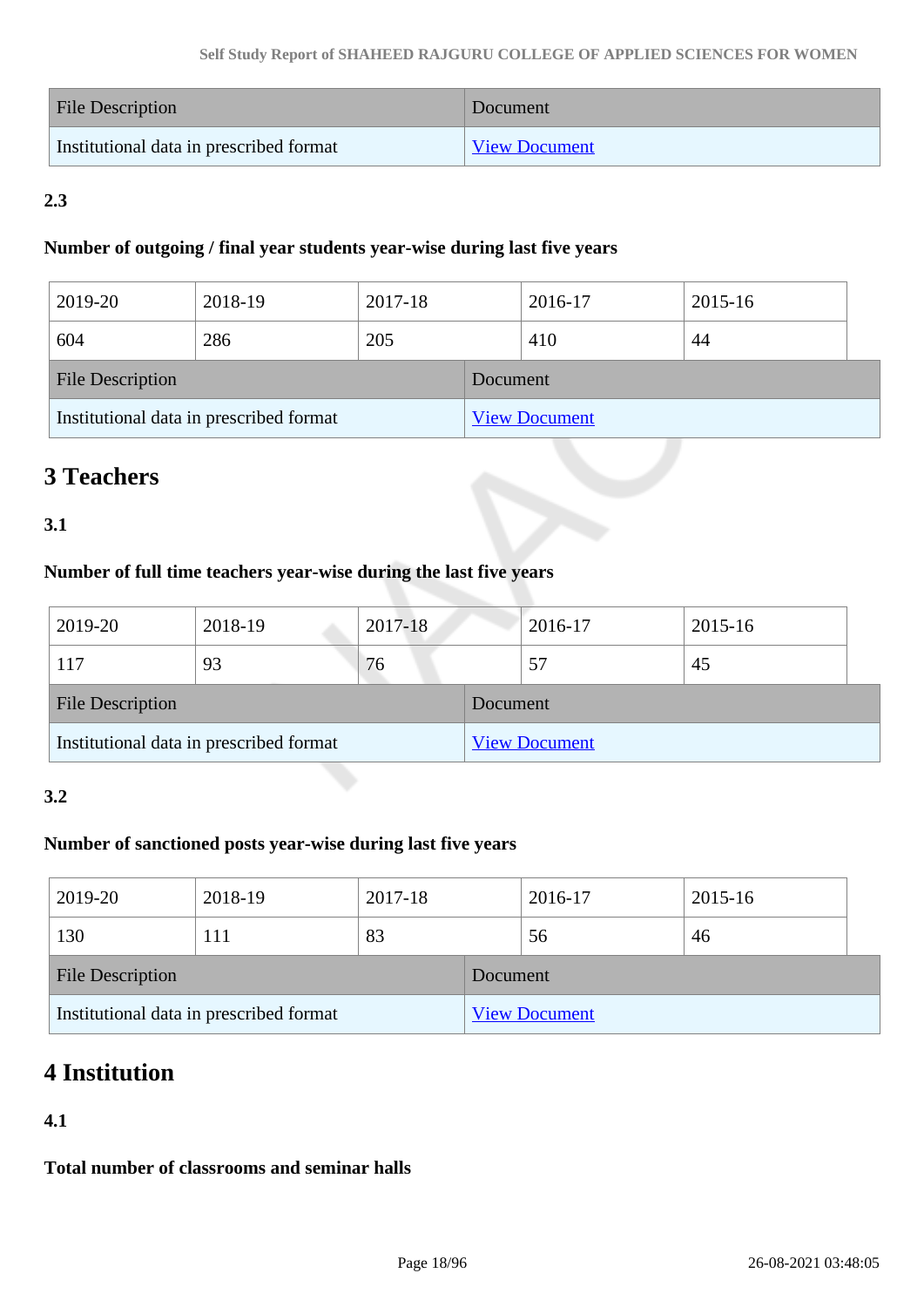| File Description | Document |
|---|---|
| Institutional data in prescribed format | View Document |

**2.3**

**Number of outgoing / final year students year-wise during last five years**

| 2019-20 | 2018-19 | 2017-18 | 2016-17 | 2015-16 |
|---|---|---|---|---|
| 604 | 286 | 205 | 410 | 44 |

| File Description | Document |
|---|---|
| Institutional data in prescribed format | View Document |

# 3 Teachers

**3.1**

**Number of full time teachers year-wise during the last five years**

| 2019-20 | 2018-19 | 2017-18 | 2016-17 | 2015-16 |
|---|---|---|---|---|
| 117 | 93 | 76 | 57 | 45 |

| File Description | Document |
|---|---|
| Institutional data in prescribed format | View Document |

**3.2**

**Number of sanctioned posts year-wise during last five years**

| 2019-20 | 2018-19 | 2017-18 | 2016-17 | 2015-16 |
|---|---|---|---|---|
| 130 | 111 | 83 | 56 | 46 |

| File Description | Document |
|---|---|
| Institutional data in prescribed format | View Document |

# 4 Institution

**4.1**

**Total number of classrooms and seminar halls**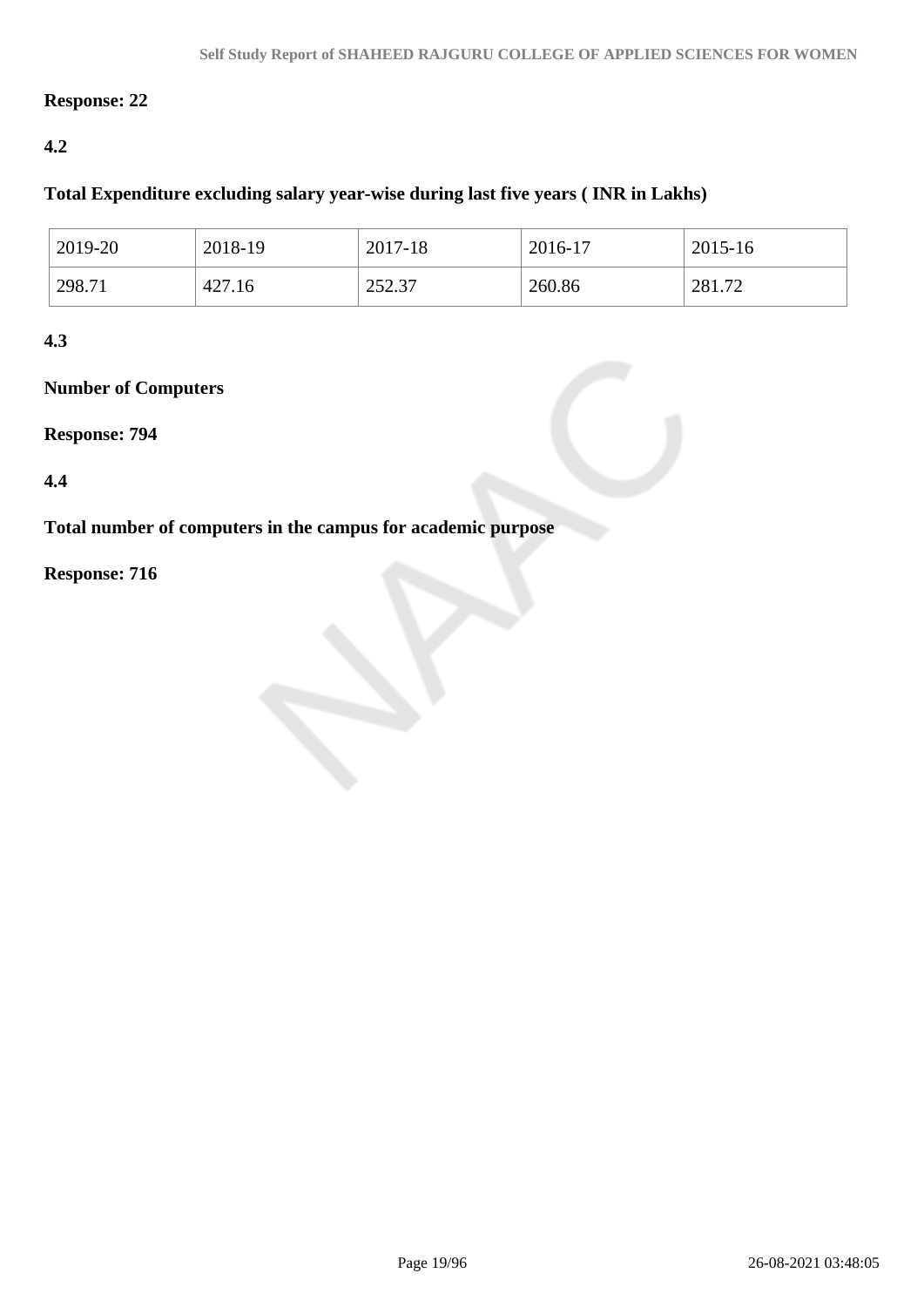**Response: 22**

**4.2**

**Total Expenditure excluding salary year-wise during last five years ( INR in Lakhs)**

| 2019-20 | 2018-19 | 2017-18 | 2016-17 | 2015-16 |
|---|---|---|---|---|
| 298.71 | 427.16 | 252.37 | 260.86 | 281.72 |

**4.3**

**Number of Computers**

**Response: 794**

**4.4**

**Total number of computers in the campus for academic purpose**

**Response: 716**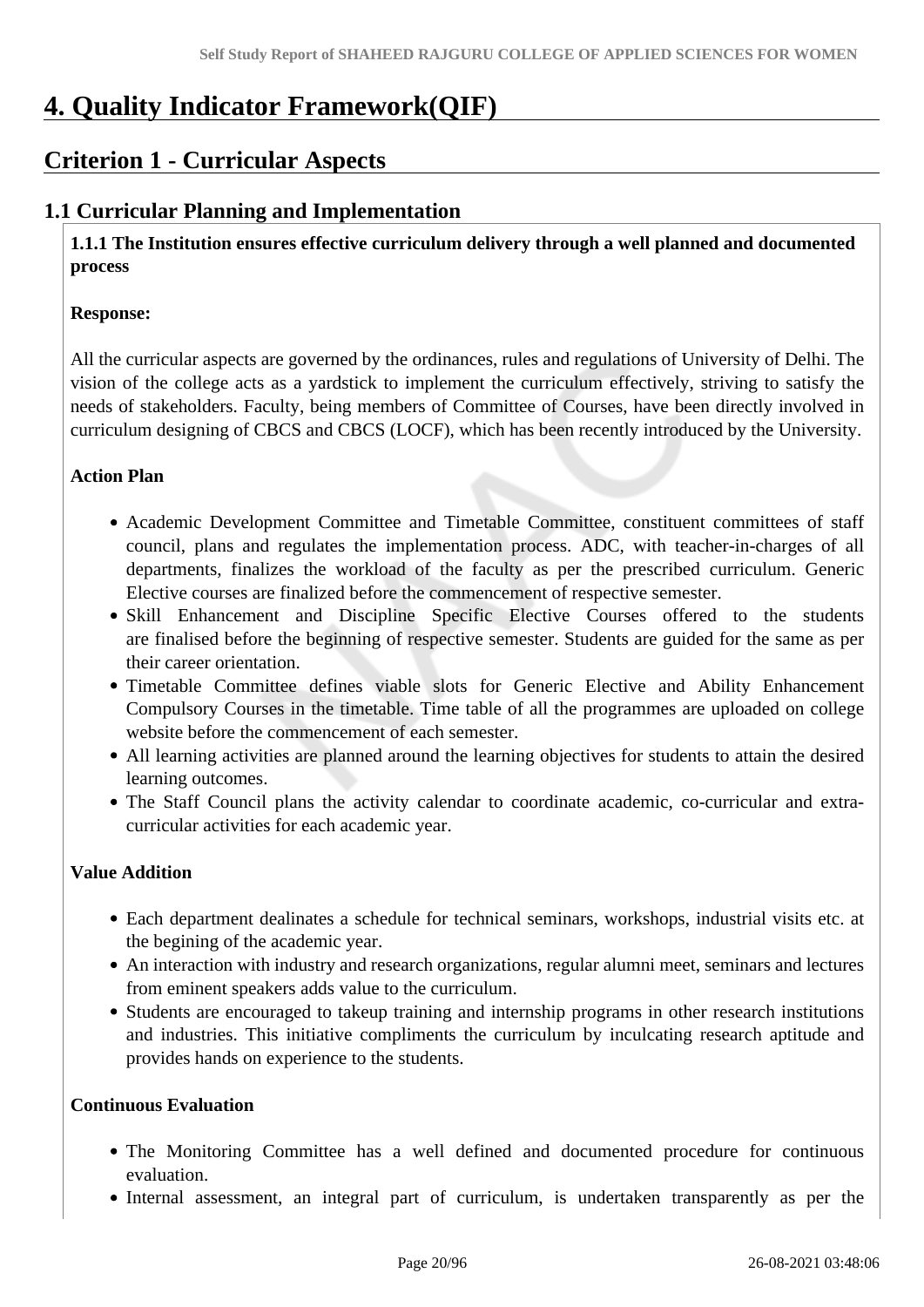# 4. Quality Indicator Framework(QIF)

## Criterion 1 - Curricular Aspects

### 1.1 Curricular Planning and Implementation

**1.1.1 The Institution ensures effective curriculum delivery through a well planned and documented process**

**Response:**

All the curricular aspects are governed by the ordinances, rules and regulations of University of Delhi. The vision of the college acts as a yardstick to implement the curriculum effectively, striving to satisfy the needs of stakeholders. Faculty, being members of Committee of Courses, have been directly involved in curriculum designing of CBCS and CBCS (LOCF), which has been recently introduced by the University.

**Action Plan**

- Academic Development Committee and Timetable Committee, constituent committees of staff council, plans and regulates the implementation process. ADC, with teacher-in-charges of all departments, finalizes the workload of the faculty as per the prescribed curriculum. Generic Elective courses are finalized before the commencement of respective semester.
- Skill Enhancement and Discipline Specific Elective Courses offered to the students are finalised before the beginning of respective semester. Students are guided for the same as per their career orientation.
- Timetable Committee defines viable slots for Generic Elective and Ability Enhancement Compulsory Courses in the timetable. Time table of all the programmes are uploaded on college website before the commencement of each semester.
- All learning activities are planned around the learning objectives for students to attain the desired learning outcomes.
- The Staff Council plans the activity calendar to coordinate academic, co-curricular and extra-curricular activities for each academic year.

**Value Addition**

- Each department dealinates a schedule for technical seminars, workshops, industrial visits etc. at the begining of the academic year.
- An interaction with industry and research organizations, regular alumni meet, seminars and lectures from eminent speakers adds value to the curriculum.
- Students are encouraged to takeup training and internship programs in other research institutions and industries. This initiative compliments the curriculum by inculcating research aptitude and provides hands on experience to the students.

**Continuous Evaluation**

- The Monitoring Committee has a well defined and documented procedure for continuous evaluation.
- Internal assessment, an integral part of curriculum, is undertaken transparently as per the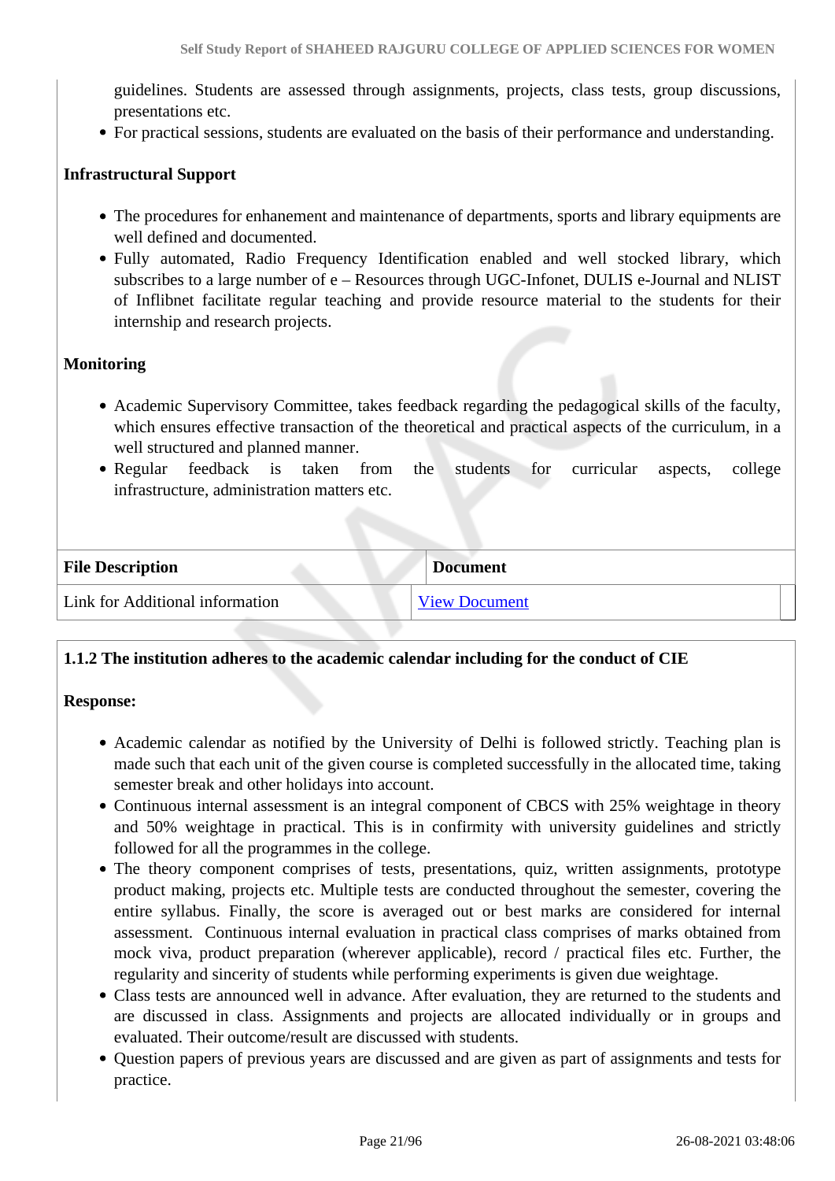guidelines. Students are assessed through assignments, projects, class tests, group discussions, presentations etc.
- For practical sessions, students are evaluated on the basis of their performance and understanding.

**Infrastructural Support**

- The procedures for enhanement and maintenance of departments, sports and library equipments are well defined and documented.
- Fully automated, Radio Frequency Identification enabled and well stocked library, which subscribes to a large number of e – Resources through UGC-Infonet, DULIS e-Journal and NLIST of Inflibnet facilitate regular teaching and provide resource material to the students for their internship and research projects.

**Monitoring**

- Academic Supervisory Committee, takes feedback regarding the pedagogical skills of the faculty, which ensures effective transaction of the theoretical and practical aspects of the curriculum, in a well structured and planned manner.
- Regular feedback is taken from the students for curricular aspects, college infrastructure, administration matters etc.

| File Description | Document |
|---|---|
| Link for Additional information | View Document |

**1.1.2 The institution adheres to the academic calendar including for the conduct of CIE**

**Response:**

- Academic calendar as notified by the University of Delhi is followed strictly. Teaching plan is made such that each unit of the given course is completed successfully in the allocated time, taking semester break and other holidays into account.
- Continuous internal assessment is an integral component of CBCS with 25% weightage in theory and 50% weightage in practical. This is in confirmity with university guidelines and strictly followed for all the programmes in the college.
- The theory component comprises of tests, presentations, quiz, written assignments, prototype product making, projects etc. Multiple tests are conducted throughout the semester, covering the entire syllabus. Finally, the score is averaged out or best marks are considered for internal assessment. Continuous internal evaluation in practical class comprises of marks obtained from mock viva, product preparation (wherever applicable), record / practical files etc. Further, the regularity and sincerity of students while performing experiments is given due weightage.
- Class tests are announced well in advance. After evaluation, they are returned to the students and are discussed in class. Assignments and projects are allocated individually or in groups and evaluated. Their outcome/result are discussed with students.
- Question papers of previous years are discussed and are given as part of assignments and tests for practice.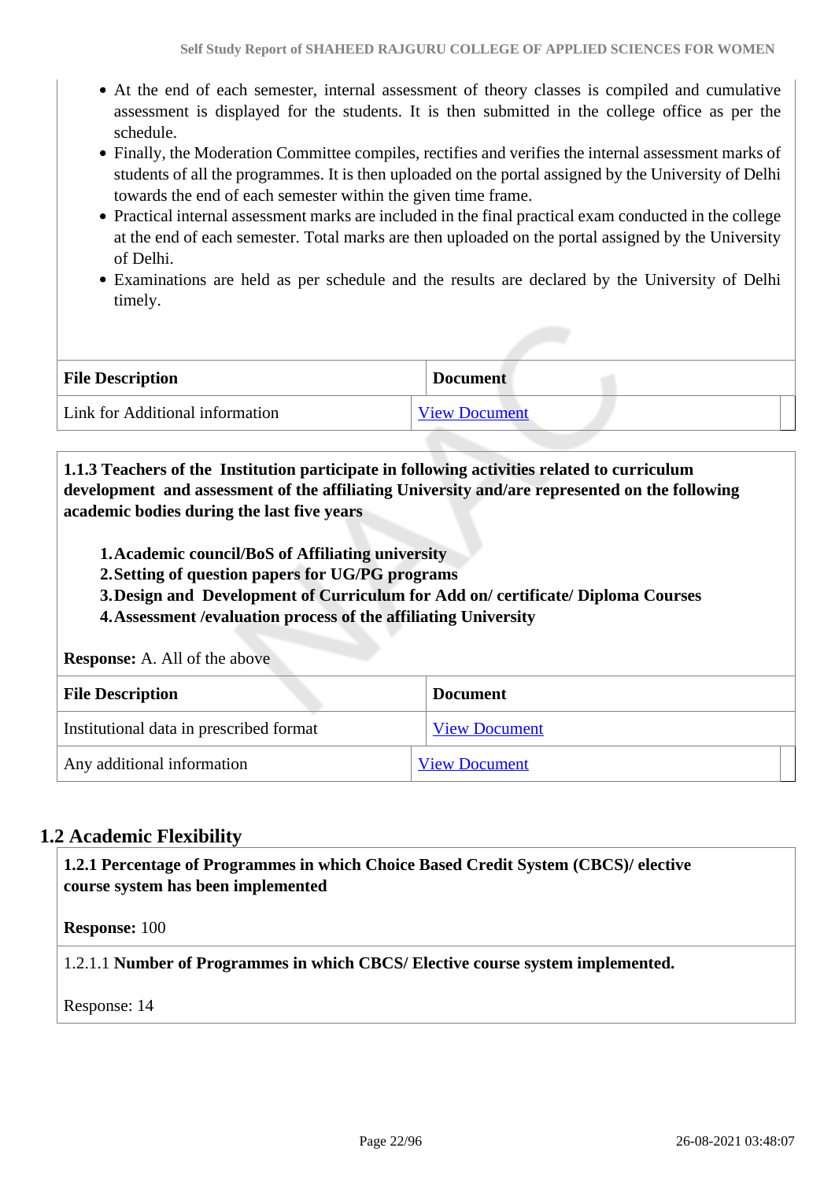- At the end of each semester, internal assessment of theory classes is compiled and cumulative assessment is displayed for the students. It is then submitted in the college office as per the schedule.
- Finally, the Moderation Committee compiles, rectifies and verifies the internal assessment marks of students of all the programmes. It is then uploaded on the portal assigned by the University of Delhi towards the end of each semester within the given time frame.
- Practical internal assessment marks are included in the final practical exam conducted in the college at the end of each semester. Total marks are then uploaded on the portal assigned by the University of Delhi.
- Examinations are held as per schedule and the results are declared by the University of Delhi timely.

| File Description | Document |
| --- | --- |
| Link for Additional information | View Document |

**1.1.3 Teachers of the Institution participate in following activities related to curriculum development and assessment of the affiliating University and/are represented on the following academic bodies during the last five years**

1. **Academic council/BoS of Affiliating university**
2. **Setting of question papers for UG/PG programs**
3. **Design and Development of Curriculum for Add on/ certificate/ Diploma Courses**
4. **Assessment /evaluation process of the affiliating University**

**Response:** A. All of the above

| File Description | Document |
| --- | --- |
| Institutional data in prescribed format | View Document |
| Any additional information | View Document |

## 1.2 Academic Flexibility

**1.2.1 Percentage of Programmes in which Choice Based Credit System (CBCS)/ elective course system has been implemented**

**Response:** 100

1.2.1.1 **Number of Programmes in which CBCS/ Elective course system implemented.**

Response: 14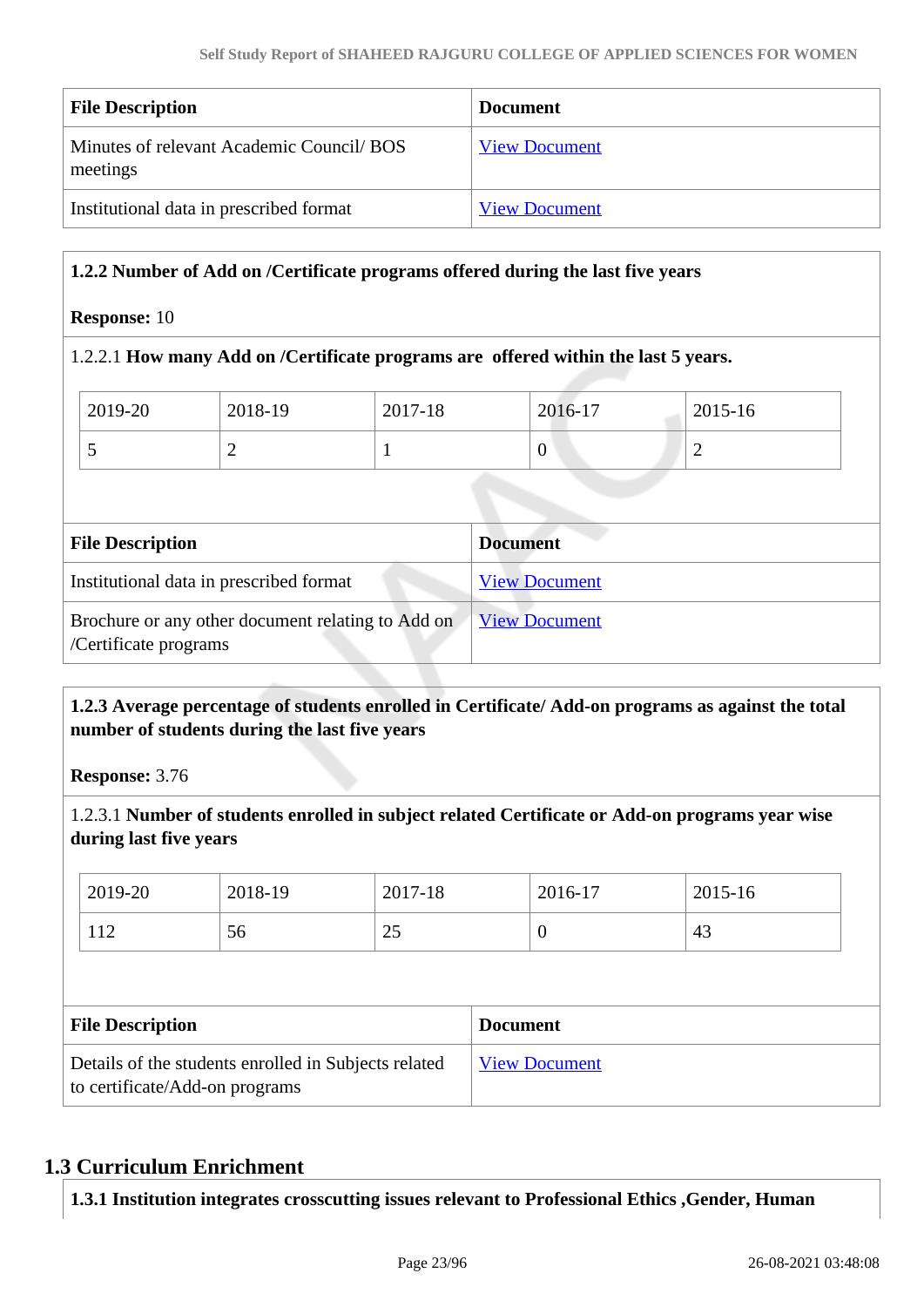| File Description | Document |
| --- | --- |
| Minutes of relevant Academic Council/ BOS meetings | View Document |
| Institutional data in prescribed format | View Document |

**1.2.2 Number of Add on /Certificate programs offered during the last five years**

**Response:** 10

1.2.2.1 **How many Add on /Certificate programs are offered within the last 5 years.**

| 2019-20 | 2018-19 | 2017-18 | 2016-17 | 2015-16 |
| --- | --- | --- | --- | --- |
| 5 | 2 | 1 | 0 | 2 |

| File Description | Document |
| --- | --- |
| Institutional data in prescribed format | View Document |
| Brochure or any other document relating to Add on /Certificate programs | View Document |

**1.2.3 Average percentage of students enrolled in Certificate/ Add-on programs as against the total number of students during the last five years**

**Response:** 3.76

1.2.3.1 **Number of students enrolled in subject related Certificate or Add-on programs year wise during last five years**

| 2019-20 | 2018-19 | 2017-18 | 2016-17 | 2015-16 |
| --- | --- | --- | --- | --- |
| 112 | 56 | 25 | 0 | 43 |

| File Description | Document |
| --- | --- |
| Details of the students enrolled in Subjects related to certificate/Add-on programs | View Document |

## 1.3 Curriculum Enrichment

**1.3.1 Institution integrates crosscutting issues relevant to Professional Ethics ,Gender, Human**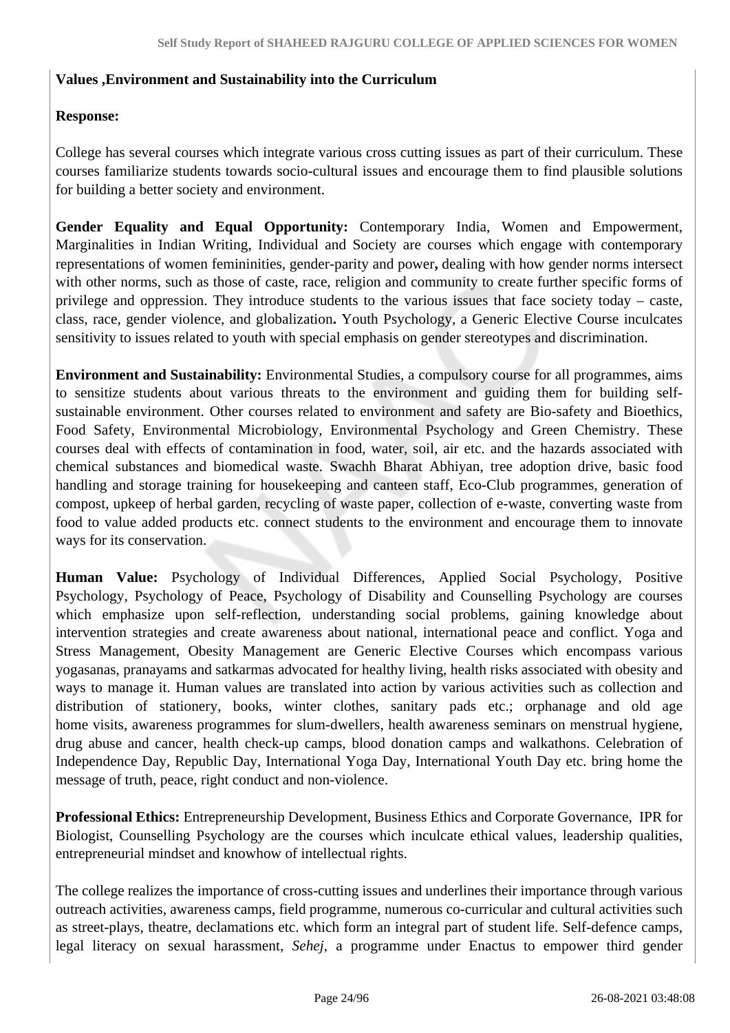**Values ,Environment and Sustainability into the Curriculum**

**Response:**

College has several courses which integrate various cross cutting issues as part of their curriculum. These courses familiarize students towards socio-cultural issues and encourage them to find plausible solutions for building a better society and environment.

**Gender Equality and Equal Opportunity:** Contemporary India, Women and Empowerment, Marginalities in Indian Writing, Individual and Society are courses which engage with contemporary representations of women femininities, gender-parity and power**,** dealing with how gender norms intersect with other norms, such as those of caste, race, religion and community to create further specific forms of privilege and oppression. They introduce students to the various issues that face society today – caste, class, race, gender violence, and globalization**.** Youth Psychology, a Generic Elective Course inculcates sensitivity to issues related to youth with special emphasis on gender stereotypes and discrimination.

**Environment and Sustainability:** Environmental Studies, a compulsory course for all programmes, aims to sensitize students about various threats to the environment and guiding them for building self-sustainable environment. Other courses related to environment and safety are Bio-safety and Bioethics, Food Safety, Environmental Microbiology, Environmental Psychology and Green Chemistry. These courses deal with effects of contamination in food, water, soil, air etc. and the hazards associated with chemical substances and biomedical waste. Swachh Bharat Abhiyan, tree adoption drive, basic food handling and storage training for housekeeping and canteen staff, Eco-Club programmes, generation of compost, upkeep of herbal garden, recycling of waste paper, collection of e-waste, converting waste from food to value added products etc. connect students to the environment and encourage them to innovate ways for its conservation.

**Human Value:** Psychology of Individual Differences, Applied Social Psychology, Positive Psychology, Psychology of Peace, Psychology of Disability and Counselling Psychology are courses which emphasize upon self-reflection, understanding social problems, gaining knowledge about intervention strategies and create awareness about national, international peace and conflict. Yoga and Stress Management, Obesity Management are Generic Elective Courses which encompass various yogasanas, pranayams and satkarmas advocated for healthy living, health risks associated with obesity and ways to manage it. Human values are translated into action by various activities such as collection and distribution of stationery, books, winter clothes, sanitary pads etc.; orphanage and old age home visits, awareness programmes for slum-dwellers, health awareness seminars on menstrual hygiene, drug abuse and cancer, health check-up camps, blood donation camps and walkathons. Celebration of Independence Day, Republic Day, International Yoga Day, International Youth Day etc. bring home the message of truth, peace, right conduct and non-violence.

**Professional Ethics:** Entrepreneurship Development, Business Ethics and Corporate Governance, IPR for Biologist, Counselling Psychology are the courses which inculcate ethical values, leadership qualities, entrepreneurial mindset and knowhow of intellectual rights.

The college realizes the importance of cross-cutting issues and underlines their importance through various outreach activities, awareness camps, field programme, numerous co-curricular and cultural activities such as street-plays, theatre, declamations etc. which form an integral part of student life. Self-defence camps, legal literacy on sexual harassment, *Sehej*, a programme under Enactus to empower third gender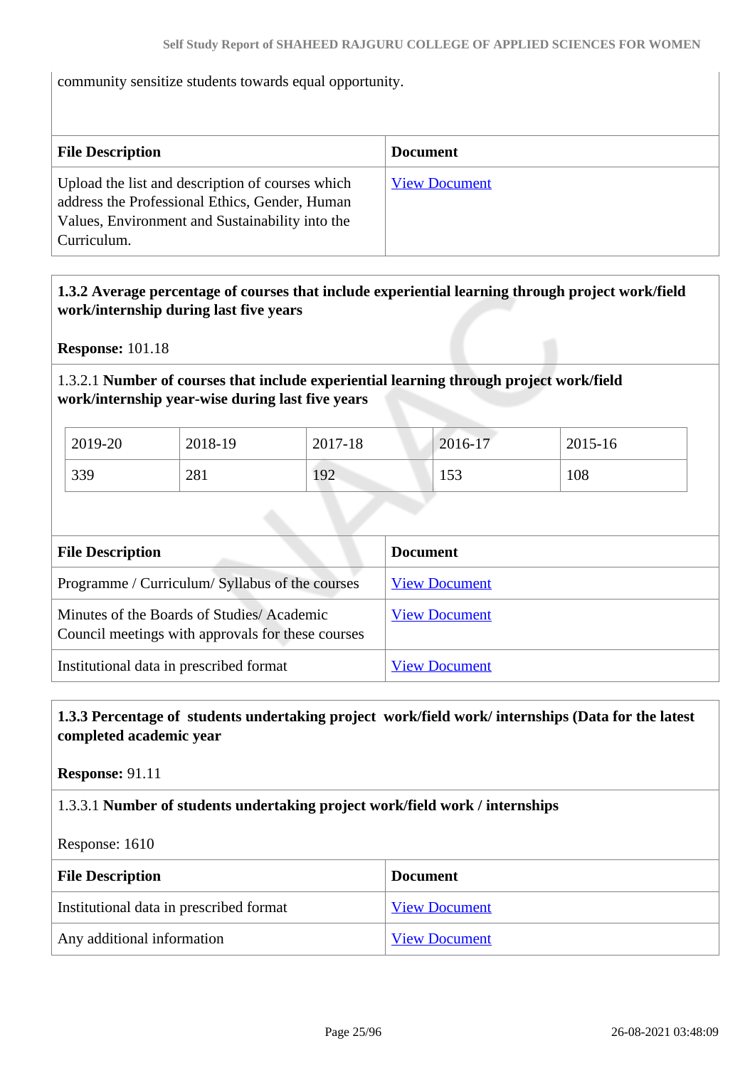community sensitize students towards equal opportunity.

| File Description | Document |
| --- | --- |
| Upload the list and description of courses which address the Professional Ethics, Gender, Human Values, Environment and Sustainability into the Curriculum. | View Document |

**1.3.2 Average percentage of courses that include experiential learning through project work/field work/internship during last five years**

**Response:** 101.18

1.3.2.1 **Number of courses that include experiential learning through project work/field work/internship year-wise during last five years**

| 2019-20 | 2018-19 | 2017-18 | 2016-17 | 2015-16 |
| --- | --- | --- | --- | --- |
| 339 | 281 | 192 | 153 | 108 |

| File Description | Document |
| --- | --- |
| Programme / Curriculum/ Syllabus of the courses | View Document |
| Minutes of the Boards of Studies/ Academic Council meetings with approvals for these courses | View Document |
| Institutional data in prescribed format | View Document |

**1.3.3 Percentage of students undertaking project work/field work/ internships (Data for the latest completed academic year**

**Response:** 91.11

1.3.3.1 **Number of students undertaking project work/field work / internships**

Response: 1610

| File Description | Document |
| --- | --- |
| Institutional data in prescribed format | View Document |
| Any additional information | View Document |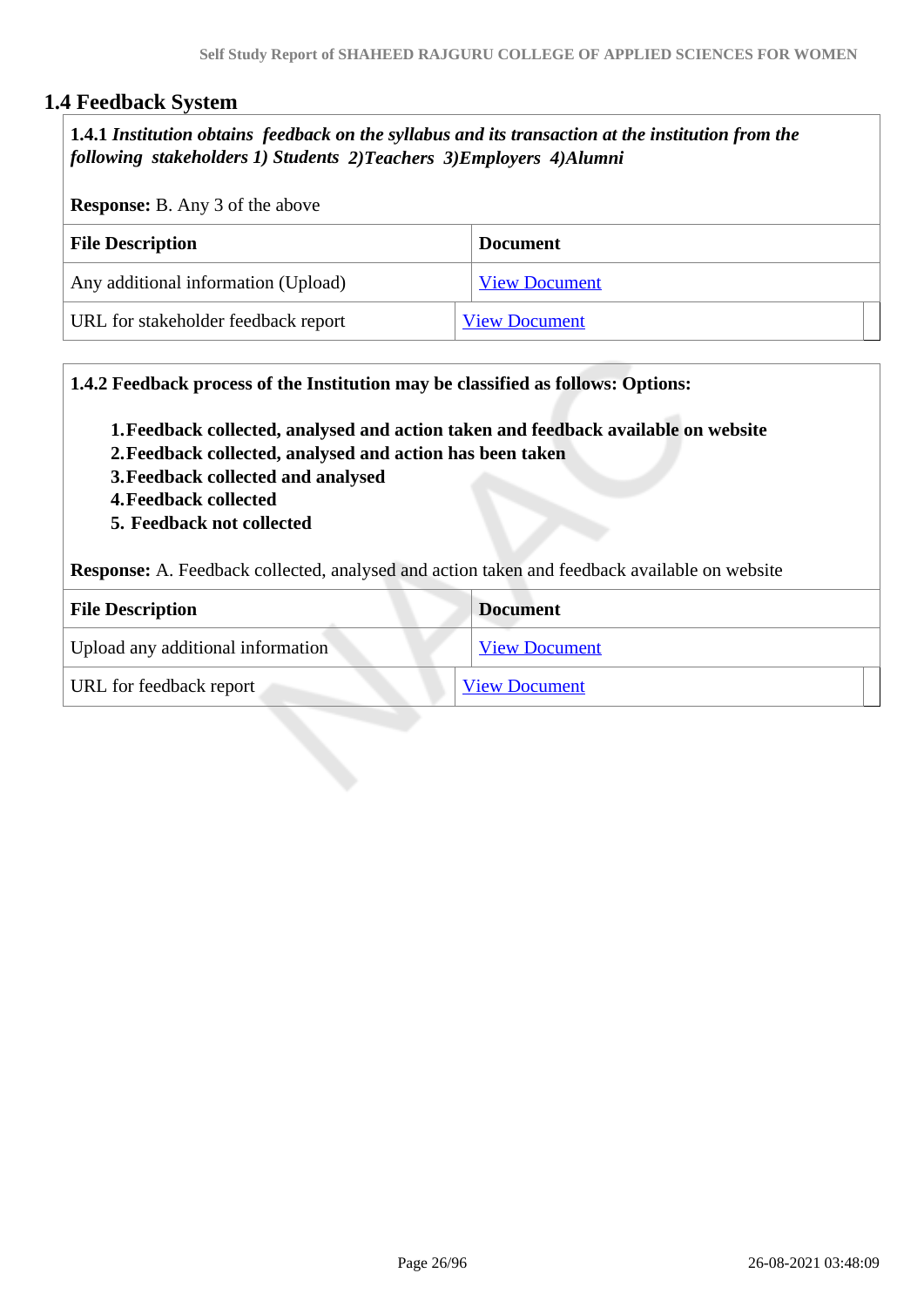## 1.4 Feedback System

**1.4.1** ***Institution obtains feedback on the syllabus and its transaction at the institution from the following stakeholders 1) Students 2)Teachers 3)Employers 4)Alumni***

**Response:** B. Any 3 of the above

| File Description | Document |
|---|---|
| Any additional information (Upload) | View Document |
| URL for stakeholder feedback report | View Document |

**1.4.2 Feedback process of the Institution may be classified as follows: Options:**

1. **Feedback collected, analysed and action taken and feedback available on website**
2. **Feedback collected, analysed and action has been taken**
3. **Feedback collected and analysed**
4. **Feedback collected**
5. **Feedback not collected**

**Response:** A. Feedback collected, analysed and action taken and feedback available on website

| File Description | Document |
|---|---|
| Upload any additional information | View Document |
| URL for feedback report | View Document |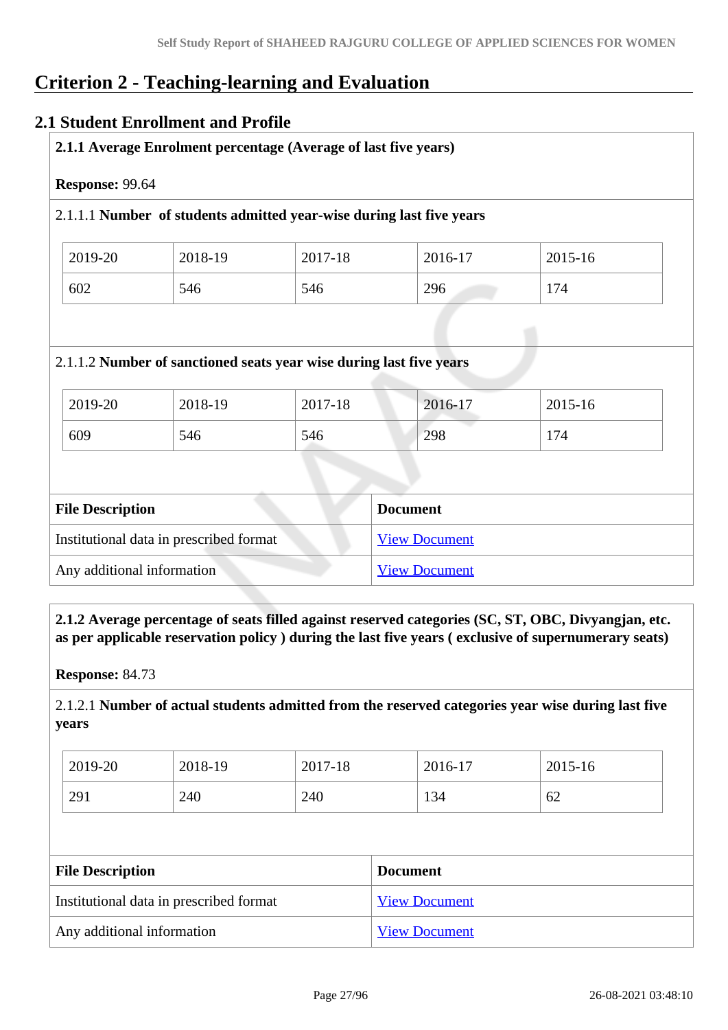# Criterion 2 - Teaching-learning and Evaluation

## 2.1 Student Enrollment and Profile

**2.1.1 Average Enrolment percentage (Average of last five years)**

**Response:** 99.64

2.1.1.1 **Number of students admitted year-wise during last five years**

| 2019-20 | 2018-19 | 2017-18 | 2016-17 | 2015-16 |
|---|---|---|---|---|
| 602 | 546 | 546 | 296 | 174 |

2.1.1.2 **Number of sanctioned seats year wise during last five years**

| 2019-20 | 2018-19 | 2017-18 | 2016-17 | 2015-16 |
|---|---|---|---|---|
| 609 | 546 | 546 | 298 | 174 |

| File Description | Document |
|---|---|
| Institutional data in prescribed format | View Document |
| Any additional information | View Document |

**2.1.2 Average percentage of seats filled against reserved categories (SC, ST, OBC, Divyangjan, etc. as per applicable reservation policy ) during the last five years ( exclusive of supernumerary seats)**

**Response:** 84.73

2.1.2.1 **Number of actual students admitted from the reserved categories year wise during last five years**

| 2019-20 | 2018-19 | 2017-18 | 2016-17 | 2015-16 |
|---|---|---|---|---|
| 291 | 240 | 240 | 134 | 62 |

| File Description | Document |
|---|---|
| Institutional data in prescribed format | View Document |
| Any additional information | View Document |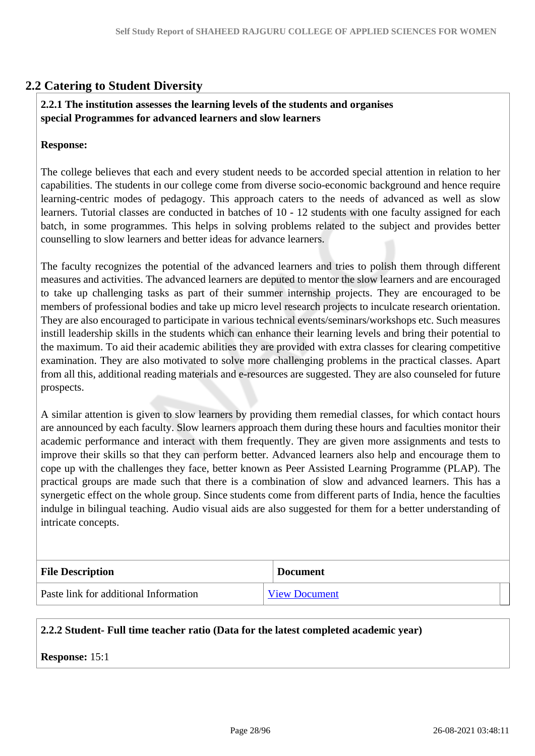## 2.2 Catering to Student Diversity

**2.2.1 The institution assesses the learning levels of the students and organises special Programmes for advanced learners and slow learners**

**Response:**

The college believes that each and every student needs to be accorded special attention in relation to her capabilities. The students in our college come from diverse socio-economic background and hence require learning-centric modes of pedagogy. This approach caters to the needs of advanced as well as slow learners. Tutorial classes are conducted in batches of 10 - 12 students with one faculty assigned for each batch, in some programmes. This helps in solving problems related to the subject and provides better counselling to slow learners and better ideas for advance learners.

The faculty recognizes the potential of the advanced learners and tries to polish them through different measures and activities. The advanced learners are deputed to mentor the slow learners and are encouraged to take up challenging tasks as part of their summer internship projects. They are encouraged to be members of professional bodies and take up micro level research projects to inculcate research orientation. They are also encouraged to participate in various technical events/seminars/workshops etc. Such measures instill leadership skills in the students which can enhance their learning levels and bring their potential to the maximum. To aid their academic abilities they are provided with extra classes for clearing competitive examination. They are also motivated to solve more challenging problems in the practical classes. Apart from all this, additional reading materials and e-resources are suggested. They are also counseled for future prospects.

A similar attention is given to slow learners by providing them remedial classes, for which contact hours are announced by each faculty. Slow learners approach them during these hours and faculties monitor their academic performance and interact with them frequently. They are given more assignments and tests to improve their skills so that they can perform better. Advanced learners also help and encourage them to cope up with the challenges they face, better known as Peer Assisted Learning Programme (PLAP). The practical groups are made such that there is a combination of slow and advanced learners. This has a synergetic effect on the whole group. Since students come from different parts of India, hence the faculties indulge in bilingual teaching. Audio visual aids are also suggested for them for a better understanding of intricate concepts.

| File Description | Document |
|---|---|
| Paste link for additional Information | View Document |

**2.2.2 Student- Full time teacher ratio (Data for the latest completed academic year)**

**Response:** 15:1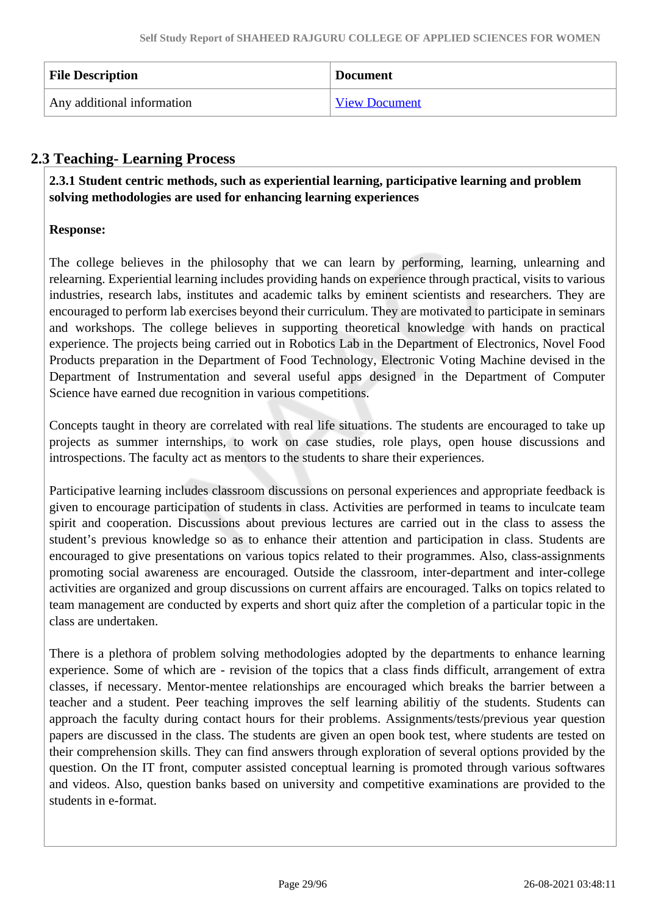| File Description | Document |
|---|---|
| Any additional information | View Document |

## 2.3 Teaching- Learning Process

**2.3.1 Student centric methods, such as experiential learning, participative learning and problem solving methodologies are used for enhancing learning experiences**

**Response:**

The college believes in the philosophy that we can learn by performing, learning, unlearning and relearning. Experiential learning includes providing hands on experience through practical, visits to various industries, research labs, institutes and academic talks by eminent scientists and researchers. They are encouraged to perform lab exercises beyond their curriculum. They are motivated to participate in seminars and workshops. The college believes in supporting theoretical knowledge with hands on practical experience. The projects being carried out in Robotics Lab in the Department of Electronics, Novel Food Products preparation in the Department of Food Technology, Electronic Voting Machine devised in the Department of Instrumentation and several useful apps designed in the Department of Computer Science have earned due recognition in various competitions.

Concepts taught in theory are correlated with real life situations. The students are encouraged to take up projects as summer internships, to work on case studies, role plays, open house discussions and introspections. The faculty act as mentors to the students to share their experiences.

Participative learning includes classroom discussions on personal experiences and appropriate feedback is given to encourage participation of students in class. Activities are performed in teams to inculcate team spirit and cooperation. Discussions about previous lectures are carried out in the class to assess the student's previous knowledge so as to enhance their attention and participation in class. Students are encouraged to give presentations on various topics related to their programmes. Also, class-assignments promoting social awareness are encouraged. Outside the classroom, inter-department and inter-college activities are organized and group discussions on current affairs are encouraged. Talks on topics related to team management are conducted by experts and short quiz after the completion of a particular topic in the class are undertaken.

There is a plethora of problem solving methodologies adopted by the departments to enhance learning experience. Some of which are - revision of the topics that a class finds difficult, arrangement of extra classes, if necessary. Mentor-mentee relationships are encouraged which breaks the barrier between a teacher and a student. Peer teaching improves the self learning abilitiy of the students. Students can approach the faculty during contact hours for their problems. Assignments/tests/previous year question papers are discussed in the class. The students are given an open book test, where students are tested on their comprehension skills. They can find answers through exploration of several options provided by the question. On the IT front, computer assisted conceptual learning is promoted through various softwares and videos. Also, question banks based on university and competitive examinations are provided to the students in e-format.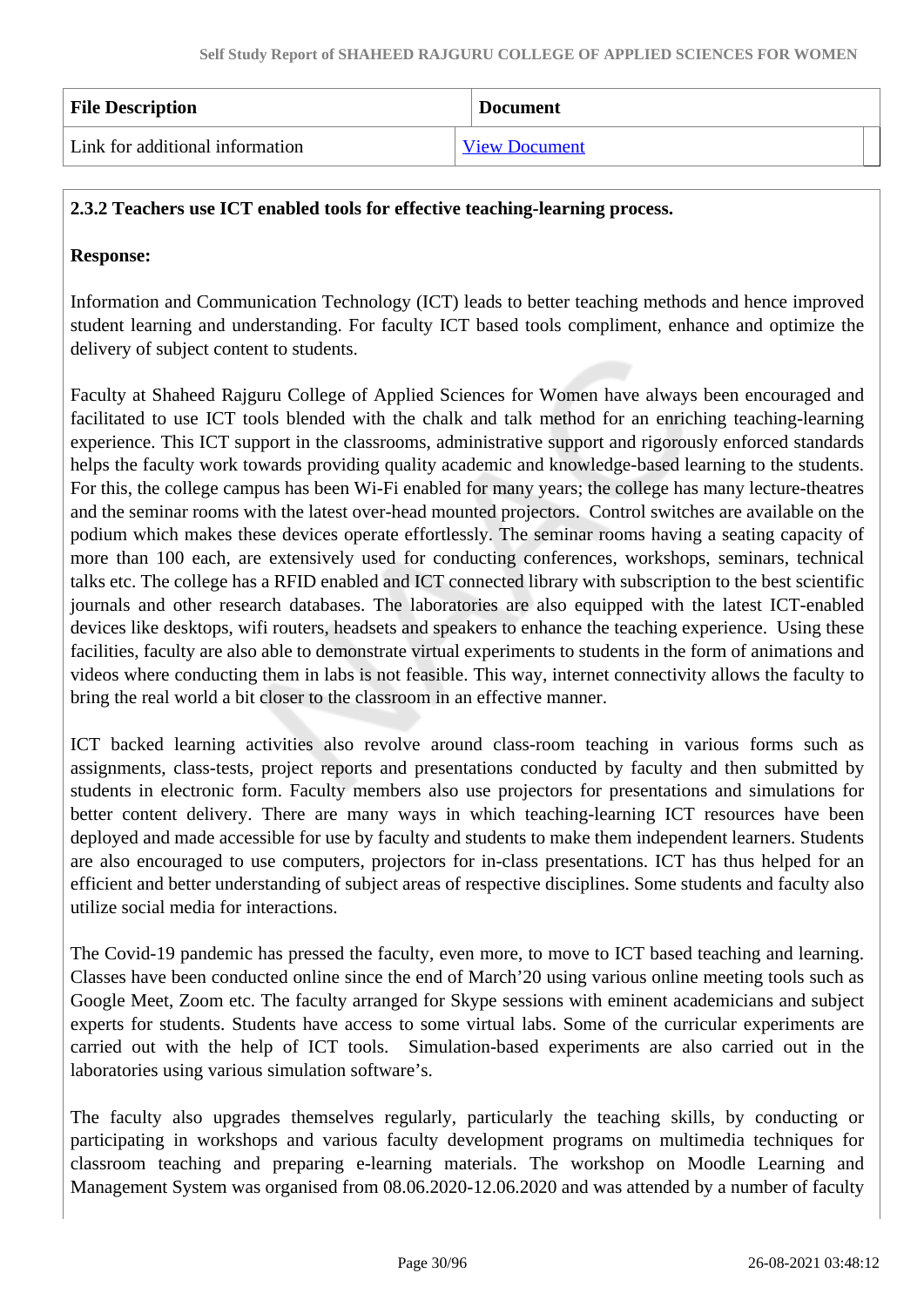| File Description | Document |
| --- | --- |
| Link for additional information | View Document |

**2.3.2 Teachers use ICT enabled tools for effective teaching-learning process.**

**Response:**

Information and Communication Technology (ICT) leads to better teaching methods and hence improved student learning and understanding. For faculty ICT based tools compliment, enhance and optimize the delivery of subject content to students.

Faculty at Shaheed Rajguru College of Applied Sciences for Women have always been encouraged and facilitated to use ICT tools blended with the chalk and talk method for an enriching teaching-learning experience. This ICT support in the classrooms, administrative support and rigorously enforced standards helps the faculty work towards providing quality academic and knowledge-based learning to the students. For this, the college campus has been Wi-Fi enabled for many years; the college has many lecture-theatres and the seminar rooms with the latest over-head mounted projectors. Control switches are available on the podium which makes these devices operate effortlessly. The seminar rooms having a seating capacity of more than 100 each, are extensively used for conducting conferences, workshops, seminars, technical talks etc. The college has a RFID enabled and ICT connected library with subscription to the best scientific journals and other research databases. The laboratories are also equipped with the latest ICT-enabled devices like desktops, wifi routers, headsets and speakers to enhance the teaching experience. Using these facilities, faculty are also able to demonstrate virtual experiments to students in the form of animations and videos where conducting them in labs is not feasible. This way, internet connectivity allows the faculty to bring the real world a bit closer to the classroom in an effective manner.

ICT backed learning activities also revolve around class-room teaching in various forms such as assignments, class-tests, project reports and presentations conducted by faculty and then submitted by students in electronic form. Faculty members also use projectors for presentations and simulations for better content delivery. There are many ways in which teaching-learning ICT resources have been deployed and made accessible for use by faculty and students to make them independent learners. Students are also encouraged to use computers, projectors for in-class presentations. ICT has thus helped for an efficient and better understanding of subject areas of respective disciplines. Some students and faculty also utilize social media for interactions.

The Covid-19 pandemic has pressed the faculty, even more, to move to ICT based teaching and learning. Classes have been conducted online since the end of March'20 using various online meeting tools such as Google Meet, Zoom etc. The faculty arranged for Skype sessions with eminent academicians and subject experts for students. Students have access to some virtual labs. Some of the curricular experiments are carried out with the help of ICT tools. Simulation-based experiments are also carried out in the laboratories using various simulation software's.

The faculty also upgrades themselves regularly, particularly the teaching skills, by conducting or participating in workshops and various faculty development programs on multimedia techniques for classroom teaching and preparing e-learning materials. The workshop on Moodle Learning and Management System was organised from 08.06.2020-12.06.2020 and was attended by a number of faculty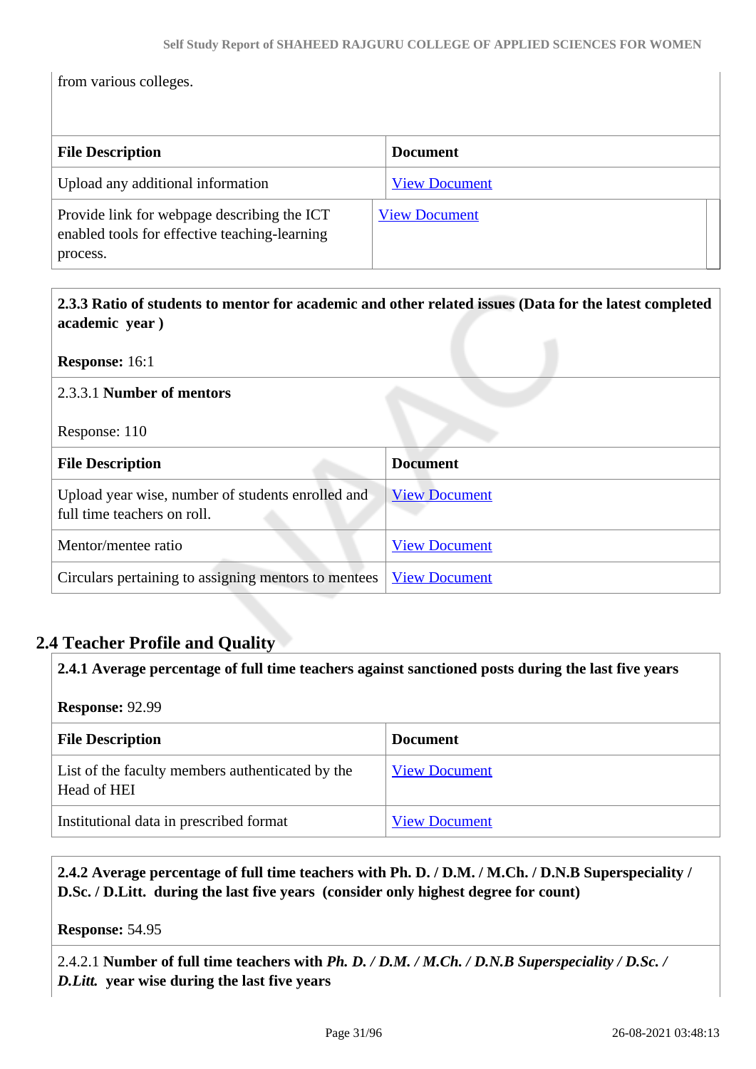from various colleges.

| File Description | Document |
| --- | --- |
| Upload any additional information | View Document |
| Provide link for webpage describing the ICT enabled tools for effective teaching-learning process. | View Document |

**2.3.3 Ratio of students to mentor for academic and other related issues (Data for the latest completed academic year )**

**Response:** 16:1

2.3.3.1 **Number of mentors**

Response: 110

| File Description | Document |
| --- | --- |
| Upload year wise, number of students enrolled and full time teachers on roll. | View Document |
| Mentor/mentee ratio | View Document |
| Circulars pertaining to assigning mentors to mentees | View Document |

## 2.4 Teacher Profile and Quality

**2.4.1 Average percentage of full time teachers against sanctioned posts during the last five years**

**Response:** 92.99

| File Description | Document |
| --- | --- |
| List of the faculty members authenticated by the Head of HEI | View Document |
| Institutional data in prescribed format | View Document |

**2.4.2 Average percentage of full time teachers with Ph. D. / D.M. / M.Ch. / D.N.B Superspeciality / D.Sc. / D.Litt. during the last five years (consider only highest degree for count)**

**Response:** 54.95

2.4.2.1 **Number of full time teachers with *Ph. D. / D.M. / M.Ch. / D.N.B Superspeciality / D.Sc. / D.Litt.* year wise during the last five years**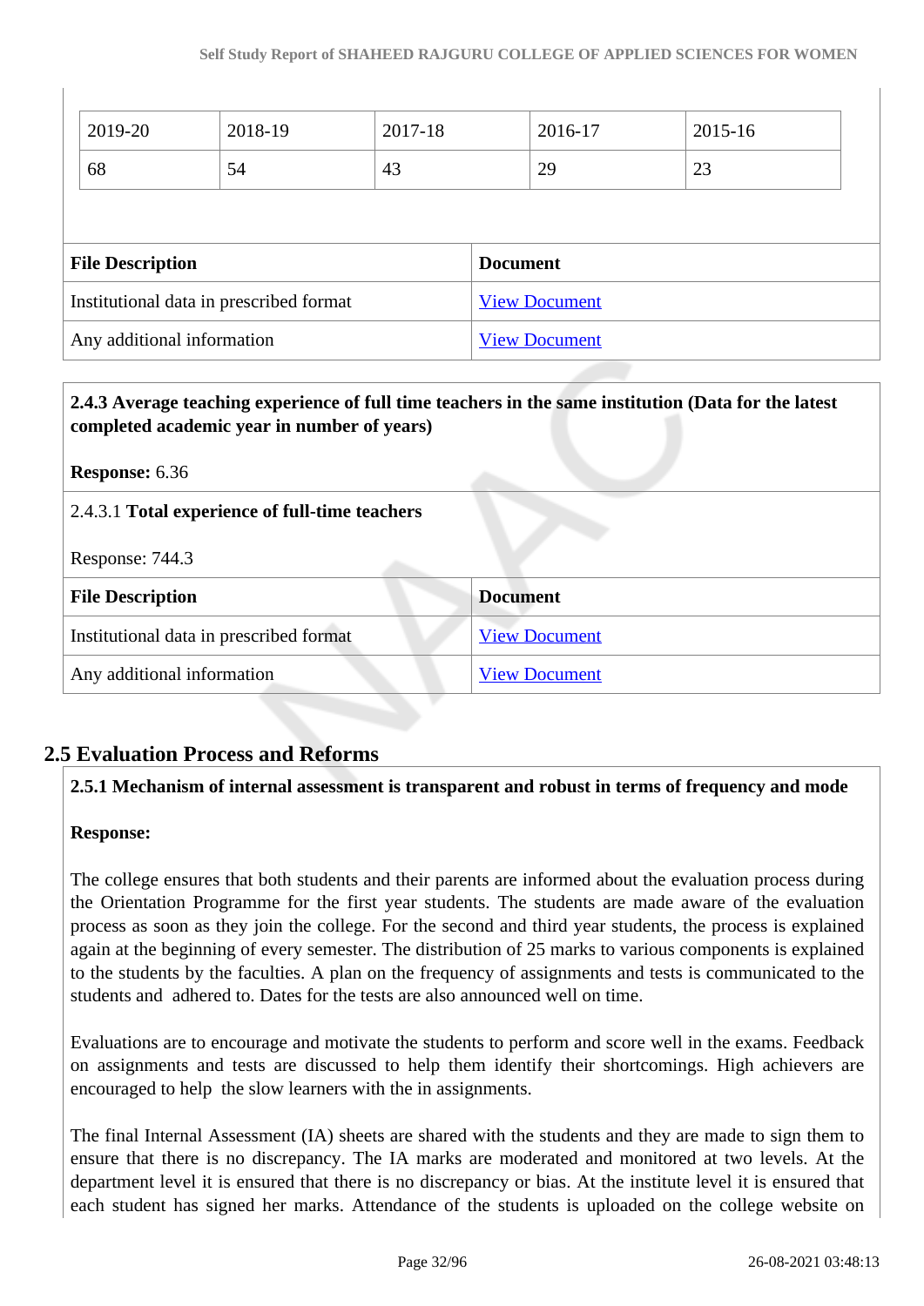| 2019-20 | 2018-19 | 2017-18 | 2016-17 | 2015-16 |
|---|---|---|---|---|
| 68 | 54 | 43 | 29 | 23 |

| File Description | Document |
|---|---|
| Institutional data in prescribed format | View Document |
| Any additional information | View Document |

**2.4.3 Average teaching experience of full time teachers in the same institution (Data for the latest completed academic year in number of years)**

**Response:** 6.36

2.4.3.1 **Total experience of full-time teachers**

Response: 744.3

| File Description | Document |
|---|---|
| Institutional data in prescribed format | View Document |
| Any additional information | View Document |

## 2.5 Evaluation Process and Reforms

**2.5.1 Mechanism of internal assessment is transparent and robust in terms of frequency and mode**

**Response:**

The college ensures that both students and their parents are informed about the evaluation process during the Orientation Programme for the first year students. The students are made aware of the evaluation process as soon as they join the college. For the second and third year students, the process is explained again at the beginning of every semester. The distribution of 25 marks to various components is explained to the students by the faculties. A plan on the frequency of assignments and tests is communicated to the students and adhered to. Dates for the tests are also announced well on time.

Evaluations are to encourage and motivate the students to perform and score well in the exams. Feedback on assignments and tests are discussed to help them identify their shortcomings. High achievers are encouraged to help the slow learners with the in assignments.

The final Internal Assessment (IA) sheets are shared with the students and they are made to sign them to ensure that there is no discrepancy. The IA marks are moderated and monitored at two levels. At the department level it is ensured that there is no discrepancy or bias. At the institute level it is ensured that each student has signed her marks. Attendance of the students is uploaded on the college website on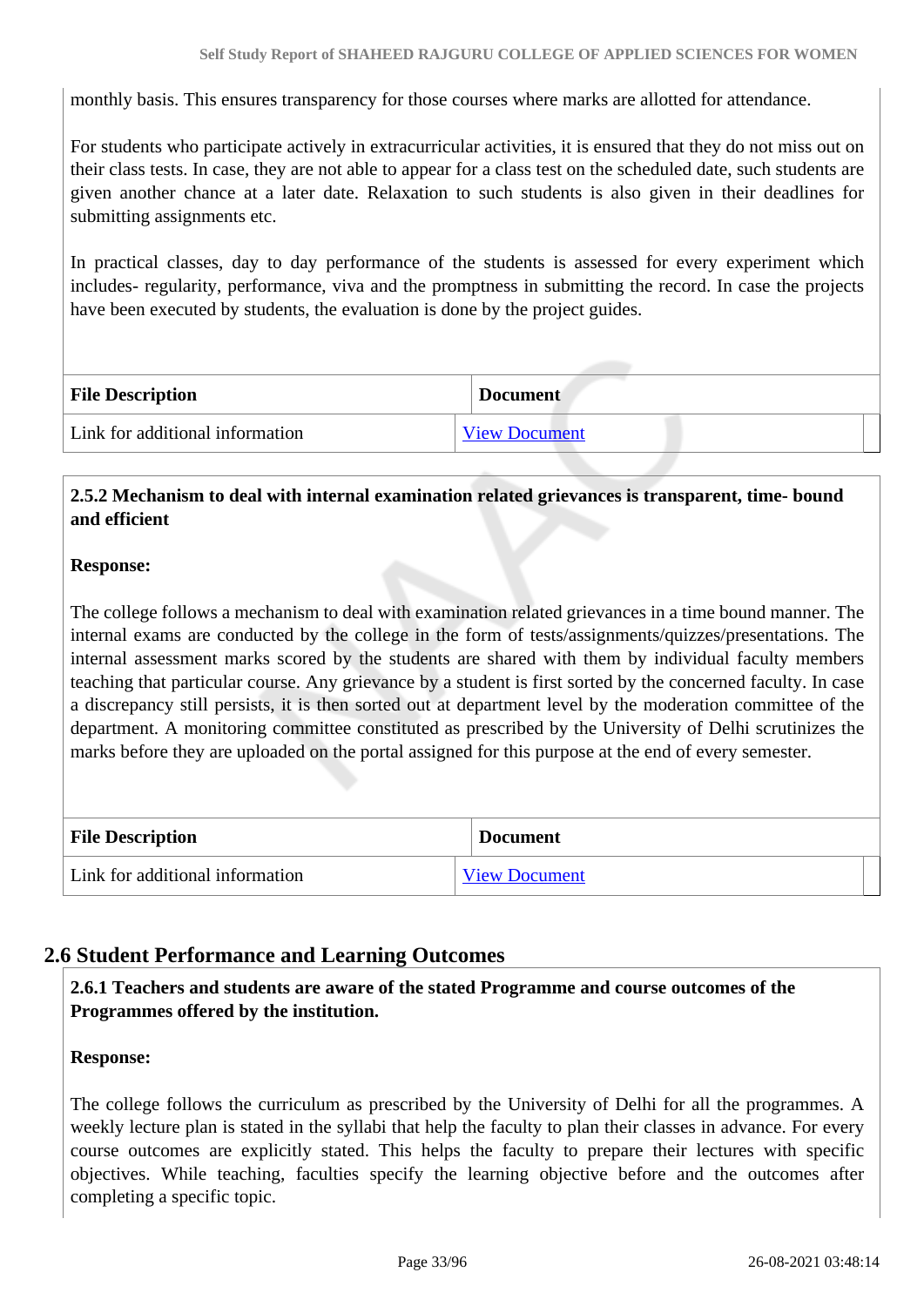monthly basis. This ensures transparency for those courses where marks are allotted for attendance.

For students who participate actively in extracurricular activities, it is ensured that they do not miss out on their class tests. In case, they are not able to appear for a class test on the scheduled date, such students are given another chance at a later date. Relaxation to such students is also given in their deadlines for submitting assignments etc.

In practical classes, day to day performance of the students is assessed for every experiment which includes- regularity, performance, viva and the promptness in submitting the record. In case the projects have been executed by students, the evaluation is done by the project guides.

| File Description | Document |
|---|---|
| Link for additional information | View Document |

**2.5.2 Mechanism to deal with internal examination related grievances is transparent, time- bound and efficient**

**Response:**

The college follows a mechanism to deal with examination related grievances in a time bound manner. The internal exams are conducted by the college in the form of tests/assignments/quizzes/presentations. The internal assessment marks scored by the students are shared with them by individual faculty members teaching that particular course. Any grievance by a student is first sorted by the concerned faculty. In case a discrepancy still persists, it is then sorted out at department level by the moderation committee of the department. A monitoring committee constituted as prescribed by the University of Delhi scrutinizes the marks before they are uploaded on the portal assigned for this purpose at the end of every semester.

| File Description | Document |
|---|---|
| Link for additional information | View Document |

## 2.6 Student Performance and Learning Outcomes

**2.6.1 Teachers and students are aware of the stated Programme and course outcomes of the Programmes offered by the institution.**

**Response:**

The college follows the curriculum as prescribed by the University of Delhi for all the programmes. A weekly lecture plan is stated in the syllabi that help the faculty to plan their classes in advance. For every course outcomes are explicitly stated. This helps the faculty to prepare their lectures with specific objectives. While teaching, faculties specify the learning objective before and the outcomes after completing a specific topic.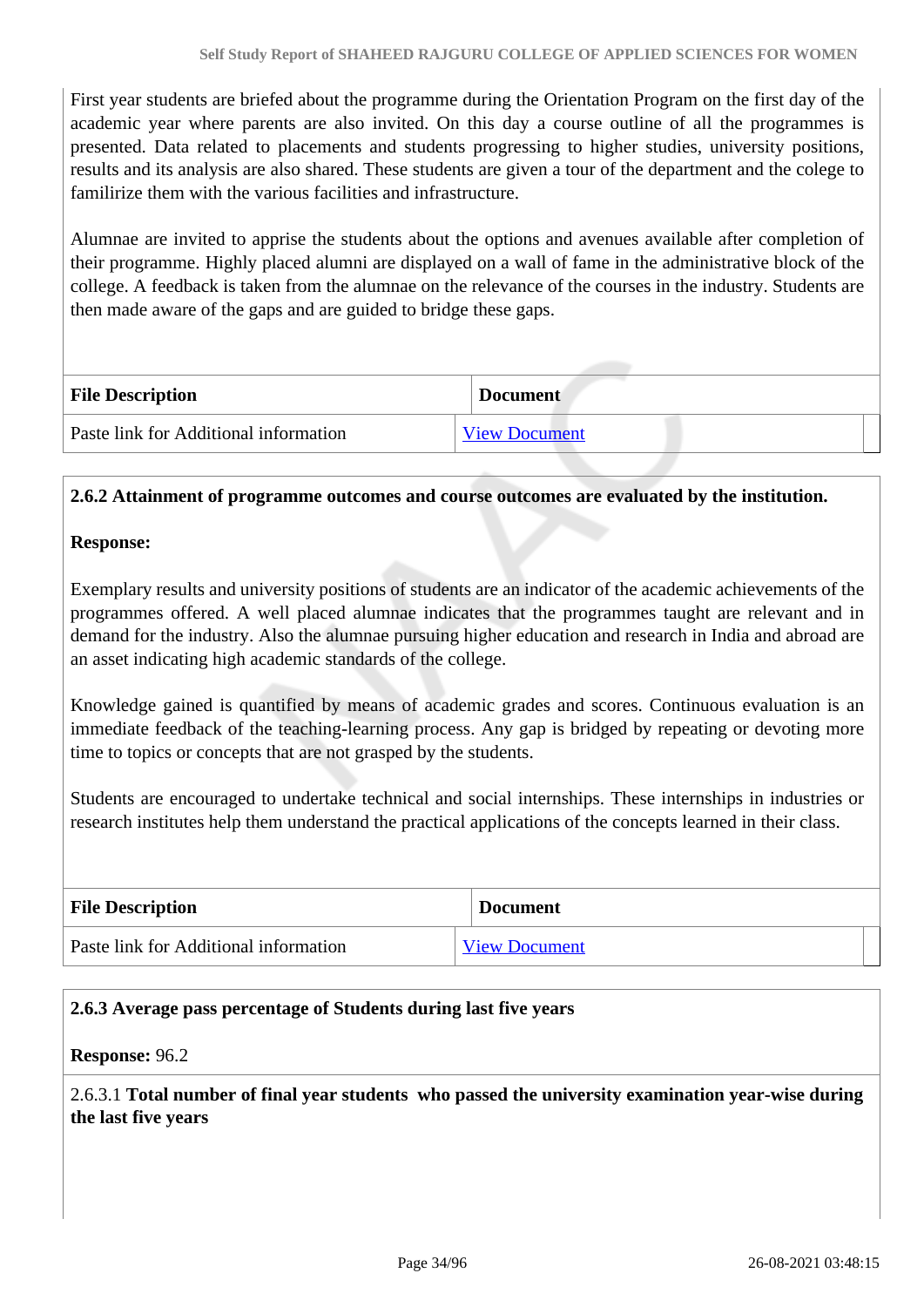First year students are briefed about the programme during the Orientation Program on the first day of the academic year where parents are also invited. On this day a course outline of all the programmes is presented. Data related to placements and students progressing to higher studies, university positions, results and its analysis are also shared. These students are given a tour of the department and the colege to familirize them with the various facilities and infrastructure.

Alumnae are invited to apprise the students about the options and avenues available after completion of their programme. Highly placed alumni are displayed on a wall of fame in the administrative block of the college. A feedback is taken from the alumnae on the relevance of the courses in the industry. Students are then made aware of the gaps and are guided to bridge these gaps.

| File Description | Document |
|---|---|
| Paste link for Additional information | View Document |

**2.6.2 Attainment of programme outcomes and course outcomes are evaluated by the institution.**

**Response:**

Exemplary results and university positions of students are an indicator of the academic achievements of the programmes offered. A well placed alumnae indicates that the programmes taught are relevant and in demand for the industry. Also the alumnae pursuing higher education and research in India and abroad are an asset indicating high academic standards of the college.

Knowledge gained is quantified by means of academic grades and scores. Continuous evaluation is an immediate feedback of the teaching-learning process. Any gap is bridged by repeating or devoting more time to topics or concepts that are not grasped by the students.

Students are encouraged to undertake technical and social internships. These internships in industries or research institutes help them understand the practical applications of the concepts learned in their class.

| File Description | Document |
|---|---|
| Paste link for Additional information | View Document |

**2.6.3 Average pass percentage of Students during last five years**

**Response:** 96.2

2.6.3.1 **Total number of final year students who passed the university examination year-wise during the last five years**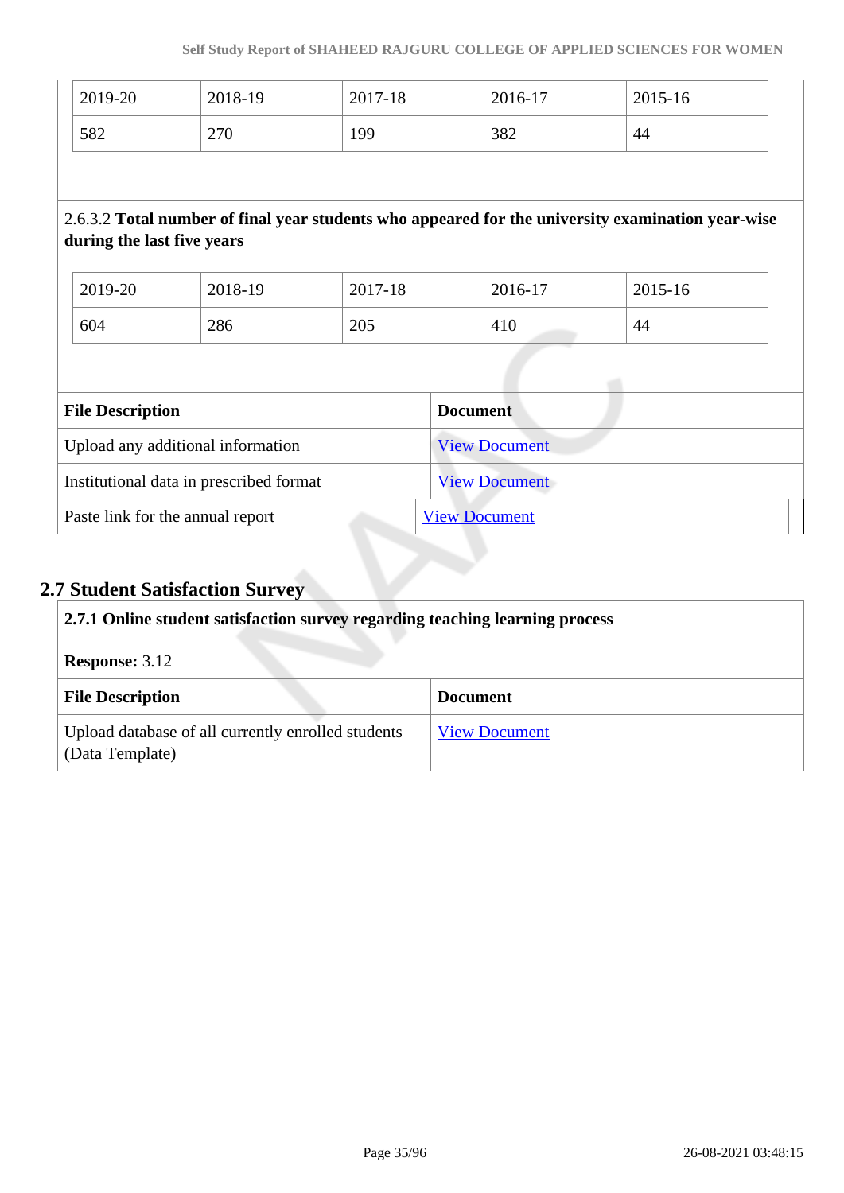| 2019-20 | 2018-19 | 2017-18 | 2016-17 | 2015-16 |
|---|---|---|---|---|
| 582 | 270 | 199 | 382 | 44 |

2.6.3.2 **Total number of final year students who appeared for the university examination year-wise during the last five years**

| 2019-20 | 2018-19 | 2017-18 | 2016-17 | 2015-16 |
|---|---|---|---|---|
| 604 | 286 | 205 | 410 | 44 |

| File Description | Document |
|---|---|
| Upload any additional information | View Document |
| Institutional data in prescribed format | View Document |
| Paste link for the annual report | View Document |

## 2.7 Student Satisfaction Survey

**2.7.1 Online student satisfaction survey regarding teaching learning process**

**Response:** 3.12

| File Description | Document |
|---|---|
| Upload database of all currently enrolled students (Data Template) | View Document |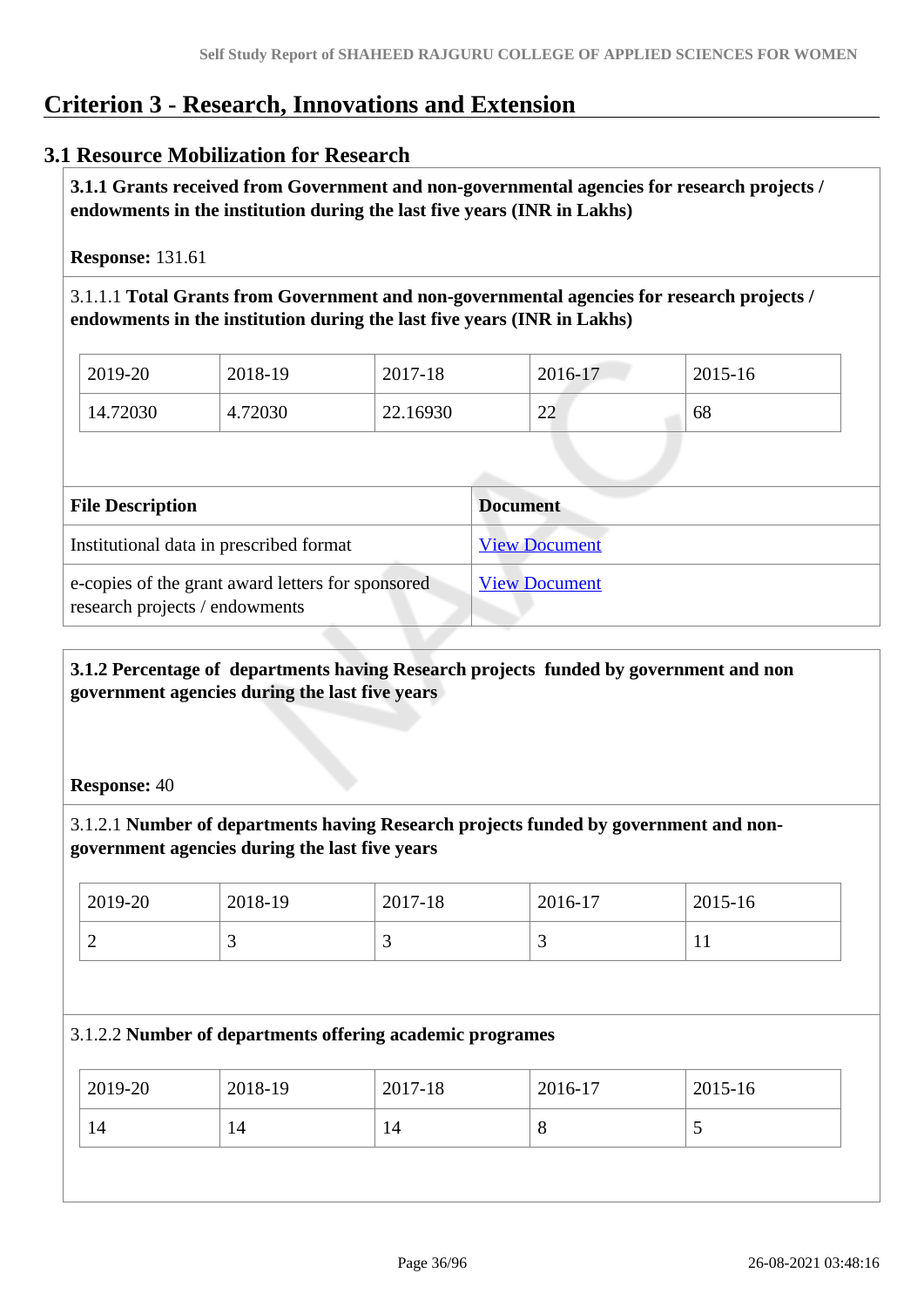# Criterion 3 - Research, Innovations and Extension

## 3.1 Resource Mobilization for Research

**3.1.1 Grants received from Government and non-governmental agencies for research projects / endowments in the institution during the last five years (INR in Lakhs)**

**Response:** 131.61

3.1.1.1 **Total Grants from Government and non-governmental agencies for research projects / endowments in the institution during the last five years (INR in Lakhs)**

| 2019-20 | 2018-19 | 2017-18 | 2016-17 | 2015-16 |
|---|---|---|---|---|
| 14.72030 | 4.72030 | 22.16930 | 22 | 68 |

| File Description | Document |
|---|---|
| Institutional data in prescribed format | View Document |
| e-copies of the grant award letters for sponsored research projects / endowments | View Document |

**3.1.2 Percentage of departments having Research projects funded by government and non government agencies during the last five years**

**Response:** 40

3.1.2.1 **Number of departments having Research projects funded by government and non-government agencies during the last five years**

| 2019-20 | 2018-19 | 2017-18 | 2016-17 | 2015-16 |
|---|---|---|---|---|
| 2 | 3 | 3 | 3 | 11 |

3.1.2.2 **Number of departments offering academic programes**

| 2019-20 | 2018-19 | 2017-18 | 2016-17 | 2015-16 |
|---|---|---|---|---|
| 14 | 14 | 14 | 8 | 5 |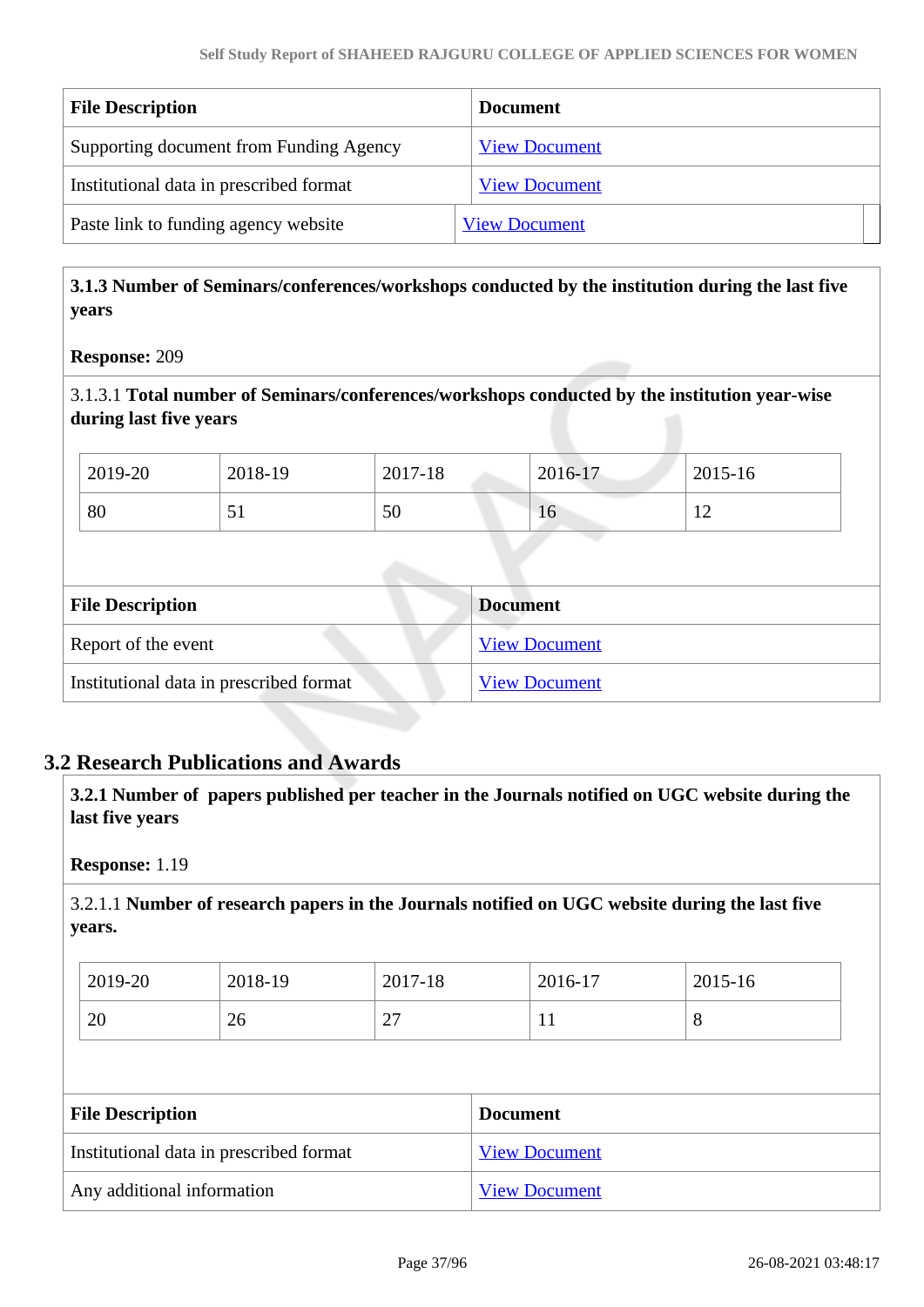| File Description | Document |
|---|---|
| Supporting document from Funding Agency | View Document |
| Institutional data in prescribed format | View Document |
| Paste link to funding agency website | View Document |

**3.1.3 Number of Seminars/conferences/workshops conducted by the institution during the last five years**

**Response:** 209

3.1.3.1 **Total number of Seminars/conferences/workshops conducted by the institution year-wise during last five years**

| 2019-20 | 2018-19 | 2017-18 | 2016-17 | 2015-16 |
|---|---|---|---|---|
| 80 | 51 | 50 | 16 | 12 |

| File Description | Document |
|---|---|
| Report of the event | View Document |
| Institutional data in prescribed format | View Document |

## 3.2 Research Publications and Awards

**3.2.1 Number of papers published per teacher in the Journals notified on UGC website during the last five years**

**Response:** 1.19

3.2.1.1 **Number of research papers in the Journals notified on UGC website during the last five years.**

| 2019-20 | 2018-19 | 2017-18 | 2016-17 | 2015-16 |
|---|---|---|---|---|
| 20 | 26 | 27 | 11 | 8 |

| File Description | Document |
|---|---|
| Institutional data in prescribed format | View Document |
| Any additional information | View Document |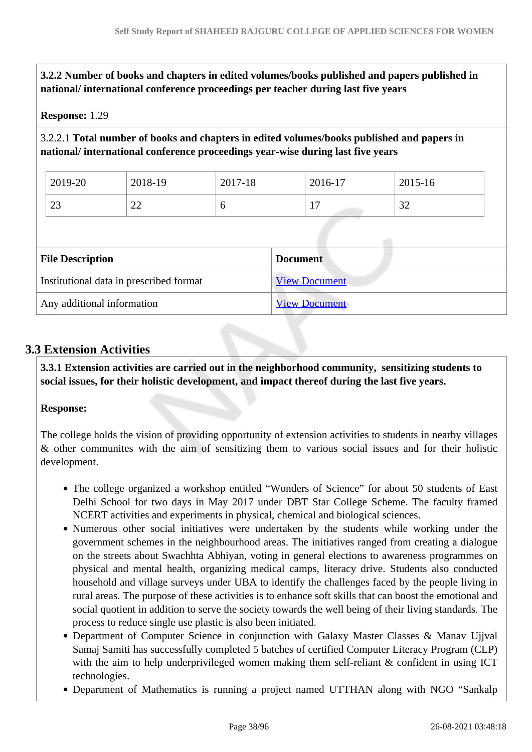**3.2.2 Number of books and chapters in edited volumes/books published and papers published in national/ international conference proceedings per teacher during last five years**

**Response:** 1.29

3.2.2.1 **Total number of books and chapters in edited volumes/books published and papers in national/ international conference proceedings year-wise during last five years**

| 2019-20 | 2018-19 | 2017-18 | 2016-17 | 2015-16 |
|---|---|---|---|---|
| 23 | 22 | 6 | 17 | 32 |

| File Description | Document |
|---|---|
| Institutional data in prescribed format | View Document |
| Any additional information | View Document |

## 3.3 Extension Activities

**3.3.1 Extension activities are carried out in the neighborhood community, sensitizing students to social issues, for their holistic development, and impact thereof during the last five years.**

**Response:**

The college holds the vision of providing opportunity of extension activities to students in nearby villages & other communites with the aim of sensitizing them to various social issues and for their holistic development.

- The college organized a workshop entitled "Wonders of Science" for about 50 students of East Delhi School for two days in May 2017 under DBT Star College Scheme. The faculty framed NCERT activities and experiments in physical, chemical and biological sciences.
- Numerous other social initiatives were undertaken by the students while working under the government schemes in the neighbourhood areas. The initiatives ranged from creating a dialogue on the streets about Swachhta Abhiyan, voting in general elections to awareness programmes on physical and mental health, organizing medical camps, literacy drive. Students also conducted household and village surveys under UBA to identify the challenges faced by the people living in rural areas. The purpose of these activities is to enhance soft skills that can boost the emotional and social quotient in addition to serve the society towards the well being of their living standards. The process to reduce single use plastic is also been initiated.
- Department of Computer Science in conjunction with Galaxy Master Classes & Manav Ujjval Samaj Samiti has successfully completed 5 batches of certified Computer Literacy Program (CLP) with the aim to help underprivileged women making them self-reliant & confident in using ICT technologies.
- Department of Mathematics is running a project named UTTHAN along with NGO "Sankalp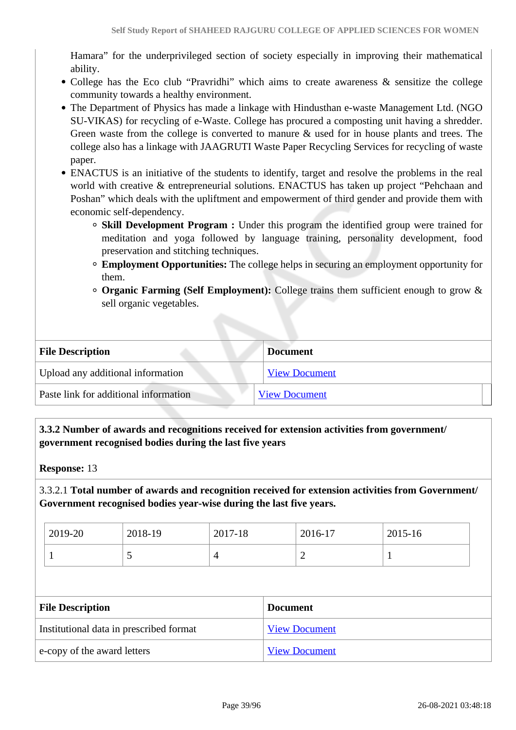Hamara" for the underprivileged section of society especially in improving their mathematical ability.

- College has the Eco club "Pravridhi" which aims to create awareness & sensitize the college community towards a healthy environment.
- The Department of Physics has made a linkage with Hindusthan e-waste Management Ltd. (NGO SU-VIKAS) for recycling of e-Waste. College has procured a composting unit having a shredder. Green waste from the college is converted to manure & used for in house plants and trees. The college also has a linkage with JAAGRUTI Waste Paper Recycling Services for recycling of waste paper.
- ENACTUS is an initiative of the students to identify, target and resolve the problems in the real world with creative & entrepreneurial solutions. ENACTUS has taken up project "Pehchaan and Poshan" which deals with the upliftment and empowerment of third gender and provide them with economic self-dependency.
  - **Skill Development Program :** Under this program the identified group were trained for meditation and yoga followed by language training, personality development, food preservation and stitching techniques.
  - **Employment Opportunities:** The college helps in securing an employment opportunity for them.
  - **Organic Farming (Self Employment):** College trains them sufficient enough to grow & sell organic vegetables.

| File Description | Document |
|---|---|
| Upload any additional information | View Document |
| Paste link for additional information | View Document |

**3.3.2 Number of awards and recognitions received for extension activities from government/ government recognised bodies during the last five years**

**Response:** 13

3.3.2.1 **Total number of awards and recognition received for extension activities from Government/ Government recognised bodies year-wise during the last five years.**

| 2019-20 | 2018-19 | 2017-18 | 2016-17 | 2015-16 |
|---|---|---|---|---|
| 1 | 5 | 4 | 2 | 1 |

| File Description | Document |
|---|---|
| Institutional data in prescribed format | View Document |
| e-copy of the award letters | View Document |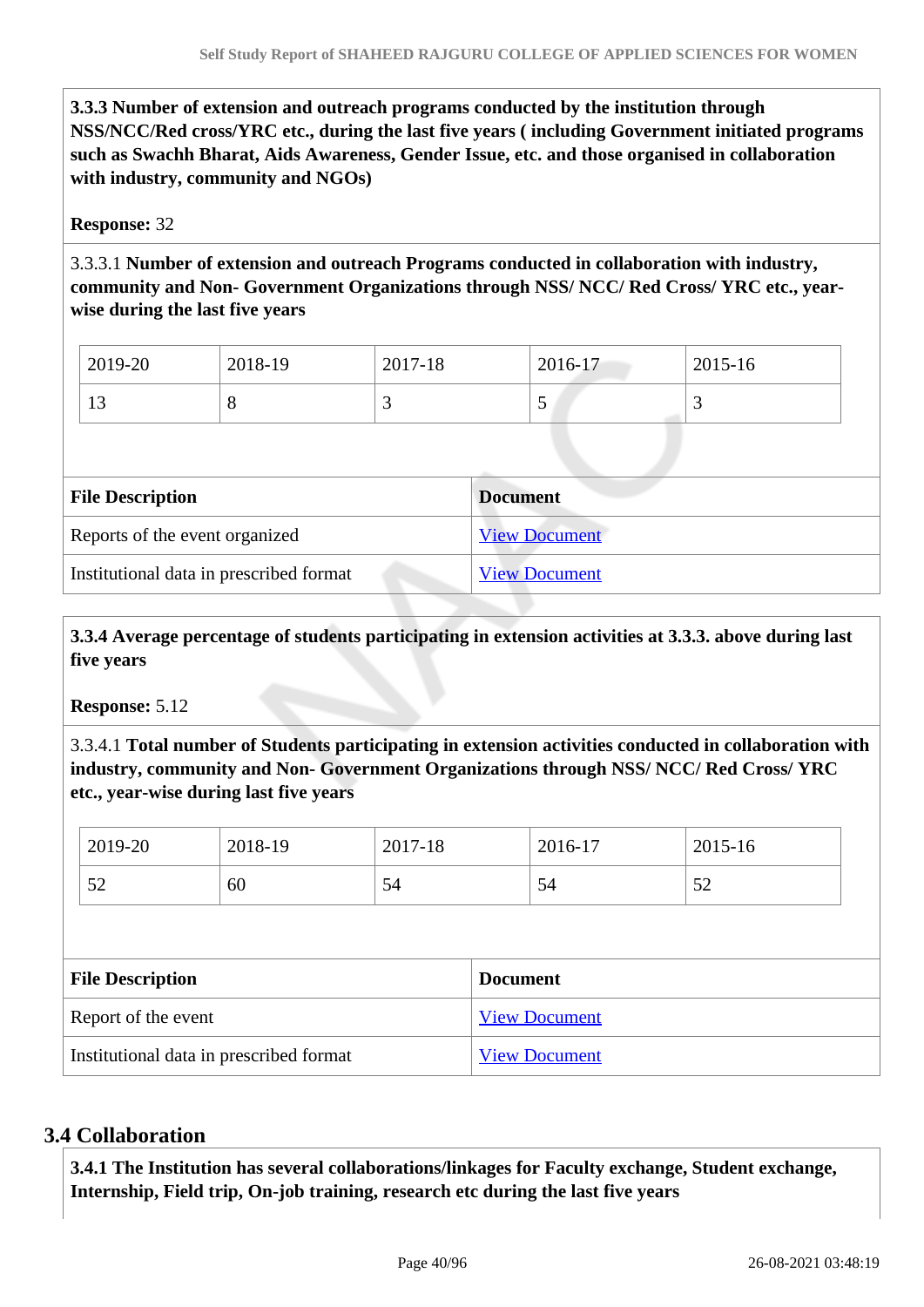**3.3.3 Number of extension and outreach programs conducted by the institution through NSS/NCC/Red cross/YRC etc., during the last five years ( including Government initiated programs such as Swachh Bharat, Aids Awareness, Gender Issue, etc. and those organised in collaboration with industry, community and NGOs)**

**Response:** 32

3.3.3.1 **Number of extension and outreach Programs conducted in collaboration with industry, community and Non- Government Organizations through NSS/ NCC/ Red Cross/ YRC etc., year-wise during the last five years**

| 2019-20 | 2018-19 | 2017-18 | 2016-17 | 2015-16 |
|---|---|---|---|---|
| 13 | 8 | 3 | 5 | 3 |

| File Description | Document |
|---|---|
| Reports of the event organized | View Document |
| Institutional data in prescribed format | View Document |

**3.3.4 Average percentage of students participating in extension activities at 3.3.3. above during last five years**

**Response:** 5.12

3.3.4.1 **Total number of Students participating in extension activities conducted in collaboration with industry, community and Non- Government Organizations through NSS/ NCC/ Red Cross/ YRC etc., year-wise during last five years**

| 2019-20 | 2018-19 | 2017-18 | 2016-17 | 2015-16 |
|---|---|---|---|---|
| 52 | 60 | 54 | 54 | 52 |

| File Description | Document |
|---|---|
| Report of the event | View Document |
| Institutional data in prescribed format | View Document |

## 3.4 Collaboration

**3.4.1 The Institution has several collaborations/linkages for Faculty exchange, Student exchange, Internship, Field trip, On-job training, research etc during the last five years**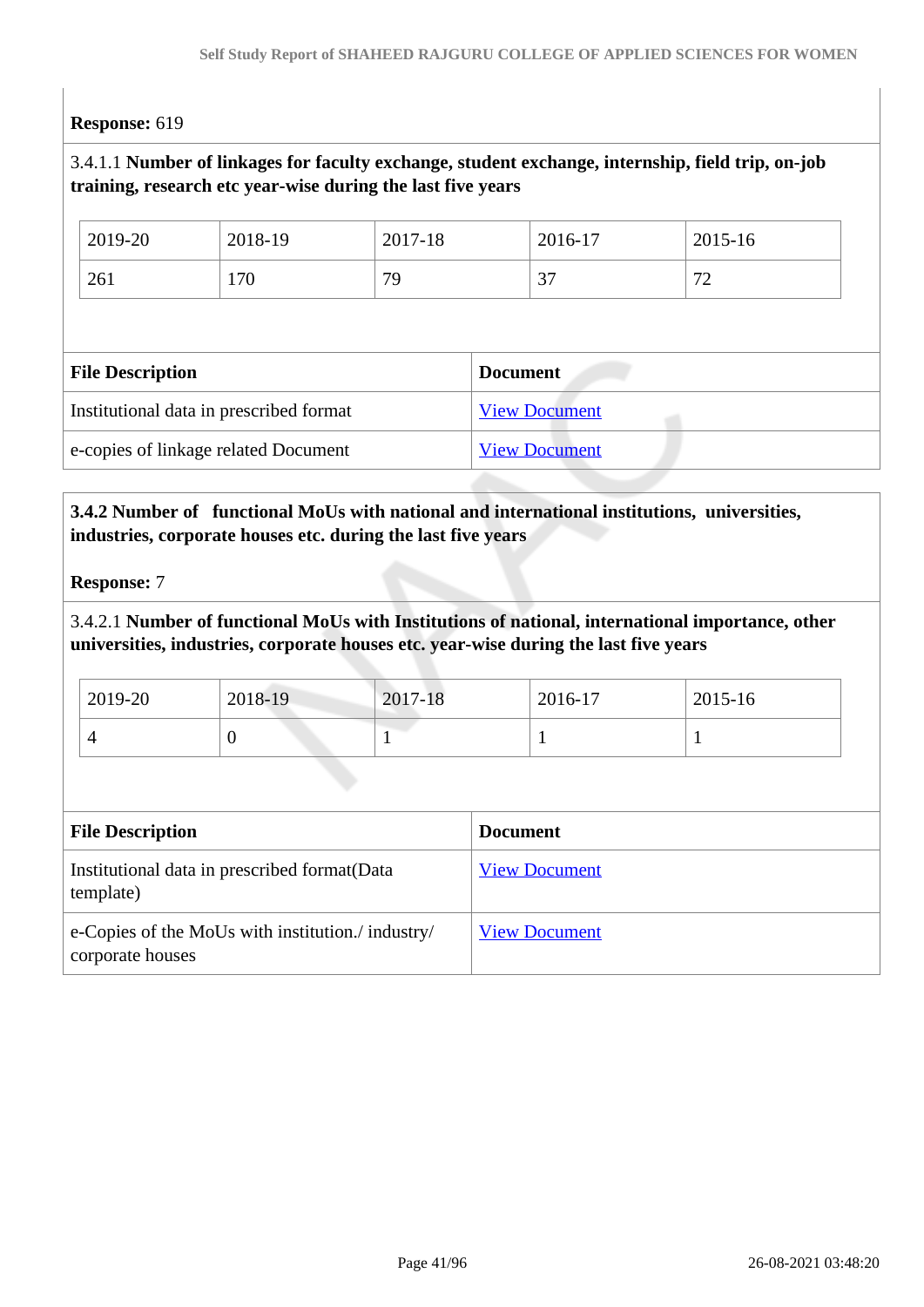**Response:** 619

3.4.1.1 **Number of linkages for faculty exchange, student exchange, internship, field trip, on-job training, research etc year-wise during the last five years**

| 2019-20 | 2018-19 | 2017-18 | 2016-17 | 2015-16 |
|---|---|---|---|---|
| 261 | 170 | 79 | 37 | 72 |

| File Description | Document |
|---|---|
| Institutional data in prescribed format | View Document |
| e-copies of linkage related Document | View Document |

**3.4.2 Number of functional MoUs with national and international institutions, universities, industries, corporate houses etc. during the last five years**

**Response:** 7

3.4.2.1 **Number of functional MoUs with Institutions of national, international importance, other universities, industries, corporate houses etc. year-wise during the last five years**

| 2019-20 | 2018-19 | 2017-18 | 2016-17 | 2015-16 |
|---|---|---|---|---|
| 4 | 0 | 1 | 1 | 1 |

| File Description | Document |
|---|---|
| Institutional data in prescribed format(Data template) | View Document |
| e-Copies of the MoUs with institution./ industry/ corporate houses | View Document |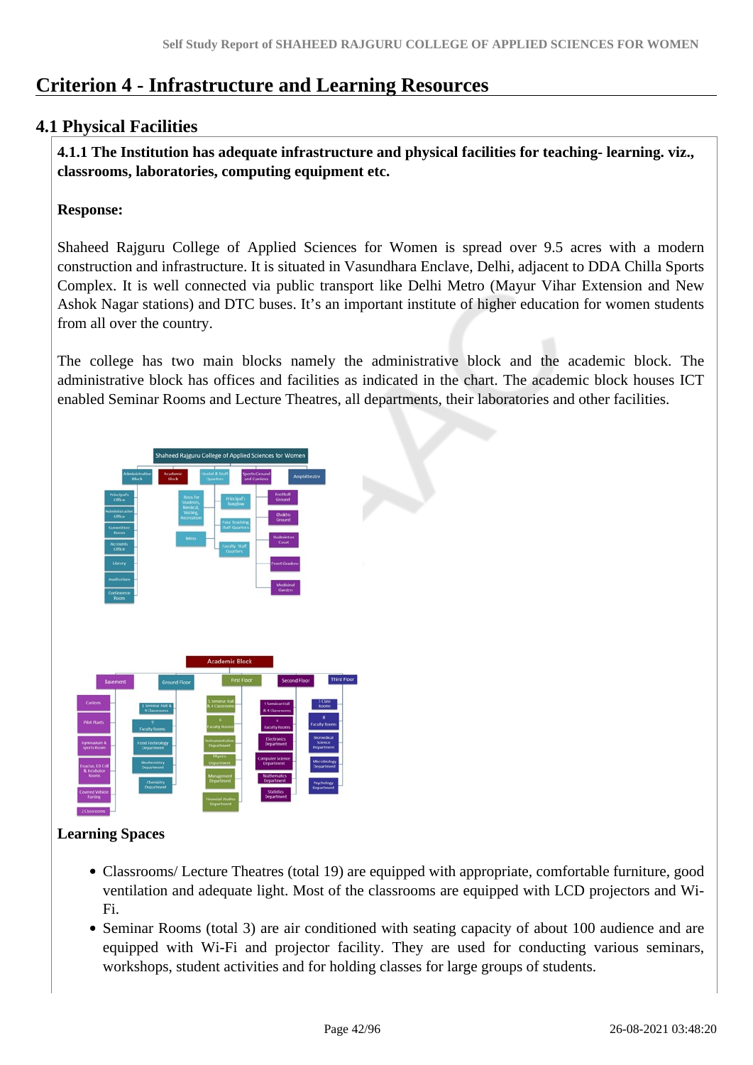# Criterion 4 - Infrastructure and Learning Resources

## 4.1 Physical Facilities

**4.1.1 The Institution has adequate infrastructure and physical facilities for teaching- learning. viz., classrooms, laboratories, computing equipment etc.**

**Response:**

Shaheed Rajguru College of Applied Sciences for Women is spread over 9.5 acres with a modern construction and infrastructure. It is situated in Vasundhara Enclave, Delhi, adjacent to DDA Chilla Sports Complex. It is well connected via public transport like Delhi Metro (Mayur Vihar Extension and New Ashok Nagar stations) and DTC buses. It's an important institute of higher education for women students from all over the country.

The college has two main blocks namely the administrative block and the academic block. The administrative block has offices and facilities as indicated in the chart. The academic block houses ICT enabled Seminar Rooms and Lecture Theatres, all departments, their laboratories and other facilities.

**Learning Spaces**

- Classrooms/ Lecture Theatres (total 19) are equipped with appropriate, comfortable furniture, good ventilation and adequate light. Most of the classrooms are equipped with LCD projectors and Wi-Fi.
- Seminar Rooms (total 3) are air conditioned with seating capacity of about 100 audience and are equipped with Wi-Fi and projector facility. They are used for conducting various seminars, workshops, student activities and for holding classes for large groups of students.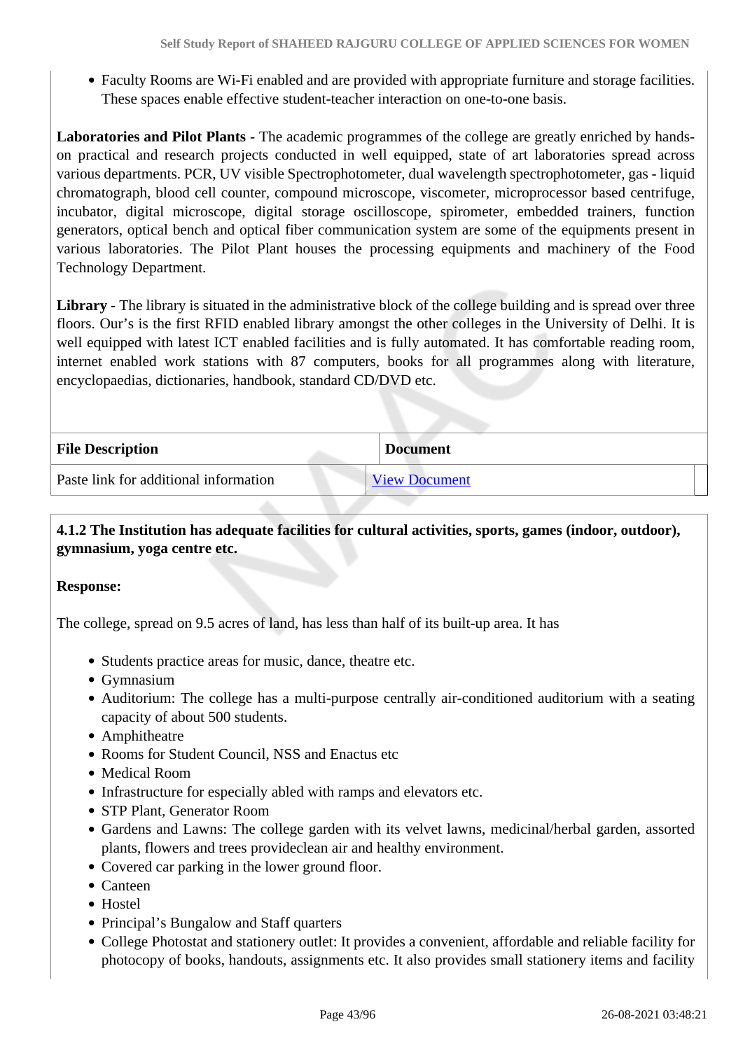- Faculty Rooms are Wi-Fi enabled and are provided with appropriate furniture and storage facilities. These spaces enable effective student-teacher interaction on one-to-one basis.

**Laboratories and Pilot Plants** - The academic programmes of the college are greatly enriched by hands-on practical and research projects conducted in well equipped, state of art laboratories spread across various departments. PCR, UV visible Spectrophotometer, dual wavelength spectrophotometer, gas - liquid chromatograph, blood cell counter, compound microscope, viscometer, microprocessor based centrifuge, incubator, digital microscope, digital storage oscilloscope, spirometer, embedded trainers, function generators, optical bench and optical fiber communication system are some of the equipments present in various laboratories. The Pilot Plant houses the processing equipments and machinery of the Food Technology Department.

**Library -** The library is situated in the administrative block of the college building and is spread over three floors. Our's is the first RFID enabled library amongst the other colleges in the University of Delhi. It is well equipped with latest ICT enabled facilities and is fully automated. It has comfortable reading room, internet enabled work stations with 87 computers, books for all programmes along with literature, encyclopaedias, dictionaries, handbook, standard CD/DVD etc.

| File Description | Document |
|---|---|
| Paste link for additional information | View Document |

**4.1.2 The Institution has adequate facilities for cultural activities, sports, games (indoor, outdoor), gymnasium, yoga centre etc.**

**Response:**

The college, spread on 9.5 acres of land, has less than half of its built-up area. It has

- Students practice areas for music, dance, theatre etc.
- Gymnasium
- Auditorium: The college has a multi-purpose centrally air-conditioned auditorium with a seating capacity of about 500 students.
- Amphitheatre
- Rooms for Student Council, NSS and Enactus etc
- Medical Room
- Infrastructure for especially abled with ramps and elevators etc.
- STP Plant, Generator Room
- Gardens and Lawns: The college garden with its velvet lawns, medicinal/herbal garden, assorted plants, flowers and trees provideclean air and healthy environment.
- Covered car parking in the lower ground floor.
- Canteen
- Hostel
- Principal's Bungalow and Staff quarters
- College Photostat and stationery outlet: It provides a convenient, affordable and reliable facility for photocopy of books, handouts, assignments etc. It also provides small stationery items and facility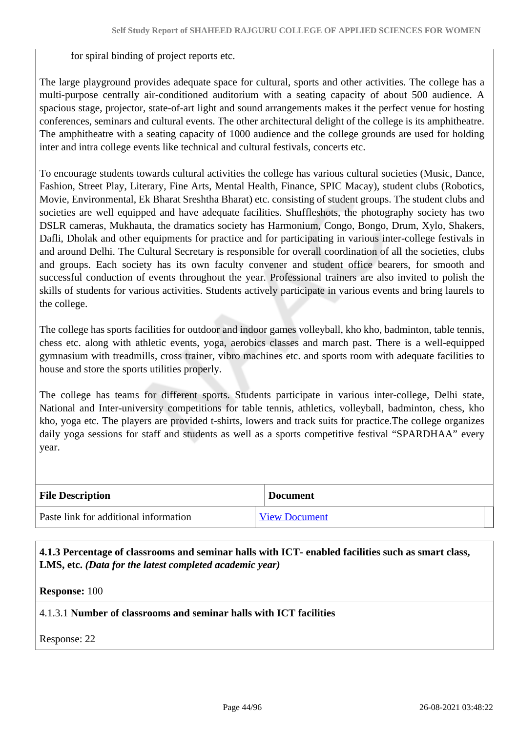for spiral binding of project reports etc.

The large playground provides adequate space for cultural, sports and other activities. The college has a multi-purpose centrally air-conditioned auditorium with a seating capacity of about 500 audience. A spacious stage, projector, state-of-art light and sound arrangements makes it the perfect venue for hosting conferences, seminars and cultural events. The other architectural delight of the college is its amphitheatre. The amphitheatre with a seating capacity of 1000 audience and the college grounds are used for holding inter and intra college events like technical and cultural festivals, concerts etc.

To encourage students towards cultural activities the college has various cultural societies (Music, Dance, Fashion, Street Play, Literary, Fine Arts, Mental Health, Finance, SPIC Macay), student clubs (Robotics, Movie, Environmental, Ek Bharat Sreshtha Bharat) etc. consisting of student groups. The student clubs and societies are well equipped and have adequate facilities. Shuffleshots, the photography society has two DSLR cameras, Mukhauta, the dramatics society has Harmonium, Congo, Bongo, Drum, Xylo, Shakers, Dafli, Dholak and other equipments for practice and for participating in various inter-college festivals in and around Delhi. The Cultural Secretary is responsible for overall coordination of all the societies, clubs and groups. Each society has its own faculty convener and student office bearers, for smooth and successful conduction of events throughout the year. Professional trainers are also invited to polish the skills of students for various activities. Students actively participate in various events and bring laurels to the college.

The college has sports facilities for outdoor and indoor games volleyball, kho kho, badminton, table tennis, chess etc. along with athletic events, yoga, aerobics classes and march past. There is a well-equipped gymnasium with treadmills, cross trainer, vibro machines etc. and sports room with adequate facilities to house and store the sports utilities properly.

The college has teams for different sports. Students participate in various inter-college, Delhi state, National and Inter-university competitions for table tennis, athletics, volleyball, badminton, chess, kho kho, yoga etc. The players are provided t-shirts, lowers and track suits for practice.The college organizes daily yoga sessions for staff and students as well as a sports competitive festival “SPARDHAA” every year.

| File Description | Document |
|---|---|
| Paste link for additional information | View Document |

**4.1.3 Percentage of classrooms and seminar halls with ICT- enabled facilities such as smart class, LMS, etc.** ***(Data for the latest completed academic year)***

**Response:** 100

4.1.3.1 **Number of classrooms and seminar halls with ICT facilities**

Response: 22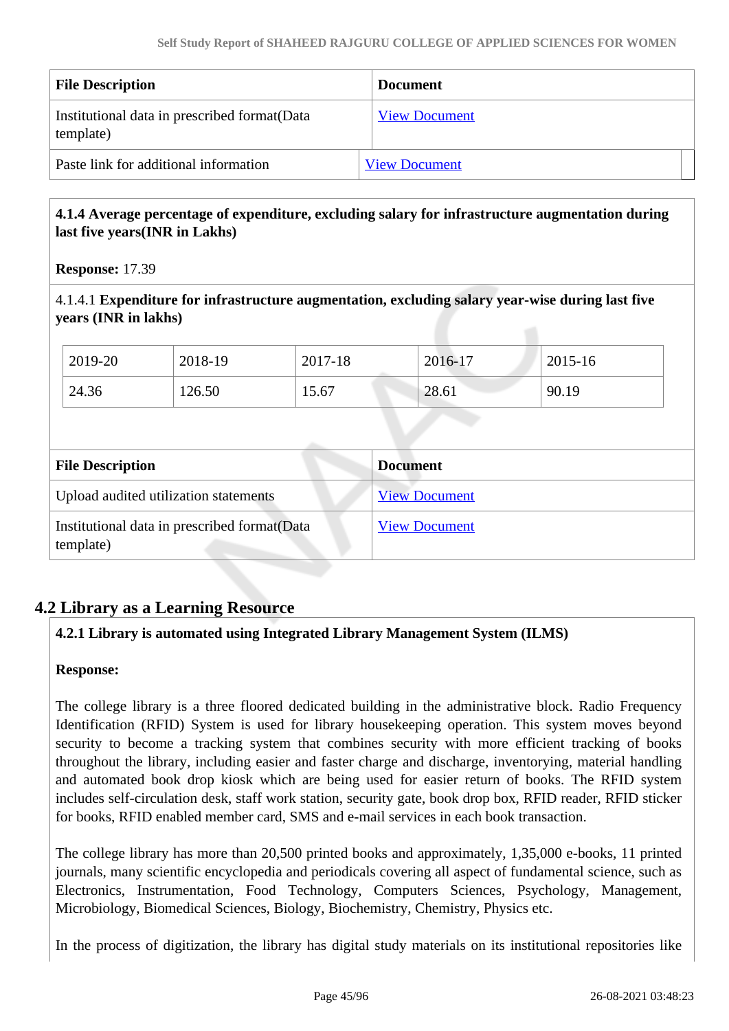| File Description | Document |
|---|---|
| Institutional data in prescribed format(Data template) | View Document |
| Paste link for additional information | View Document |

**4.1.4 Average percentage of expenditure, excluding salary for infrastructure augmentation during last five years(INR in Lakhs)**

**Response:** 17.39

4.1.4.1 **Expenditure for infrastructure augmentation, excluding salary year-wise during last five years (INR in lakhs)**

| 2019-20 | 2018-19 | 2017-18 | 2016-17 | 2015-16 |
|---|---|---|---|---|
| 24.36 | 126.50 | 15.67 | 28.61 | 90.19 |

| File Description | Document |
|---|---|
| Upload audited utilization statements | View Document |
| Institutional data in prescribed format(Data template) | View Document |

## 4.2 Library as a Learning Resource

**4.2.1 Library is automated using Integrated Library Management System (ILMS)**

**Response:**

The college library is a three floored dedicated building in the administrative block. Radio Frequency Identification (RFID) System is used for library housekeeping operation. This system moves beyond security to become a tracking system that combines security with more efficient tracking of books throughout the library, including easier and faster charge and discharge, inventorying, material handling and automated book drop kiosk which are being used for easier return of books. The RFID system includes self-circulation desk, staff work station, security gate, book drop box, RFID reader, RFID sticker for books, RFID enabled member card, SMS and e-mail services in each book transaction.

The college library has more than 20,500 printed books and approximately, 1,35,000 e-books, 11 printed journals, many scientific encyclopedia and periodicals covering all aspect of fundamental science, such as Electronics, Instrumentation, Food Technology, Computers Sciences, Psychology, Management, Microbiology, Biomedical Sciences, Biology, Biochemistry, Chemistry, Physics etc.

In the process of digitization, the library has digital study materials on its institutional repositories like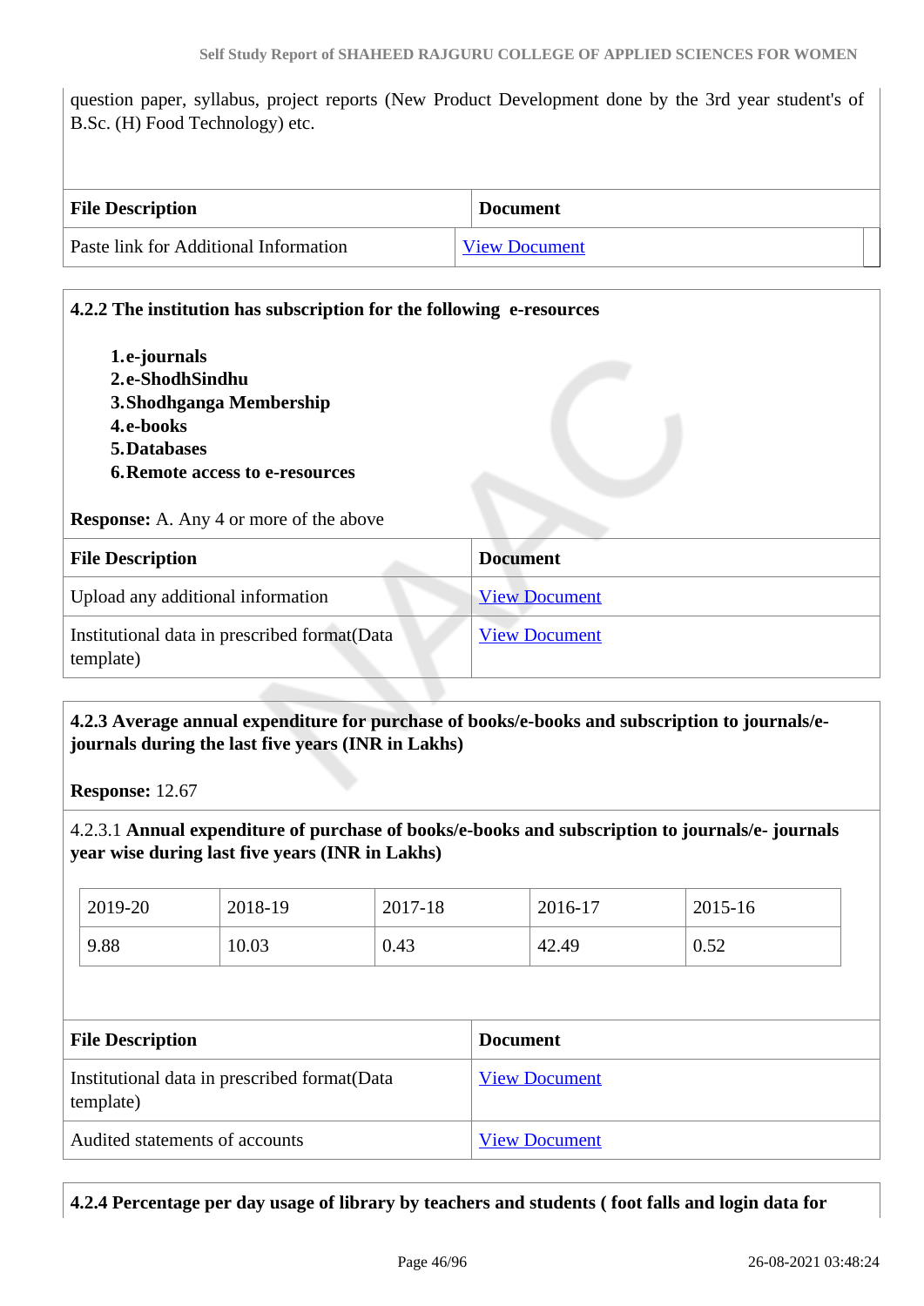question paper, syllabus, project reports (New Product Development done by the 3rd year student's of B.Sc. (H) Food Technology) etc.

| File Description | Document |
|---|---|
| Paste link for Additional Information | View Document |

**4.2.2 The institution has subscription for the following e-resources**

1. **e-journals**
2. **e-ShodhSindhu**
3. **Shodhganga Membership**
4. **e-books**
5. **Databases**
6. **Remote access to e-resources**

**Response:** A. Any 4 or more of the above

| File Description | Document |
|---|---|
| Upload any additional information | View Document |
| Institutional data in prescribed format(Data template) | View Document |

**4.2.3 Average annual expenditure for purchase of books/e-books and subscription to journals/e-journals during the last five years (INR in Lakhs)**

**Response:** 12.67

4.2.3.1 **Annual expenditure of purchase of books/e-books and subscription to journals/e- journals year wise during last five years (INR in Lakhs)**

| 2019-20 | 2018-19 | 2017-18 | 2016-17 | 2015-16 |
|---|---|---|---|---|
| 9.88 | 10.03 | 0.43 | 42.49 | 0.52 |

| File Description | Document |
|---|---|
| Institutional data in prescribed format(Data template) | View Document |
| Audited statements of accounts | View Document |

**4.2.4 Percentage per day usage of library by teachers and students ( foot falls and login data for**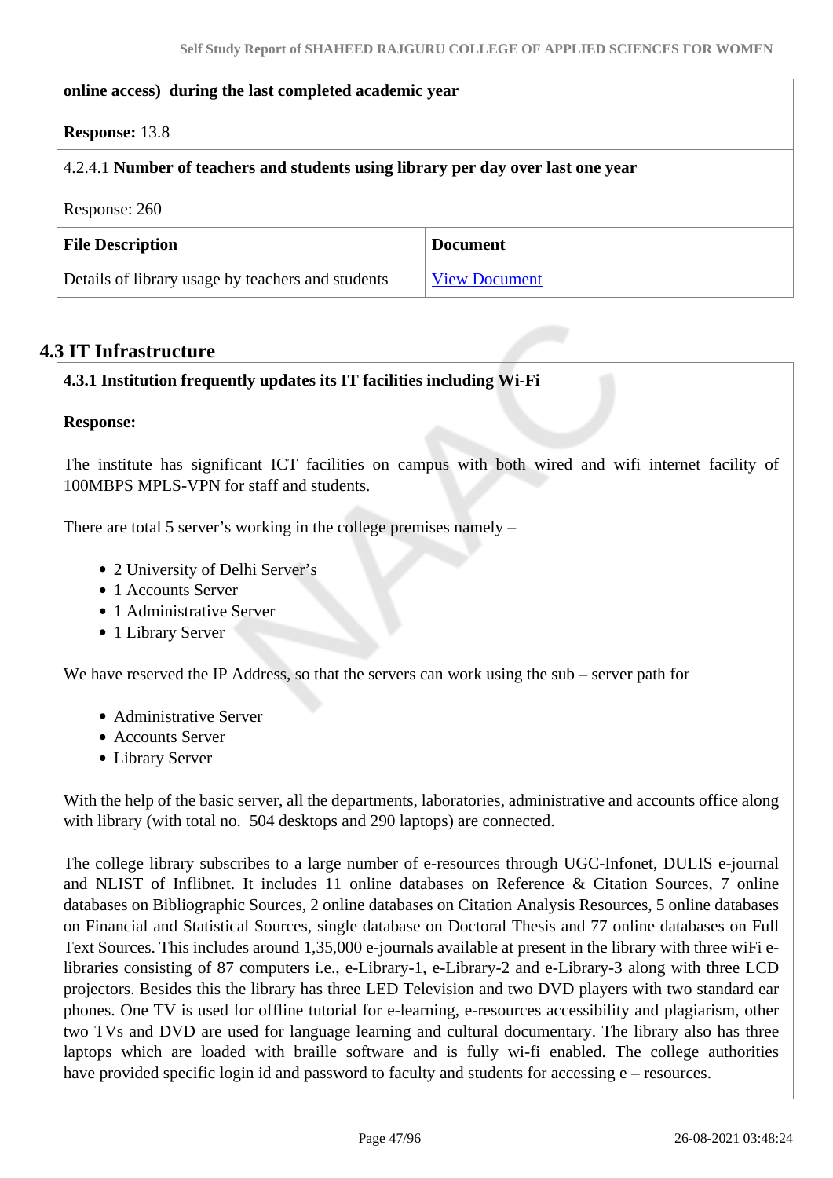**online access) during the last completed academic year**

**Response:** 13.8

4.2.4.1 **Number of teachers and students using library per day over last one year**

Response: 260

| File Description | Document |
| --- | --- |
| Details of library usage by teachers and students | View Document |

## 4.3 IT Infrastructure

**4.3.1 Institution frequently updates its IT facilities including Wi-Fi**

**Response:**

The institute has significant ICT facilities on campus with both wired and wifi internet facility of 100MBPS MPLS-VPN for staff and students.

There are total 5 server's working in the college premises namely –

- 2 University of Delhi Server's
- 1 Accounts Server
- 1 Administrative Server
- 1 Library Server

We have reserved the IP Address, so that the servers can work using the sub – server path for

- Administrative Server
- Accounts Server
- Library Server

With the help of the basic server, all the departments, laboratories, administrative and accounts office along with library (with total no. 504 desktops and 290 laptops) are connected.

The college library subscribes to a large number of e-resources through UGC-Infonet, DULIS e-journal and NLIST of Inflibnet. It includes 11 online databases on Reference & Citation Sources, 7 online databases on Bibliographic Sources, 2 online databases on Citation Analysis Resources, 5 online databases on Financial and Statistical Sources, single database on Doctoral Thesis and 77 online databases on Full Text Sources. This includes around 1,35,000 e-journals available at present in the library with three wiFi e-libraries consisting of 87 computers i.e., e-Library-1, e-Library-2 and e-Library-3 along with three LCD projectors. Besides this the library has three LED Television and two DVD players with two standard ear phones. One TV is used for offline tutorial for e-learning, e-resources accessibility and plagiarism, other two TVs and DVD are used for language learning and cultural documentary. The library also has three laptops which are loaded with braille software and is fully wi-fi enabled. The college authorities have provided specific login id and password to faculty and students for accessing e – resources.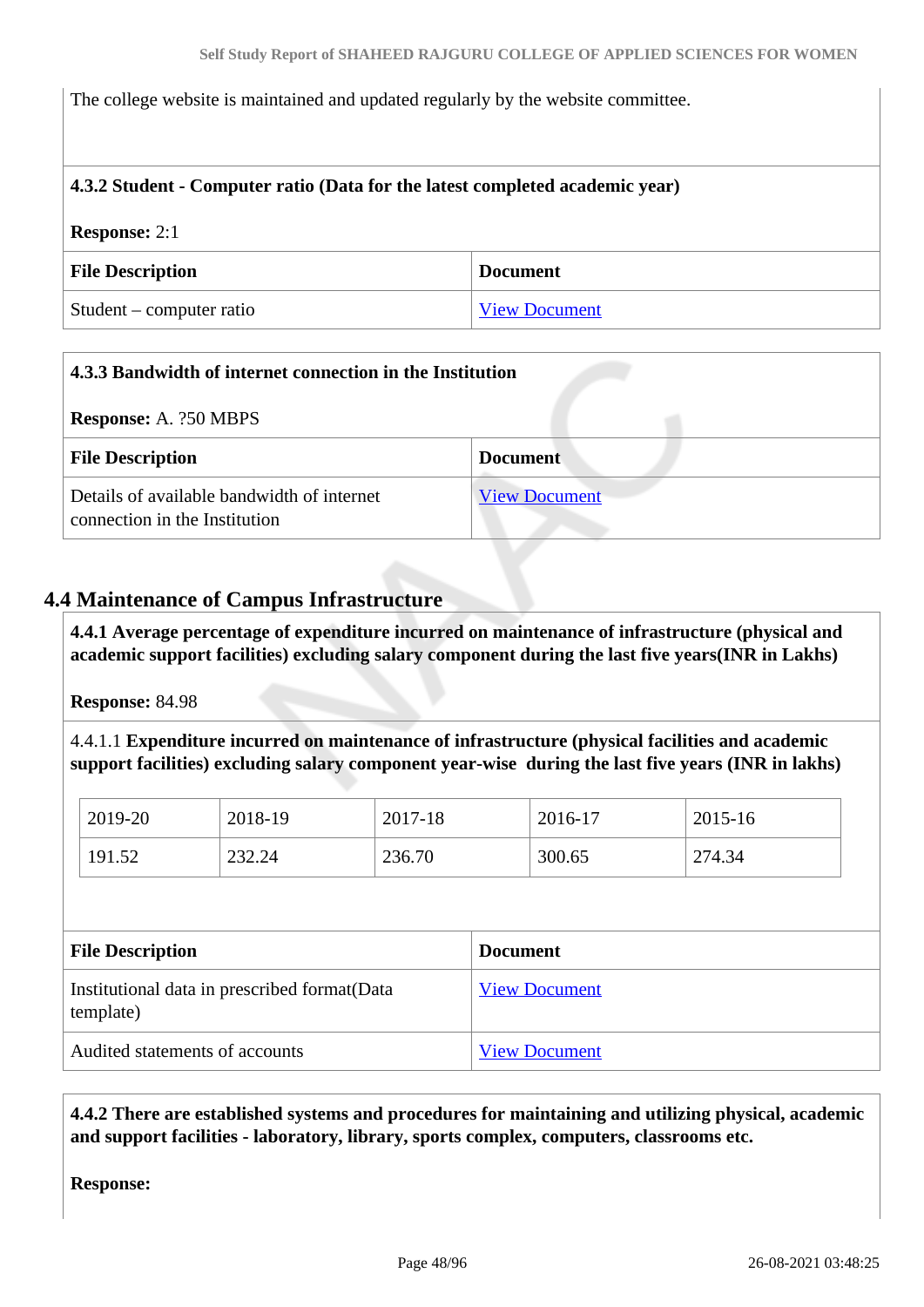The college website is maintained and updated regularly by the website committee.

**4.3.2 Student - Computer ratio (Data for the latest completed academic year)**

**Response:** 2:1

| File Description | Document |
|---|---|
| Student – computer ratio | View Document |

**4.3.3 Bandwidth of internet connection in the Institution**

**Response:** A. ?50 MBPS

| File Description | Document |
|---|---|
| Details of available bandwidth of internet connection in the Institution | View Document |

## 4.4 Maintenance of Campus Infrastructure

**4.4.1 Average percentage of expenditure incurred on maintenance of infrastructure (physical and academic support facilities) excluding salary component during the last five years(INR in Lakhs)**

**Response:** 84.98

4.4.1.1 **Expenditure incurred on maintenance of infrastructure (physical facilities and academic support facilities) excluding salary component year-wise during the last five years (INR in lakhs)**

| 2019-20 | 2018-19 | 2017-18 | 2016-17 | 2015-16 |
|---|---|---|---|---|
| 191.52 | 232.24 | 236.70 | 300.65 | 274.34 |

| File Description | Document |
|---|---|
| Institutional data in prescribed format(Data template) | View Document |
| Audited statements of accounts | View Document |

**4.4.2 There are established systems and procedures for maintaining and utilizing physical, academic and support facilities - laboratory, library, sports complex, computers, classrooms etc.**

**Response:**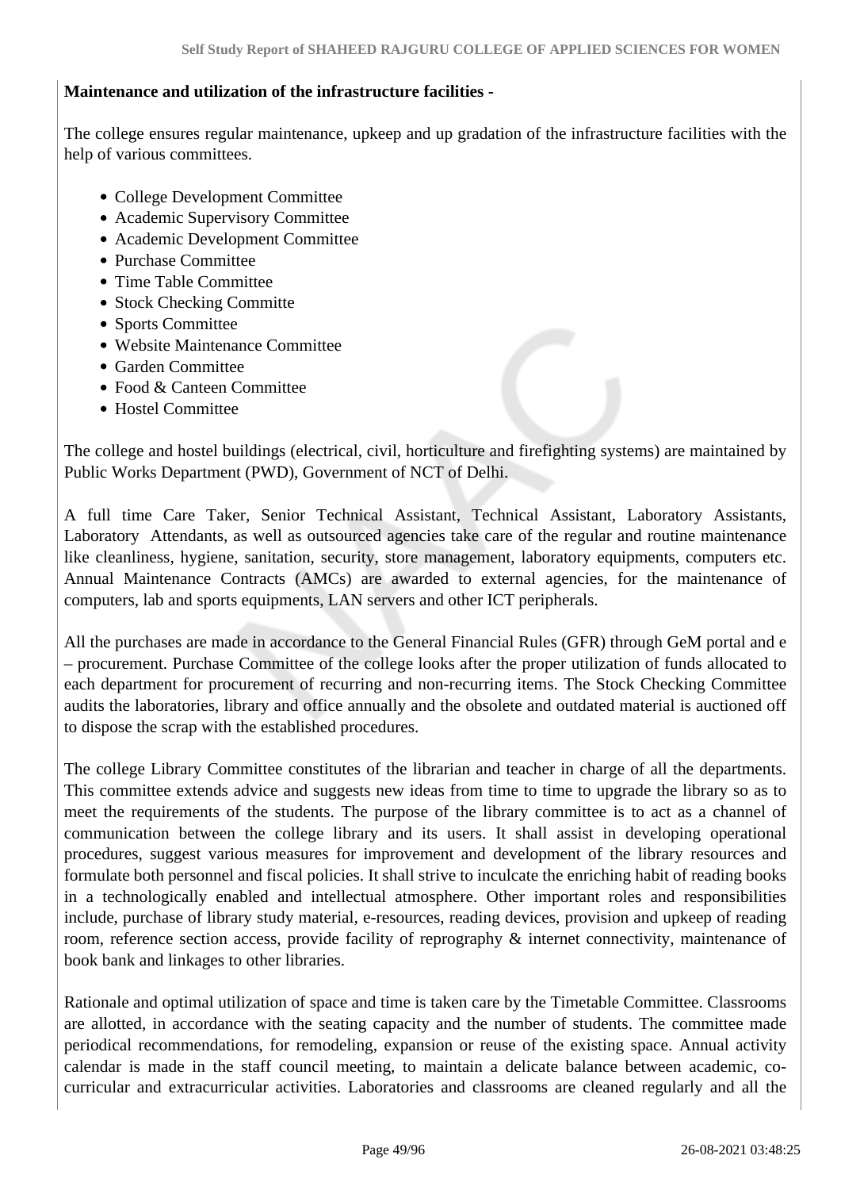**Maintenance and utilization of the infrastructure facilities -**

The college ensures regular maintenance, upkeep and up gradation of the infrastructure facilities with the help of various committees.

- College Development Committee
- Academic Supervisory Committee
- Academic Development Committee
- Purchase Committee
- Time Table Committee
- Stock Checking Committe
- Sports Committee
- Website Maintenance Committee
- Garden Committee
- Food & Canteen Committee
- Hostel Committee

The college and hostel buildings (electrical, civil, horticulture and firefighting systems) are maintained by Public Works Department (PWD), Government of NCT of Delhi.

A full time Care Taker, Senior Technical Assistant, Technical Assistant, Laboratory Assistants, Laboratory Attendants, as well as outsourced agencies take care of the regular and routine maintenance like cleanliness, hygiene, sanitation, security, store management, laboratory equipments, computers etc. Annual Maintenance Contracts (AMCs) are awarded to external agencies, for the maintenance of computers, lab and sports equipments, LAN servers and other ICT peripherals.

All the purchases are made in accordance to the General Financial Rules (GFR) through GeM portal and e – procurement. Purchase Committee of the college looks after the proper utilization of funds allocated to each department for procurement of recurring and non-recurring items. The Stock Checking Committee audits the laboratories, library and office annually and the obsolete and outdated material is auctioned off to dispose the scrap with the established procedures.

The college Library Committee constitutes of the librarian and teacher in charge of all the departments. This committee extends advice and suggests new ideas from time to time to upgrade the library so as to meet the requirements of the students. The purpose of the library committee is to act as a channel of communication between the college library and its users. It shall assist in developing operational procedures, suggest various measures for improvement and development of the library resources and formulate both personnel and fiscal policies. It shall strive to inculcate the enriching habit of reading books in a technologically enabled and intellectual atmosphere. Other important roles and responsibilities include, purchase of library study material, e-resources, reading devices, provision and upkeep of reading room, reference section access, provide facility of reprography & internet connectivity, maintenance of book bank and linkages to other libraries.

Rationale and optimal utilization of space and time is taken care by the Timetable Committee. Classrooms are allotted, in accordance with the seating capacity and the number of students. The committee made periodical recommendations, for remodeling, expansion or reuse of the existing space. Annual activity calendar is made in the staff council meeting, to maintain a delicate balance between academic, co-curricular and extracurricular activities. Laboratories and classrooms are cleaned regularly and all the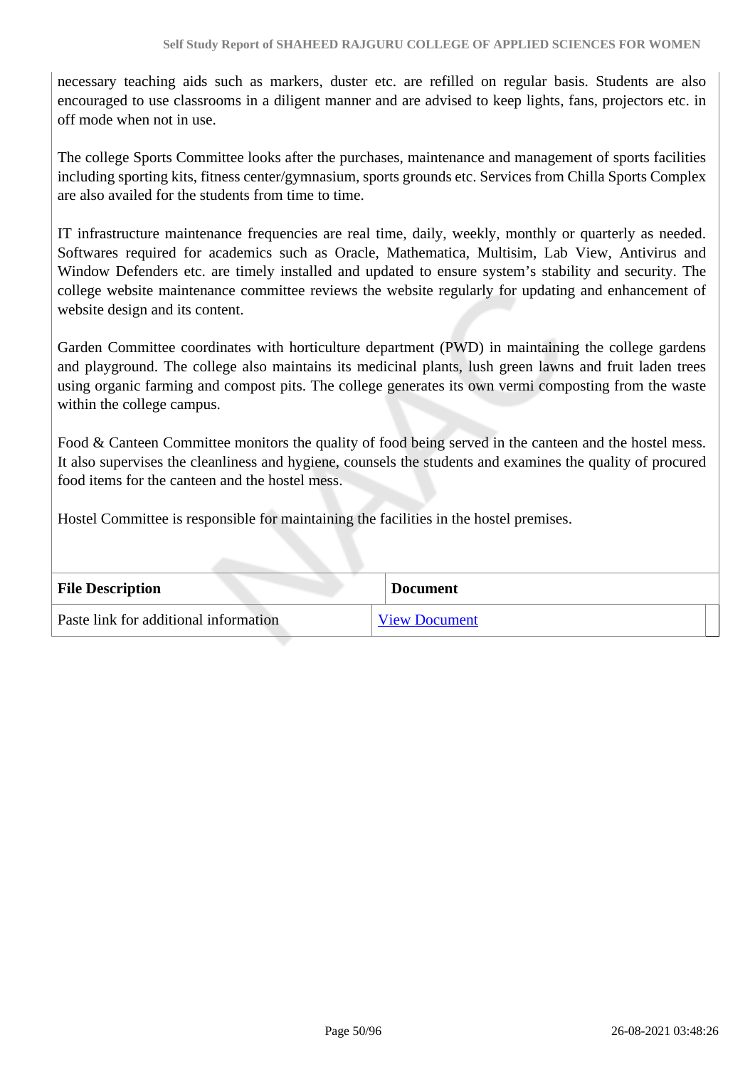necessary teaching aids such as markers, duster etc. are refilled on regular basis. Students are also encouraged to use classrooms in a diligent manner and are advised to keep lights, fans, projectors etc. in off mode when not in use.

The college Sports Committee looks after the purchases, maintenance and management of sports facilities including sporting kits, fitness center/gymnasium, sports grounds etc. Services from Chilla Sports Complex are also availed for the students from time to time.

IT infrastructure maintenance frequencies are real time, daily, weekly, monthly or quarterly as needed. Softwares required for academics such as Oracle, Mathematica, Multisim, Lab View, Antivirus and Window Defenders etc. are timely installed and updated to ensure system's stability and security. The college website maintenance committee reviews the website regularly for updating and enhancement of website design and its content.

Garden Committee coordinates with horticulture department (PWD) in maintaining the college gardens and playground. The college also maintains its medicinal plants, lush green lawns and fruit laden trees using organic farming and compost pits. The college generates its own vermi composting from the waste within the college campus.

Food & Canteen Committee monitors the quality of food being served in the canteen and the hostel mess. It also supervises the cleanliness and hygiene, counsels the students and examines the quality of procured food items for the canteen and the hostel mess.

Hostel Committee is responsible for maintaining the facilities in the hostel premises.

| File Description | Document |
| --- | --- |
| Paste link for additional information | View Document |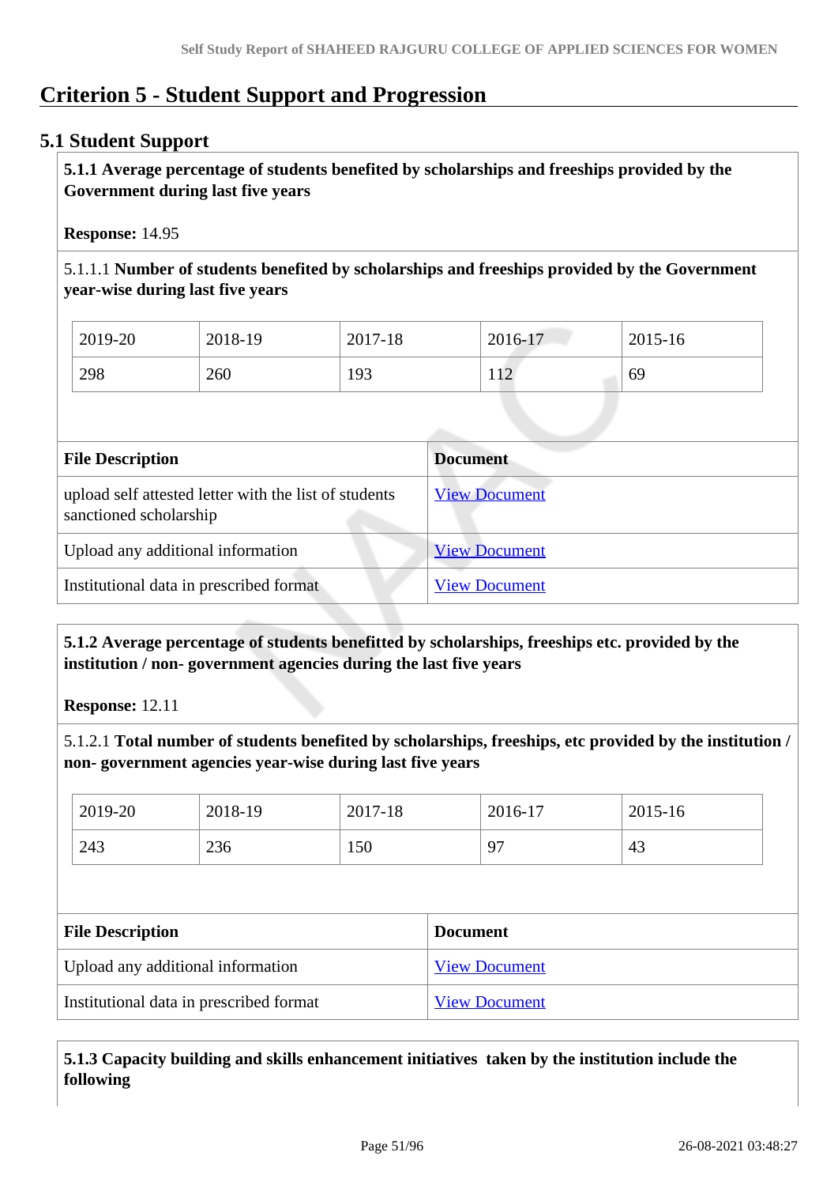# Criterion 5 - Student Support and Progression

## 5.1 Student Support

**5.1.1 Average percentage of students benefited by scholarships and freeships provided by the Government during last five years**

**Response:** 14.95

5.1.1.1 **Number of students benefited by scholarships and freeships provided by the Government year-wise during last five years**

| 2019-20 | 2018-19 | 2017-18 | 2016-17 | 2015-16 |
|---|---|---|---|---|
| 298 | 260 | 193 | 112 | 69 |

| File Description | Document |
|---|---|
| upload self attested letter with the list of students sanctioned scholarship | View Document |
| Upload any additional information | View Document |
| Institutional data in prescribed format | View Document |

**5.1.2 Average percentage of students benefitted by scholarships, freeships etc. provided by the institution / non- government agencies during the last five years**

**Response:** 12.11

5.1.2.1 **Total number of students benefited by scholarships, freeships, etc provided by the institution / non- government agencies year-wise during last five years**

| 2019-20 | 2018-19 | 2017-18 | 2016-17 | 2015-16 |
|---|---|---|---|---|
| 243 | 236 | 150 | 97 | 43 |

| File Description | Document |
|---|---|
| Upload any additional information | View Document |
| Institutional data in prescribed format | View Document |

**5.1.3 Capacity building and skills enhancement initiatives taken by the institution include the following**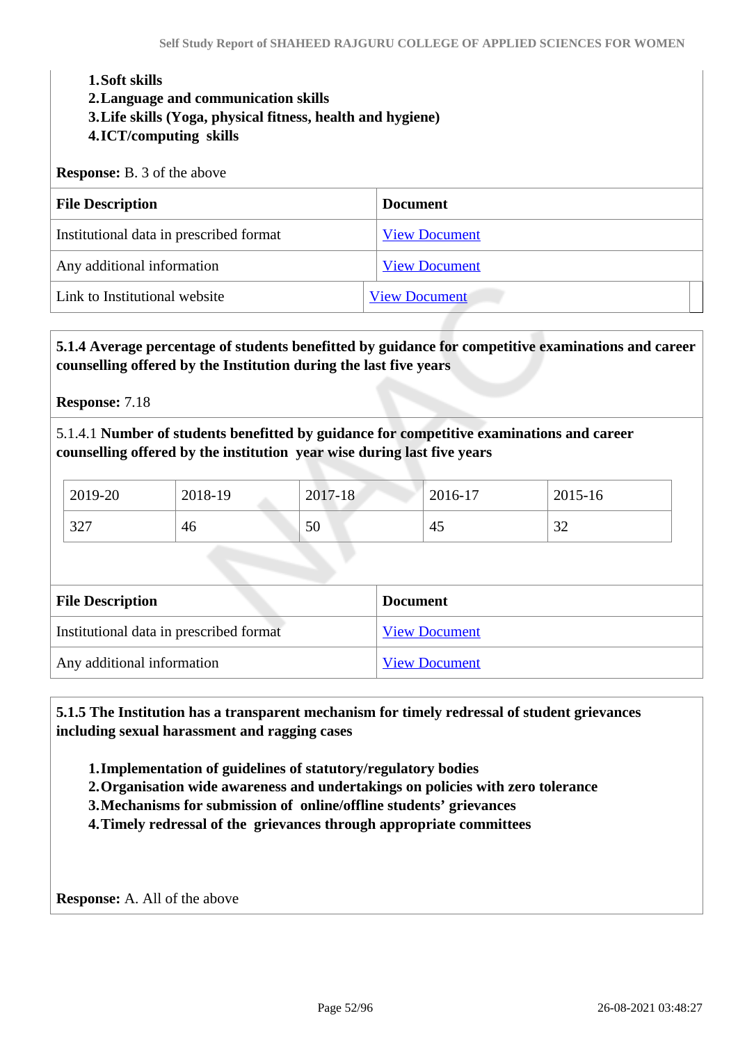1. **Soft skills**
2. **Language and communication skills**
3. **Life skills (Yoga, physical fitness, health and hygiene)**
4. **ICT/computing skills**

**Response:** B. 3 of the above

| File Description | Document |
|---|---|
| Institutional data in prescribed format | View Document |
| Any additional information | View Document |
| Link to Institutional website | View Document |

**5.1.4 Average percentage of students benefitted by guidance for competitive examinations and career counselling offered by the Institution during the last five years**

**Response:** 7.18

5.1.4.1 **Number of students benefitted by guidance for competitive examinations and career counselling offered by the institution year wise during last five years**

| 2019-20 | 2018-19 | 2017-18 | 2016-17 | 2015-16 |
|---|---|---|---|---|
| 327 | 46 | 50 | 45 | 32 |

| File Description | Document |
|---|---|
| Institutional data in prescribed format | View Document |
| Any additional information | View Document |

**5.1.5 The Institution has a transparent mechanism for timely redressal of student grievances including sexual harassment and ragging cases**

1. **Implementation of guidelines of statutory/regulatory bodies**
2. **Organisation wide awareness and undertakings on policies with zero tolerance**
3. **Mechanisms for submission of online/offline students' grievances**
4. **Timely redressal of the grievances through appropriate committees**

**Response:** A. All of the above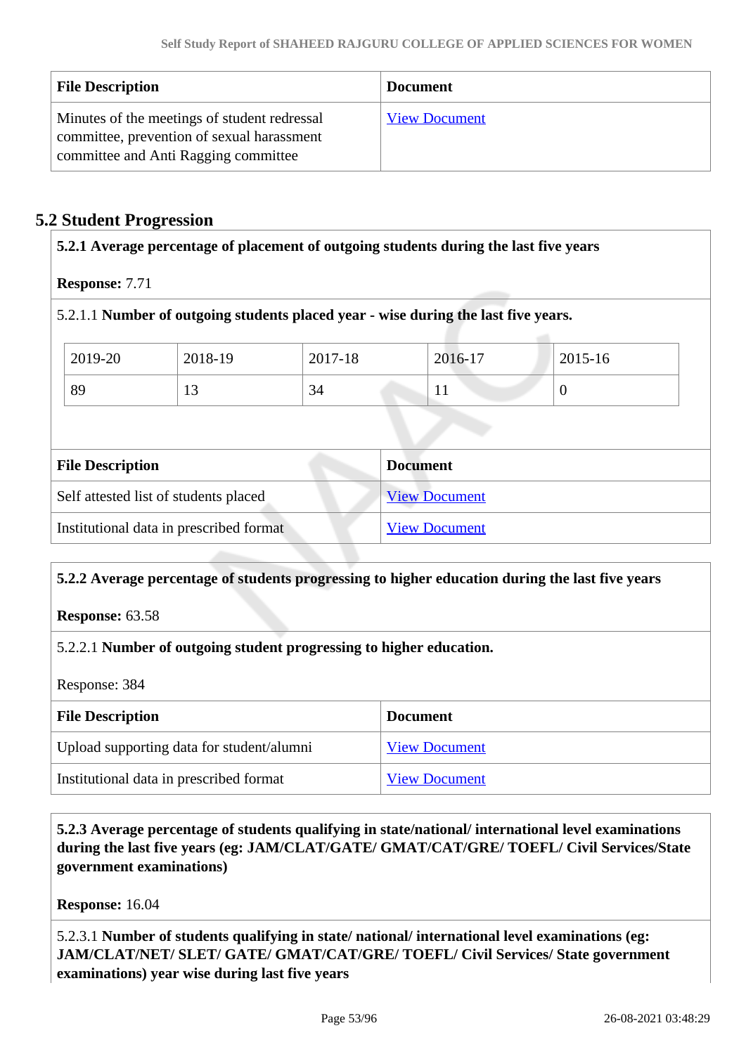| File Description | Document |
| --- | --- |
| Minutes of the meetings of student redressal committee, prevention of sexual harassment committee and Anti Ragging committee | View Document |

## 5.2 Student Progression

**5.2.1 Average percentage of placement of outgoing students during the last five years**

**Response:** 7.71

5.2.1.1 **Number of outgoing students placed year - wise during the last five years.**

| 2019-20 | 2018-19 | 2017-18 | 2016-17 | 2015-16 |
| --- | --- | --- | --- | --- |
| 89 | 13 | 34 | 11 | 0 |

| File Description | Document |
| --- | --- |
| Self attested list of students placed | View Document |
| Institutional data in prescribed format | View Document |

**5.2.2 Average percentage of students progressing to higher education during the last five years**

**Response:** 63.58

5.2.2.1 **Number of outgoing student progressing to higher education.**

Response: 384

| File Description | Document |
| --- | --- |
| Upload supporting data for student/alumni | View Document |
| Institutional data in prescribed format | View Document |

**5.2.3 Average percentage of students qualifying in state/national/ international level examinations during the last five years (eg: JAM/CLAT/GATE/ GMAT/CAT/GRE/ TOEFL/ Civil Services/State government examinations)**

**Response:** 16.04

5.2.3.1 **Number of students qualifying in state/ national/ international level examinations (eg: JAM/CLAT/NET/ SLET/ GATE/ GMAT/CAT/GRE/ TOEFL/ Civil Services/ State government examinations) year wise during last five years**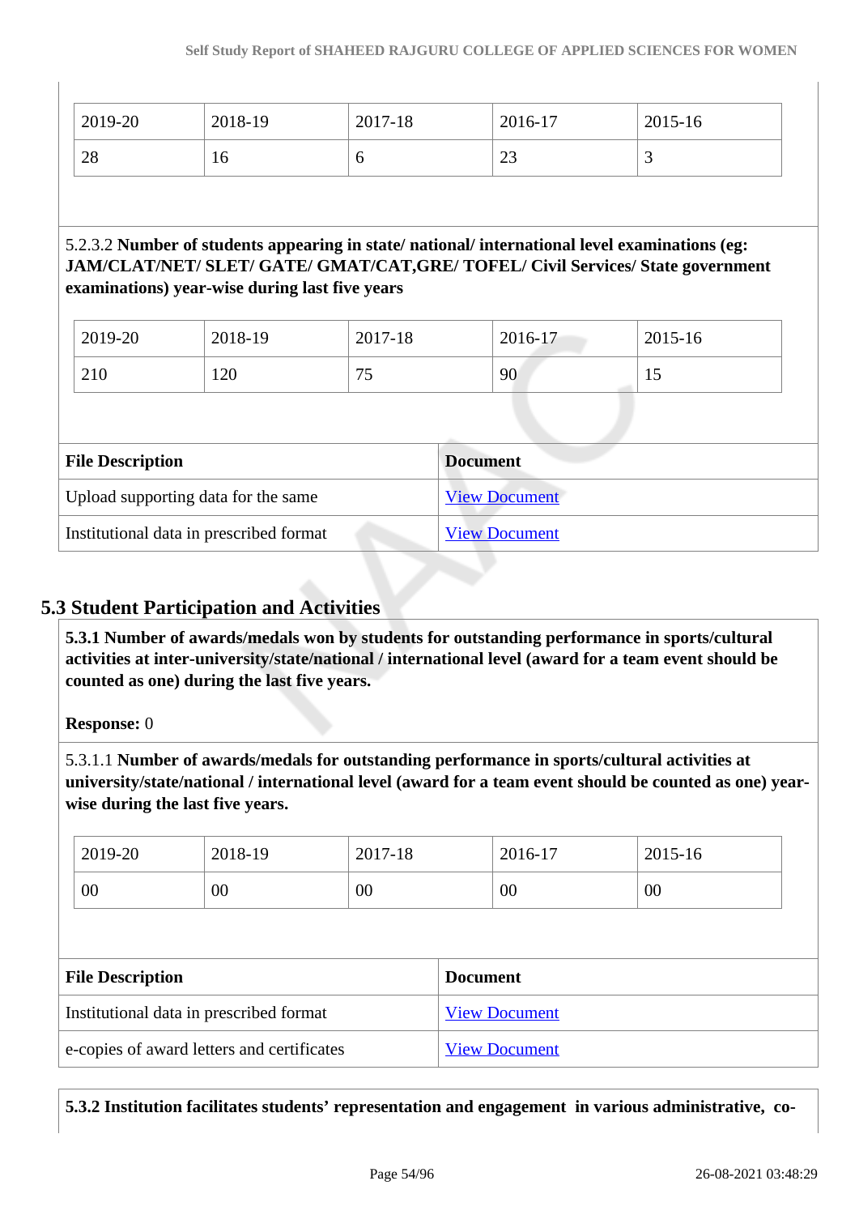| 2019-20 | 2018-19 | 2017-18 | 2016-17 | 2015-16 |
|---|---|---|---|---|
| 28 | 16 | 6 | 23 | 3 |

5.2.3.2 **Number of students appearing in state/ national/ international level examinations (eg: JAM/CLAT/NET/ SLET/ GATE/ GMAT/CAT,GRE/ TOFEL/ Civil Services/ State government examinations) year-wise during last five years**

| 2019-20 | 2018-19 | 2017-18 | 2016-17 | 2015-16 |
|---|---|---|---|---|
| 210 | 120 | 75 | 90 | 15 |

| File Description | Document |
|---|---|
| Upload supporting data for the same | View Document |
| Institutional data in prescribed format | View Document |

## 5.3 Student Participation and Activities

**5.3.1 Number of awards/medals won by students for outstanding performance in sports/cultural activities at inter-university/state/national / international level (award for a team event should be counted as one) during the last five years.**

**Response:** 0

5.3.1.1 **Number of awards/medals for outstanding performance in sports/cultural activities at university/state/national / international level (award for a team event should be counted as one) year-wise during the last five years.**

| 2019-20 | 2018-19 | 2017-18 | 2016-17 | 2015-16 |
|---|---|---|---|---|
| 00 | 00 | 00 | 00 | 00 |

| File Description | Document |
|---|---|
| Institutional data in prescribed format | View Document |
| e-copies of award letters and certificates | View Document |

**5.3.2 Institution facilitates students' representation and engagement in various administrative, co-**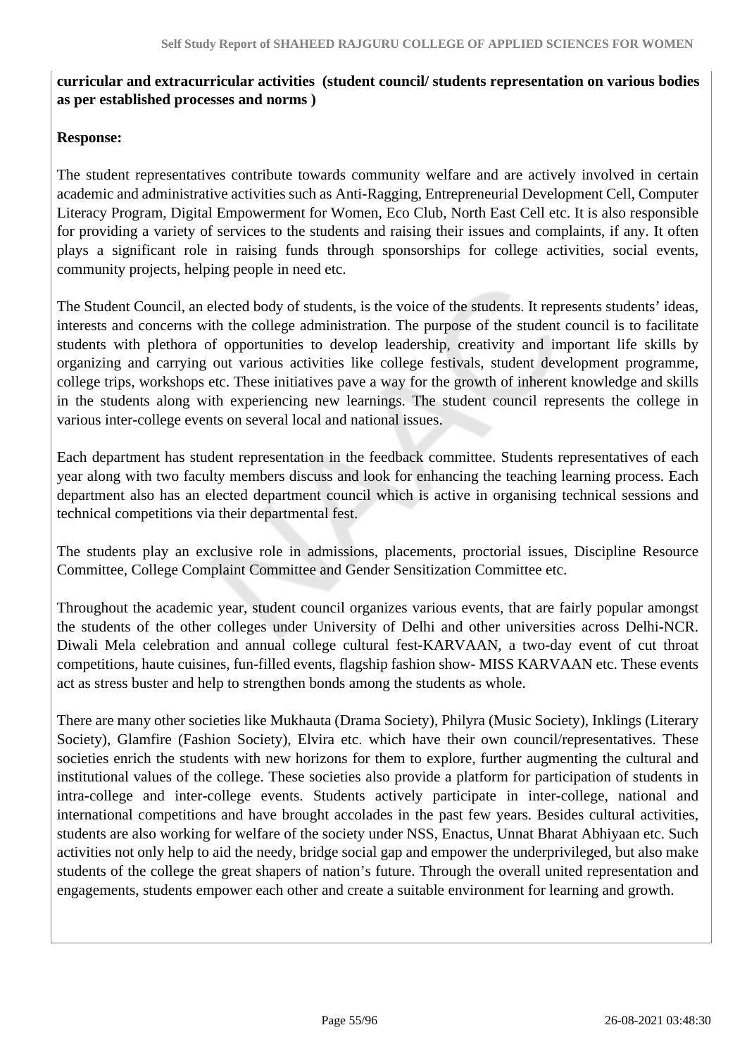**curricular and extracurricular activities (student council/ students representation on various bodies as per established processes and norms )**

**Response:**

The student representatives contribute towards community welfare and are actively involved in certain academic and administrative activities such as Anti-Ragging, Entrepreneurial Development Cell, Computer Literacy Program, Digital Empowerment for Women, Eco Club, North East Cell etc. It is also responsible for providing a variety of services to the students and raising their issues and complaints, if any. It often plays a significant role in raising funds through sponsorships for college activities, social events, community projects, helping people in need etc.

The Student Council, an elected body of students, is the voice of the students. It represents students' ideas, interests and concerns with the college administration. The purpose of the student council is to facilitate students with plethora of opportunities to develop leadership, creativity and important life skills by organizing and carrying out various activities like college festivals, student development programme, college trips, workshops etc. These initiatives pave a way for the growth of inherent knowledge and skills in the students along with experiencing new learnings. The student council represents the college in various inter-college events on several local and national issues.

Each department has student representation in the feedback committee. Students representatives of each year along with two faculty members discuss and look for enhancing the teaching learning process. Each department also has an elected department council which is active in organising technical sessions and technical competitions via their departmental fest.

The students play an exclusive role in admissions, placements, proctorial issues, Discipline Resource Committee, College Complaint Committee and Gender Sensitization Committee etc.

Throughout the academic year, student council organizes various events, that are fairly popular amongst the students of the other colleges under University of Delhi and other universities across Delhi-NCR. Diwali Mela celebration and annual college cultural fest-KARVAAN, a two-day event of cut throat competitions, haute cuisines, fun-filled events, flagship fashion show- MISS KARVAAN etc. These events act as stress buster and help to strengthen bonds among the students as whole.

There are many other societies like Mukhauta (Drama Society), Philyra (Music Society), Inklings (Literary Society), Glamfire (Fashion Society), Elvira etc. which have their own council/representatives. These societies enrich the students with new horizons for them to explore, further augmenting the cultural and institutional values of the college. These societies also provide a platform for participation of students in intra-college and inter-college events. Students actively participate in inter-college, national and international competitions and have brought accolades in the past few years. Besides cultural activities, students are also working for welfare of the society under NSS, Enactus, Unnat Bharat Abhiyaan etc. Such activities not only help to aid the needy, bridge social gap and empower the underprivileged, but also make students of the college the great shapers of nation's future. Through the overall united representation and engagements, students empower each other and create a suitable environment for learning and growth.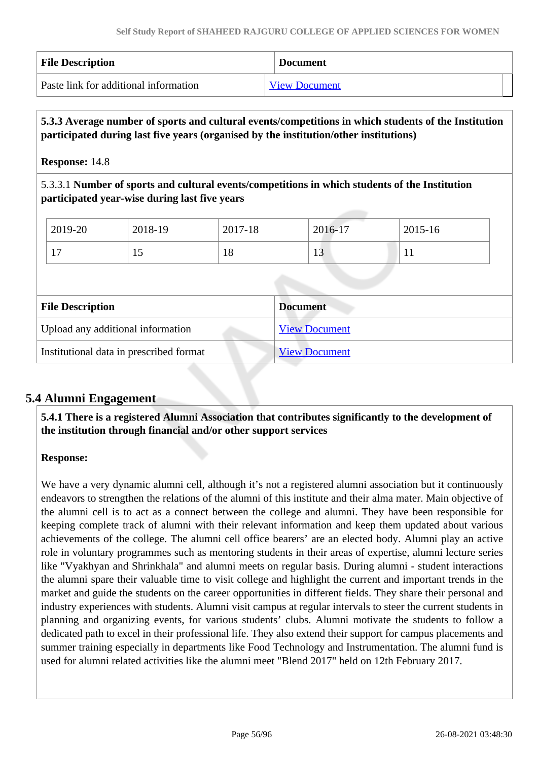| File Description | Document |
|---|---|
| Paste link for additional information | View Document |

**5.3.3 Average number of sports and cultural events/competitions in which students of the Institution participated during last five years (organised by the institution/other institutions)**

**Response:** 14.8

5.3.3.1 **Number of sports and cultural events/competitions in which students of the Institution participated year-wise during last five years**

| 2019-20 | 2018-19 | 2017-18 | 2016-17 | 2015-16 |
|---|---|---|---|---|
| 17 | 15 | 18 | 13 | 11 |

| File Description | Document |
|---|---|
| Upload any additional information | View Document |
| Institutional data in prescribed format | View Document |

## 5.4 Alumni Engagement

**5.4.1 There is a registered Alumni Association that contributes significantly to the development of the institution through financial and/or other support services**

**Response:**

We have a very dynamic alumni cell, although it's not a registered alumni association but it continuously endeavors to strengthen the relations of the alumni of this institute and their alma mater. Main objective of the alumni cell is to act as a connect between the college and alumni. They have been responsible for keeping complete track of alumni with their relevant information and keep them updated about various achievements of the college. The alumni cell office bearers' are an elected body. Alumni play an active role in voluntary programmes such as mentoring students in their areas of expertise, alumni lecture series like "Vyakhyan and Shrinkhala" and alumni meets on regular basis. During alumni - student interactions the alumni spare their valuable time to visit college and highlight the current and important trends in the market and guide the students on the career opportunities in different fields. They share their personal and industry experiences with students. Alumni visit campus at regular intervals to steer the current students in planning and organizing events, for various students' clubs. Alumni motivate the students to follow a dedicated path to excel in their professional life. They also extend their support for campus placements and summer training especially in departments like Food Technology and Instrumentation. The alumni fund is used for alumni related activities like the alumni meet "Blend 2017" held on 12th February 2017.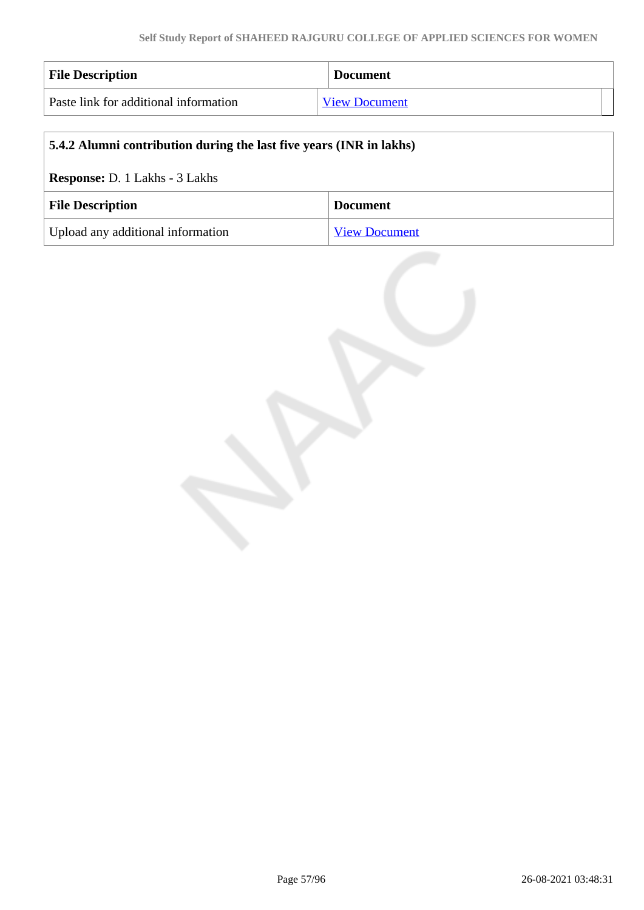| File Description | Document |
|---|---|
| Paste link for additional information | View Document |

**5.4.2 Alumni contribution during the last five years (INR in lakhs)**

**Response:** D. 1 Lakhs - 3 Lakhs

| File Description | Document |
|---|---|
| Upload any additional information | View Document |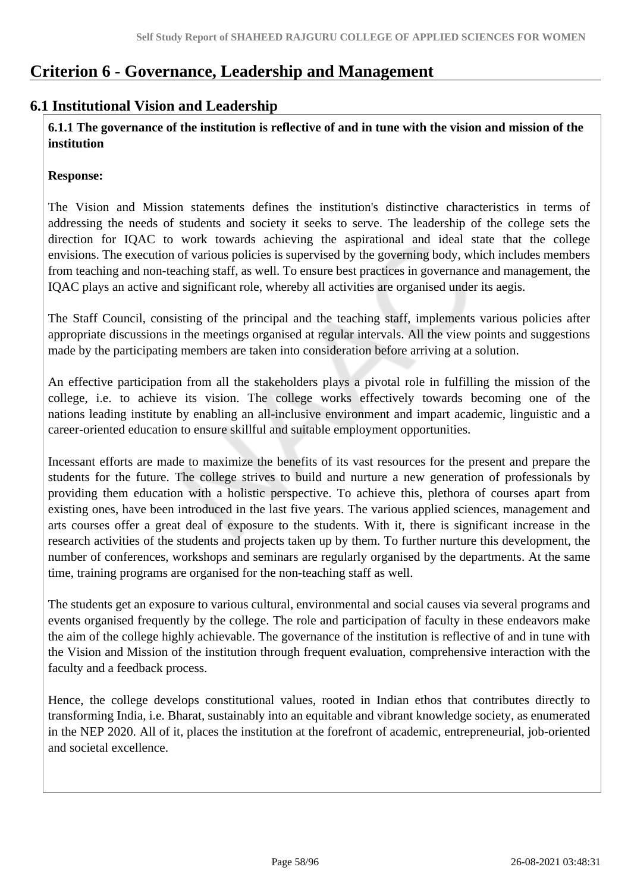# Criterion 6 - Governance, Leadership and Management

## 6.1 Institutional Vision and Leadership

**6.1.1 The governance of the institution is reflective of and in tune with the vision and mission of the institution**

**Response:**

The Vision and Mission statements defines the institution's distinctive characteristics in terms of addressing the needs of students and society it seeks to serve. The leadership of the college sets the direction for IQAC to work towards achieving the aspirational and ideal state that the college envisions. The execution of various policies is supervised by the governing body, which includes members from teaching and non-teaching staff, as well. To ensure best practices in governance and management, the IQAC plays an active and significant role, whereby all activities are organised under its aegis.

The Staff Council, consisting of the principal and the teaching staff, implements various policies after appropriate discussions in the meetings organised at regular intervals. All the view points and suggestions made by the participating members are taken into consideration before arriving at a solution.

An effective participation from all the stakeholders plays a pivotal role in fulfilling the mission of the college, i.e. to achieve its vision. The college works effectively towards becoming one of the nations leading institute by enabling an all-inclusive environment and impart academic, linguistic and a career-oriented education to ensure skillful and suitable employment opportunities.

Incessant efforts are made to maximize the benefits of its vast resources for the present and prepare the students for the future. The college strives to build and nurture a new generation of professionals by providing them education with a holistic perspective. To achieve this, plethora of courses apart from existing ones, have been introduced in the last five years. The various applied sciences, management and arts courses offer a great deal of exposure to the students. With it, there is significant increase in the research activities of the students and projects taken up by them. To further nurture this development, the number of conferences, workshops and seminars are regularly organised by the departments. At the same time, training programs are organised for the non-teaching staff as well.

The students get an exposure to various cultural, environmental and social causes via several programs and events organised frequently by the college. The role and participation of faculty in these endeavors make the aim of the college highly achievable. The governance of the institution is reflective of and in tune with the Vision and Mission of the institution through frequent evaluation, comprehensive interaction with the faculty and a feedback process.

Hence, the college develops constitutional values, rooted in Indian ethos that contributes directly to transforming India, i.e. Bharat, sustainably into an equitable and vibrant knowledge society, as enumerated in the NEP 2020. All of it, places the institution at the forefront of academic, entrepreneurial, job-oriented and societal excellence.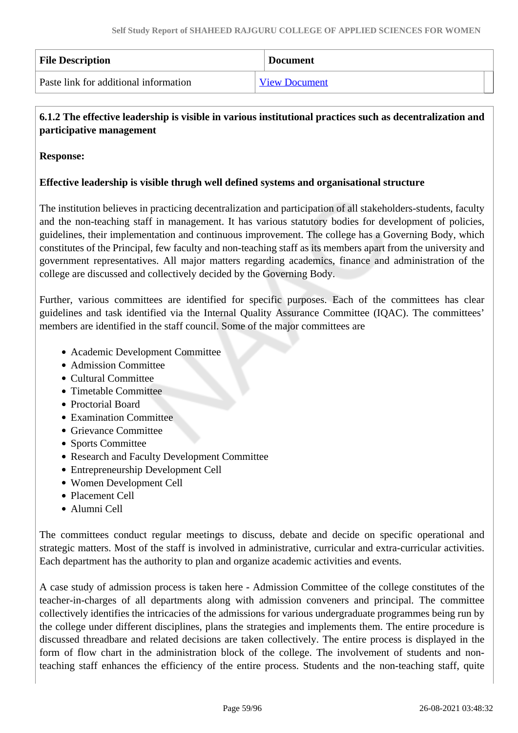| File Description | Document |
| --- | --- |
| Paste link for additional information | View Document |

**6.1.2 The effective leadership is visible in various institutional practices such as decentralization and participative management**

**Response:**

**Effective leadership is visible thrugh well defined systems and organisational structure**

The institution believes in practicing decentralization and participation of all stakeholders-students, faculty and the non-teaching staff in management. It has various statutory bodies for development of policies, guidelines, their implementation and continuous improvement. The college has a Governing Body, which constitutes of the Principal, few faculty and non-teaching staff as its members apart from the university and government representatives. All major matters regarding academics, finance and administration of the college are discussed and collectively decided by the Governing Body.

Further, various committees are identified for specific purposes. Each of the committees has clear guidelines and task identified via the Internal Quality Assurance Committee (IQAC). The committees' members are identified in the staff council. Some of the major committees are

- Academic Development Committee
- Admission Committee
- Cultural Committee
- Timetable Committee
- Proctorial Board
- Examination Committee
- Grievance Committee
- Sports Committee
- Research and Faculty Development Committee
- Entrepreneurship Development Cell
- Women Development Cell
- Placement Cell
- Alumni Cell

The committees conduct regular meetings to discuss, debate and decide on specific operational and strategic matters. Most of the staff is involved in administrative, curricular and extra-curricular activities. Each department has the authority to plan and organize academic activities and events.

A case study of admission process is taken here - Admission Committee of the college constitutes of the teacher-in-charges of all departments along with admission conveners and principal. The committee collectively identifies the intricacies of the admissions for various undergraduate programmes being run by the college under different disciplines, plans the strategies and implements them. The entire procedure is discussed threadbare and related decisions are taken collectively. The entire process is displayed in the form of flow chart in the administration block of the college. The involvement of students and non-teaching staff enhances the efficiency of the entire process. Students and the non-teaching staff, quite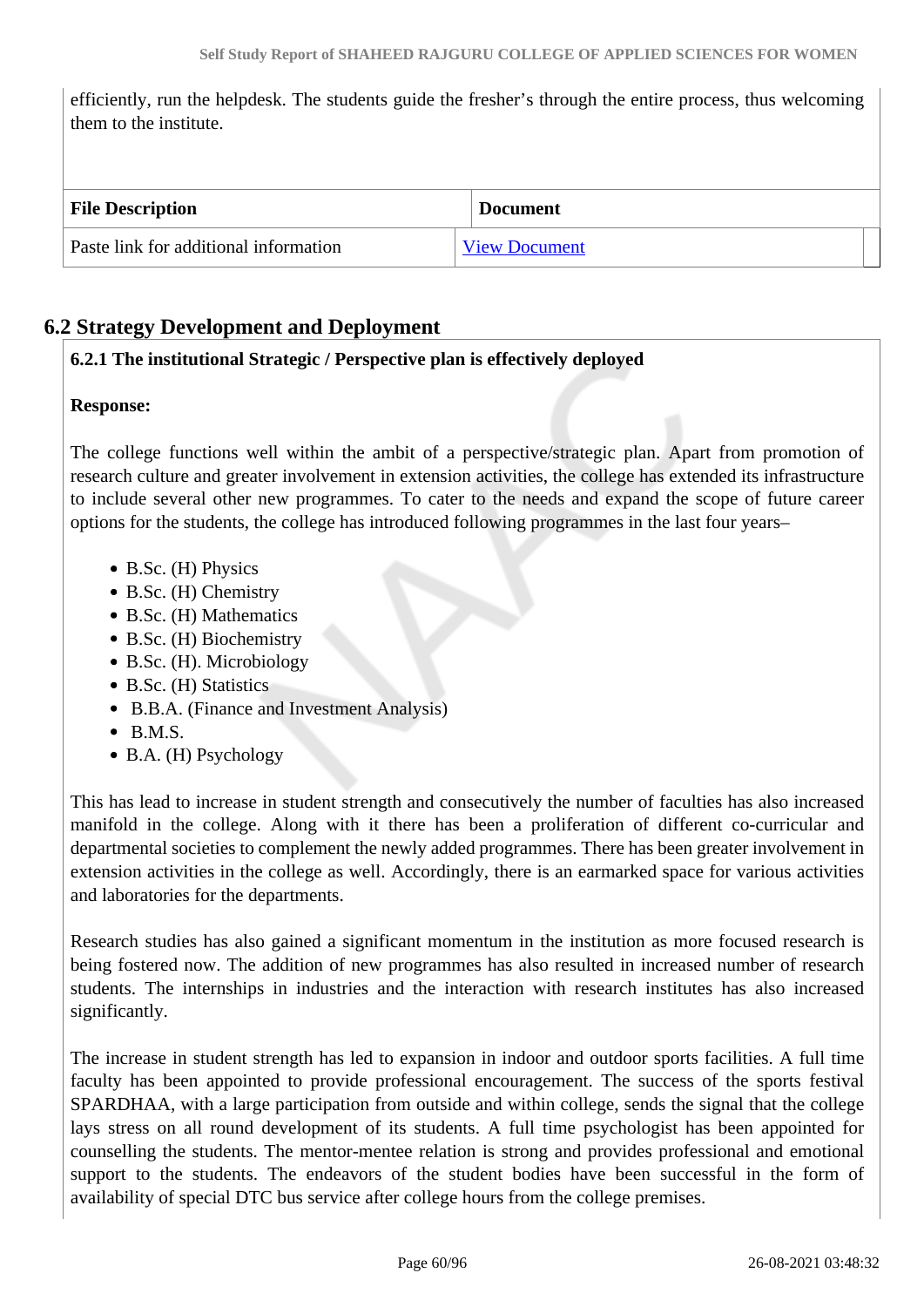efficiently, run the helpdesk. The students guide the fresher's through the entire process, thus welcoming them to the institute.

| File Description | Document |
|---|---|
| Paste link for additional information | View Document |

## 6.2 Strategy Development and Deployment

**6.2.1 The institutional Strategic / Perspective plan is effectively deployed**

**Response:**

The college functions well within the ambit of a perspective/strategic plan. Apart from promotion of research culture and greater involvement in extension activities, the college has extended its infrastructure to include several other new programmes. To cater to the needs and expand the scope of future career options for the students, the college has introduced following programmes in the last four years–

- B.Sc. (H) Physics
- B.Sc. (H) Chemistry
- B.Sc. (H) Mathematics
- B.Sc. (H) Biochemistry
- B.Sc. (H). Microbiology
- B.Sc. (H) Statistics
- B.B.A. (Finance and Investment Analysis)
- B.M.S.
- B.A. (H) Psychology

This has lead to increase in student strength and consecutively the number of faculties has also increased manifold in the college. Along with it there has been a proliferation of different co-curricular and departmental societies to complement the newly added programmes. There has been greater involvement in extension activities in the college as well. Accordingly, there is an earmarked space for various activities and laboratories for the departments.

Research studies has also gained a significant momentum in the institution as more focused research is being fostered now. The addition of new programmes has also resulted in increased number of research students. The internships in industries and the interaction with research institutes has also increased significantly.

The increase in student strength has led to expansion in indoor and outdoor sports facilities. A full time faculty has been appointed to provide professional encouragement. The success of the sports festival SPARDHAA, with a large participation from outside and within college, sends the signal that the college lays stress on all round development of its students. A full time psychologist has been appointed for counselling the students. The mentor-mentee relation is strong and provides professional and emotional support to the students. The endeavors of the student bodies have been successful in the form of availability of special DTC bus service after college hours from the college premises.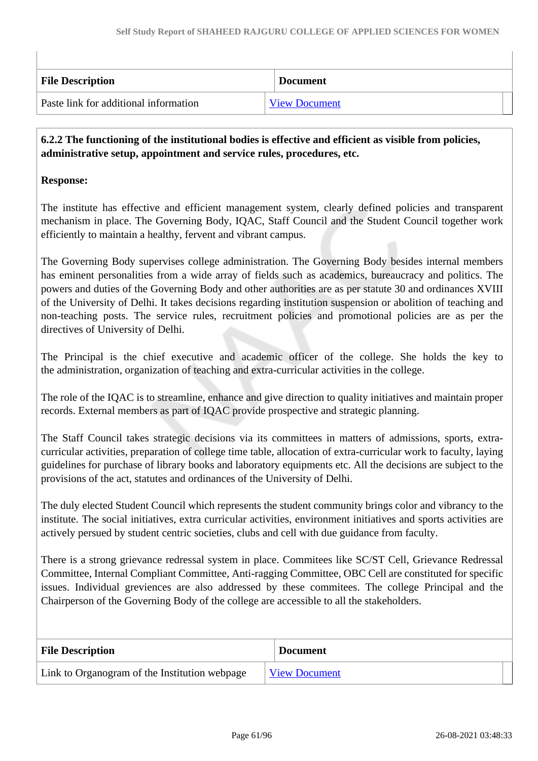| File Description | Document |
| --- | --- |
| Paste link for additional information | View Document |

**6.2.2 The functioning of the institutional bodies is effective and efficient as visible from policies, administrative setup, appointment and service rules, procedures, etc.**

**Response:**

The institute has effective and efficient management system, clearly defined policies and transparent mechanism in place. The Governing Body, IQAC, Staff Council and the Student Council together work efficiently to maintain a healthy, fervent and vibrant campus.

The Governing Body supervises college administration. The Governing Body besides internal members has eminent personalities from a wide array of fields such as academics, bureaucracy and politics. The powers and duties of the Governing Body and other authorities are as per statute 30 and ordinances XVIII of the University of Delhi. It takes decisions regarding institution suspension or abolition of teaching and non-teaching posts. The service rules, recruitment policies and promotional policies are as per the directives of University of Delhi.

The Principal is the chief executive and academic officer of the college. She holds the key to the administration, organization of teaching and extra-curricular activities in the college.

The role of the IQAC is to streamline, enhance and give direction to quality initiatives and maintain proper records. External members as part of IQAC provide prospective and strategic planning.

The Staff Council takes strategic decisions via its committees in matters of admissions, sports, extra-curricular activities, preparation of college time table, allocation of extra-curricular work to faculty, laying guidelines for purchase of library books and laboratory equipments etc. All the decisions are subject to the provisions of the act, statutes and ordinances of the University of Delhi.

The duly elected Student Council which represents the student community brings color and vibrancy to the institute. The social initiatives, extra curricular activities, environment initiatives and sports activities are actively persued by student centric societies, clubs and cell with due guidance from faculty.

There is a strong grievance redressal system in place. Commitees like SC/ST Cell, Grievance Redressal Committee, Internal Compliant Committee, Anti-ragging Committee, OBC Cell are constituted for specific issues. Individual greviences are also addressed by these commitees. The college Principal and the Chairperson of the Governing Body of the college are accessible to all the stakeholders.

| File Description | Document |
| --- | --- |
| Link to Organogram of the Institution webpage | View Document |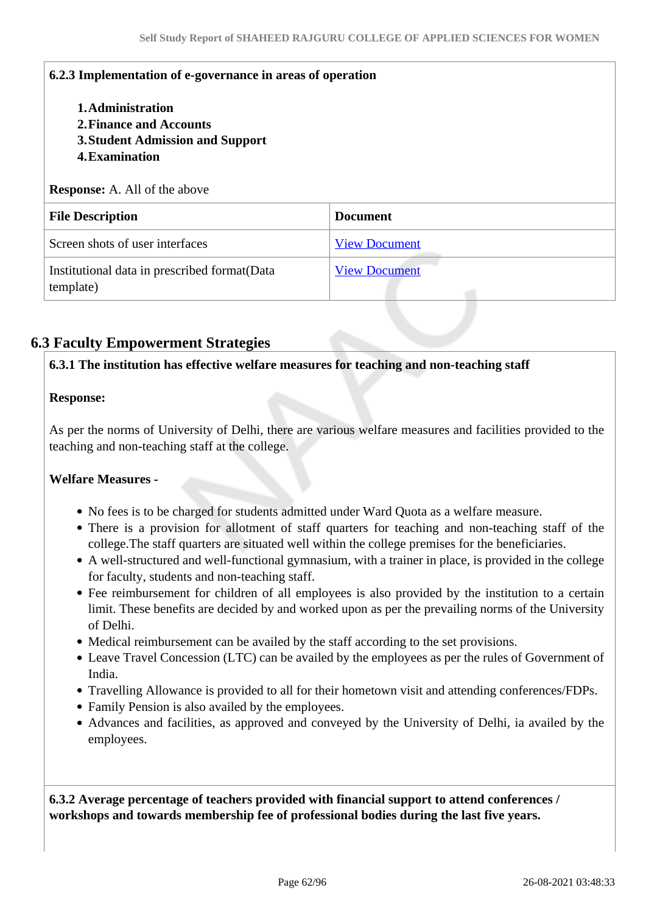**6.2.3 Implementation of e-governance in areas of operation**

1. **Administration**
2. **Finance and Accounts**
3. **Student Admission and Support**
4. **Examination**

**Response:** A. All of the above

| File Description | Document |
| --- | --- |
| Screen shots of user interfaces | View Document |
| Institutional data in prescribed format(Data template) | View Document |

## 6.3 Faculty Empowerment Strategies

**6.3.1 The institution has effective welfare measures for teaching and non-teaching staff**

**Response:**

As per the norms of University of Delhi, there are various welfare measures and facilities provided to the teaching and non-teaching staff at the college.

**Welfare Measures -**

- No fees is to be charged for students admitted under Ward Quota as a welfare measure.
- There is a provision for allotment of staff quarters for teaching and non-teaching staff of the college.The staff quarters are situated well within the college premises for the beneficiaries.
- A well-structured and well-functional gymnasium, with a trainer in place, is provided in the college for faculty, students and non-teaching staff.
- Fee reimbursement for children of all employees is also provided by the institution to a certain limit. These benefits are decided by and worked upon as per the prevailing norms of the University of Delhi.
- Medical reimbursement can be availed by the staff according to the set provisions.
- Leave Travel Concession (LTC) can be availed by the employees as per the rules of Government of India.
- Travelling Allowance is provided to all for their hometown visit and attending conferences/FDPs.
- Family Pension is also availed by the employees.
- Advances and facilities, as approved and conveyed by the University of Delhi, ia availed by the employees.

**6.3.2 Average percentage of teachers provided with financial support to attend conferences / workshops and towards membership fee of professional bodies during the last five years.**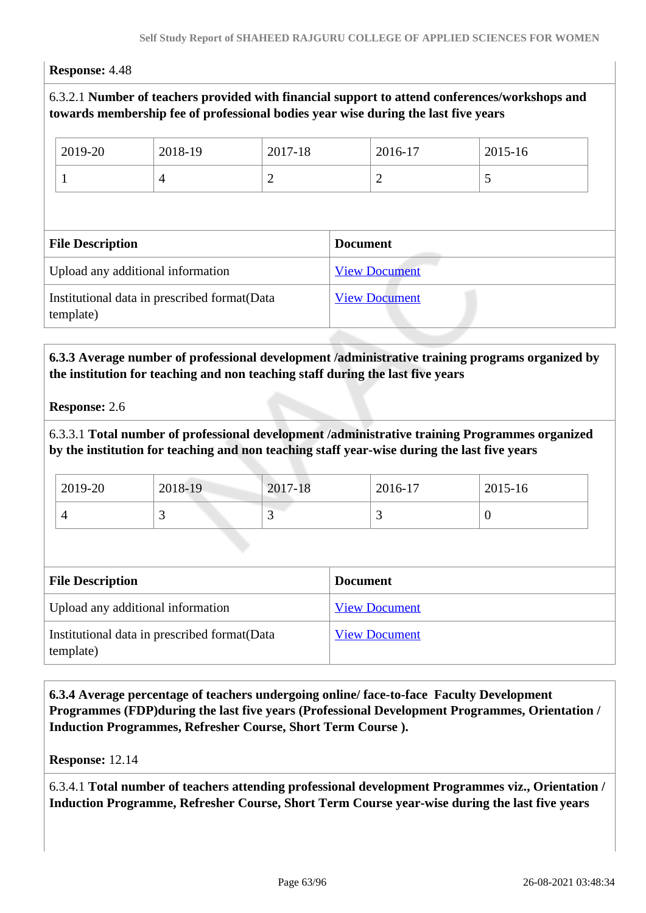**Response:** 4.48

6.3.2.1 **Number of teachers provided with financial support to attend conferences/workshops and towards membership fee of professional bodies year wise during the last five years**

| 2019-20 | 2018-19 | 2017-18 | 2016-17 | 2015-16 |
|---|---|---|---|---|
| 1 | 4 | 2 | 2 | 5 |

| File Description | Document |
|---|---|
| Upload any additional information | View Document |
| Institutional data in prescribed format(Data template) | View Document |

**6.3.3 Average number of professional development /administrative training programs organized by the institution for teaching and non teaching staff during the last five years**

**Response:** 2.6

6.3.3.1 **Total number of professional development /administrative training Programmes organized by the institution for teaching and non teaching staff year-wise during the last five years**

| 2019-20 | 2018-19 | 2017-18 | 2016-17 | 2015-16 |
|---|---|---|---|---|
| 4 | 3 | 3 | 3 | 0 |

| File Description | Document |
|---|---|
| Upload any additional information | View Document |
| Institutional data in prescribed format(Data template) | View Document |

**6.3.4 Average percentage of teachers undergoing online/ face-to-face Faculty Development Programmes (FDP)during the last five years (Professional Development Programmes, Orientation / Induction Programmes, Refresher Course, Short Term Course ).**

**Response:** 12.14

6.3.4.1 **Total number of teachers attending professional development Programmes viz., Orientation / Induction Programme, Refresher Course, Short Term Course year-wise during the last five years**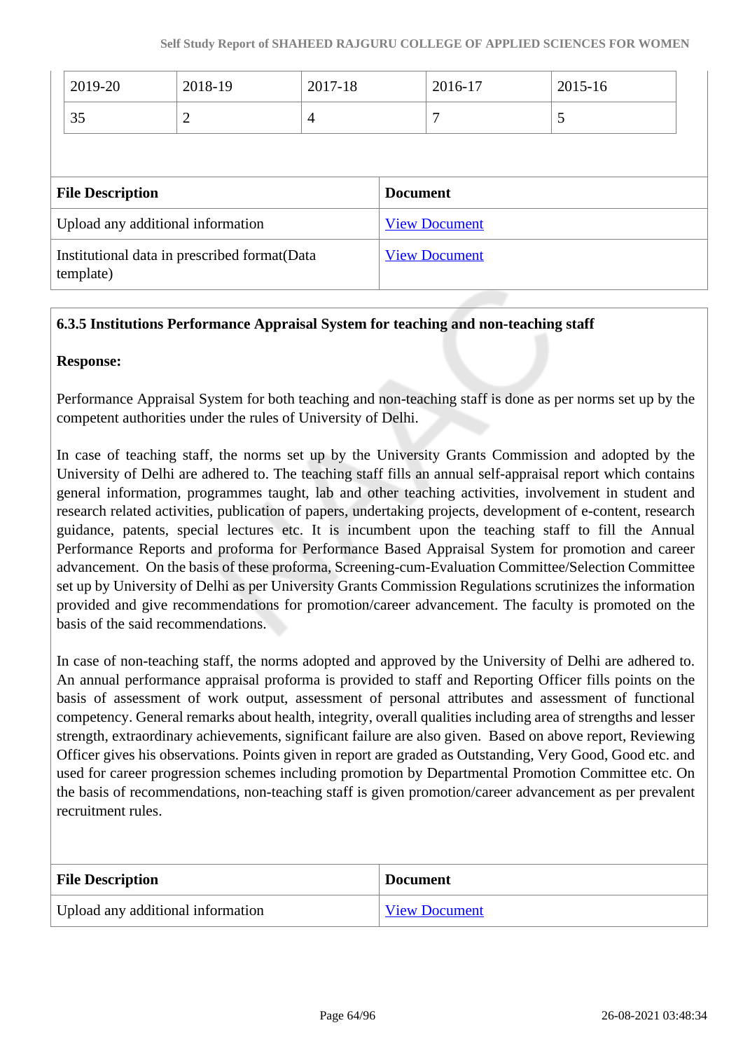| 2019-20 | 2018-19 | 2017-18 | 2016-17 | 2015-16 |
|---|---|---|---|---|
| 35 | 2 | 4 | 7 | 5 |

| File Description | Document |
|---|---|
| Upload any additional information | View Document |
| Institutional data in prescribed format(Data template) | View Document |

**6.3.5 Institutions Performance Appraisal System for teaching and non-teaching staff**

**Response:**

Performance Appraisal System for both teaching and non-teaching staff is done as per norms set up by the competent authorities under the rules of University of Delhi.

In case of teaching staff, the norms set up by the University Grants Commission and adopted by the University of Delhi are adhered to. The teaching staff fills an annual self-appraisal report which contains general information, programmes taught, lab and other teaching activities, involvement in student and research related activities, publication of papers, undertaking projects, development of e-content, research guidance, patents, special lectures etc. It is incumbent upon the teaching staff to fill the Annual Performance Reports and proforma for Performance Based Appraisal System for promotion and career advancement. On the basis of these proforma, Screening-cum-Evaluation Committee/Selection Committee set up by University of Delhi as per University Grants Commission Regulations scrutinizes the information provided and give recommendations for promotion/career advancement. The faculty is promoted on the basis of the said recommendations.

In case of non-teaching staff, the norms adopted and approved by the University of Delhi are adhered to. An annual performance appraisal proforma is provided to staff and Reporting Officer fills points on the basis of assessment of work output, assessment of personal attributes and assessment of functional competency. General remarks about health, integrity, overall qualities including area of strengths and lesser strength, extraordinary achievements, significant failure are also given. Based on above report, Reviewing Officer gives his observations. Points given in report are graded as Outstanding, Very Good, Good etc. and used for career progression schemes including promotion by Departmental Promotion Committee etc. On the basis of recommendations, non-teaching staff is given promotion/career advancement as per prevalent recruitment rules.

| File Description | Document |
|---|---|
| Upload any additional information | View Document |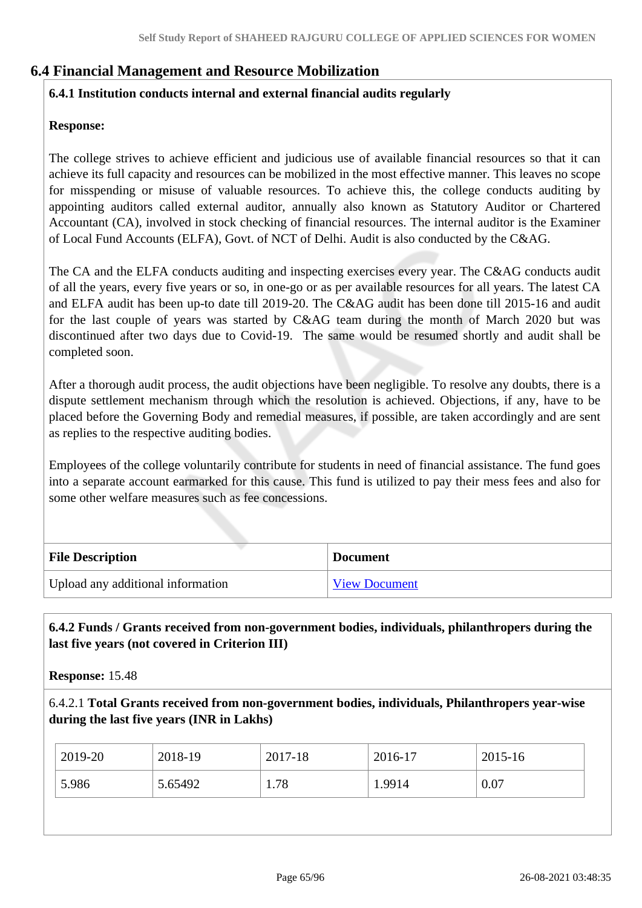## 6.4 Financial Management and Resource Mobilization

**6.4.1 Institution conducts internal and external financial audits regularly**

**Response:**

The college strives to achieve efficient and judicious use of available financial resources so that it can achieve its full capacity and resources can be mobilized in the most effective manner. This leaves no scope for misspending or misuse of valuable resources. To achieve this, the college conducts auditing by appointing auditors called external auditor, annually also known as Statutory Auditor or Chartered Accountant (CA), involved in stock checking of financial resources. The internal auditor is the Examiner of Local Fund Accounts (ELFA), Govt. of NCT of Delhi. Audit is also conducted by the C&AG.

The CA and the ELFA conducts auditing and inspecting exercises every year. The C&AG conducts audit of all the years, every five years or so, in one-go or as per available resources for all years. The latest CA and ELFA audit has been up-to date till 2019-20. The C&AG audit has been done till 2015-16 and audit for the last couple of years was started by C&AG team during the month of March 2020 but was discontinued after two days due to Covid-19. The same would be resumed shortly and audit shall be completed soon.

After a thorough audit process, the audit objections have been negligible. To resolve any doubts, there is a dispute settlement mechanism through which the resolution is achieved. Objections, if any, have to be placed before the Governing Body and remedial measures, if possible, are taken accordingly and are sent as replies to the respective auditing bodies.

Employees of the college voluntarily contribute for students in need of financial assistance. The fund goes into a separate account earmarked for this cause. This fund is utilized to pay their mess fees and also for some other welfare measures such as fee concessions.

| File Description | Document |
|---|---|
| Upload any additional information | View Document |

**6.4.2 Funds / Grants received from non-government bodies, individuals, philanthropers during the last five years (not covered in Criterion III)**

**Response:** 15.48

6.4.2.1 **Total Grants received from non-government bodies, individuals, Philanthropers year-wise during the last five years (INR in Lakhs)**

| 2019-20 | 2018-19 | 2017-18 | 2016-17 | 2015-16 |
|---|---|---|---|---|
| 5.986 | 5.65492 | 1.78 | 1.9914 | 0.07 |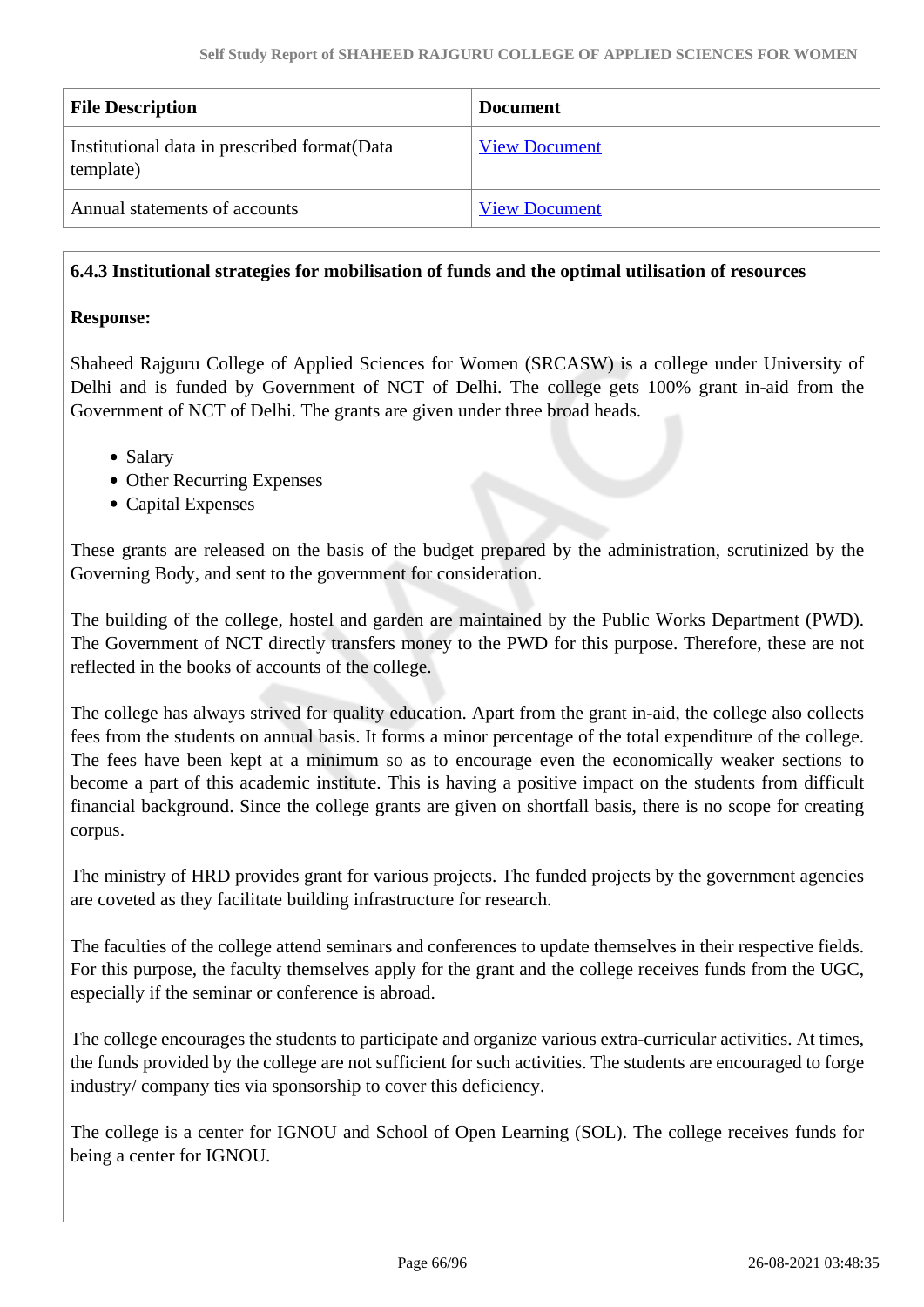| File Description | Document |
| --- | --- |
| Institutional data in prescribed format(Data template) | View Document |
| Annual statements of accounts | View Document |

**6.4.3 Institutional strategies for mobilisation of funds and the optimal utilisation of resources**

**Response:**

Shaheed Rajguru College of Applied Sciences for Women (SRCASW) is a college under University of Delhi and is funded by Government of NCT of Delhi. The college gets 100% grant in-aid from the Government of NCT of Delhi. The grants are given under three broad heads.

- Salary
- Other Recurring Expenses
- Capital Expenses

These grants are released on the basis of the budget prepared by the administration, scrutinized by the Governing Body, and sent to the government for consideration.

The building of the college, hostel and garden are maintained by the Public Works Department (PWD). The Government of NCT directly transfers money to the PWD for this purpose. Therefore, these are not reflected in the books of accounts of the college.

The college has always strived for quality education. Apart from the grant in-aid, the college also collects fees from the students on annual basis. It forms a minor percentage of the total expenditure of the college. The fees have been kept at a minimum so as to encourage even the economically weaker sections to become a part of this academic institute. This is having a positive impact on the students from difficult financial background. Since the college grants are given on shortfall basis, there is no scope for creating corpus.

The ministry of HRD provides grant for various projects. The funded projects by the government agencies are coveted as they facilitate building infrastructure for research.

The faculties of the college attend seminars and conferences to update themselves in their respective fields. For this purpose, the faculty themselves apply for the grant and the college receives funds from the UGC, especially if the seminar or conference is abroad.

The college encourages the students to participate and organize various extra-curricular activities. At times, the funds provided by the college are not sufficient for such activities. The students are encouraged to forge industry/ company ties via sponsorship to cover this deficiency.

The college is a center for IGNOU and School of Open Learning (SOL). The college receives funds for being a center for IGNOU.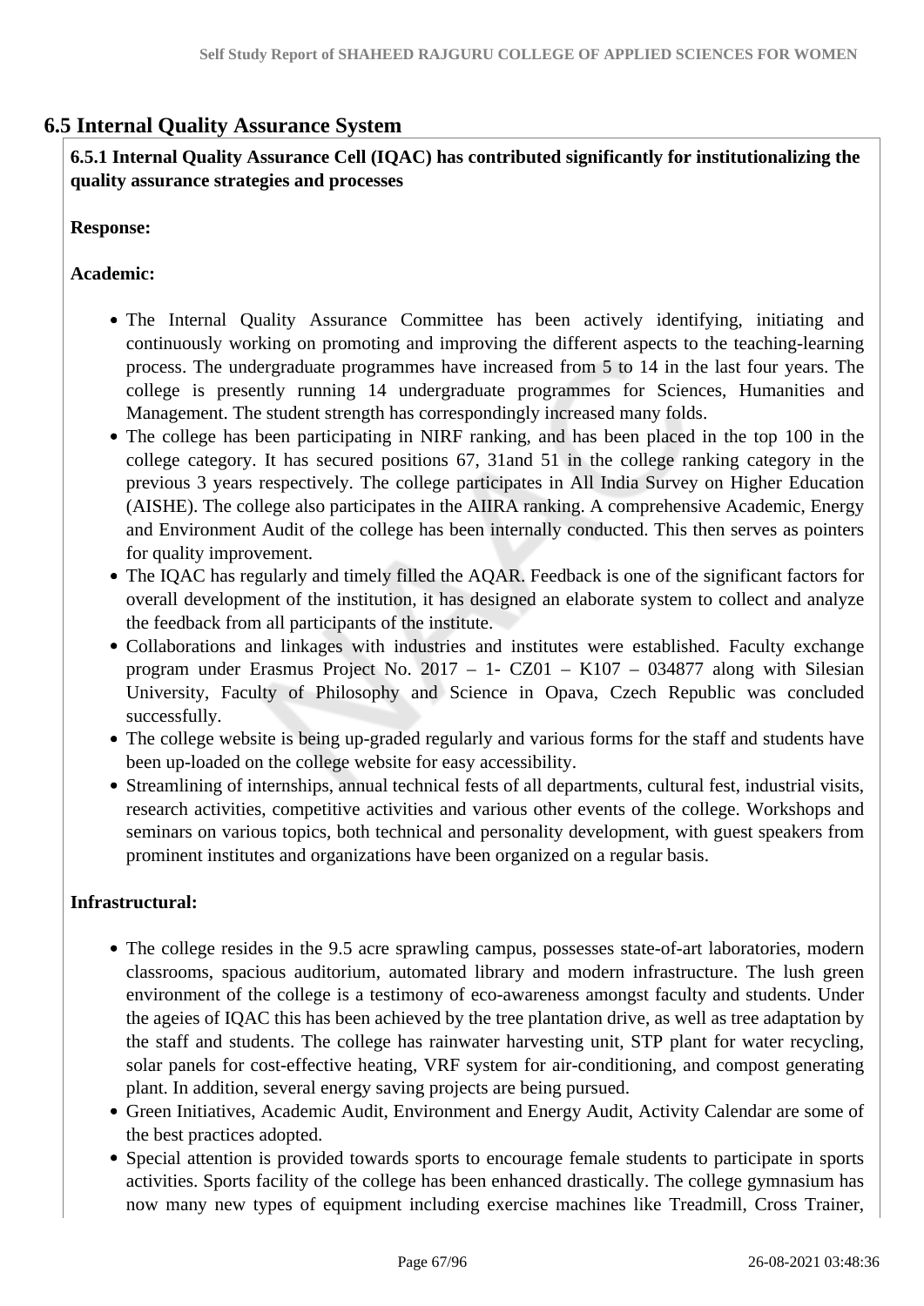## 6.5 Internal Quality Assurance System

**6.5.1 Internal Quality Assurance Cell (IQAC) has contributed significantly for institutionalizing the quality assurance strategies and processes**

**Response:**

**Academic:**

- The Internal Quality Assurance Committee has been actively identifying, initiating and continuously working on promoting and improving the different aspects to the teaching-learning process. The undergraduate programmes have increased from 5 to 14 in the last four years. The college is presently running 14 undergraduate programmes for Sciences, Humanities and Management. The student strength has correspondingly increased many folds.
- The college has been participating in NIRF ranking, and has been placed in the top 100 in the college category. It has secured positions 67, 31and 51 in the college ranking category in the previous 3 years respectively. The college participates in All India Survey on Higher Education (AISHE). The college also participates in the AIIRA ranking. A comprehensive Academic, Energy and Environment Audit of the college has been internally conducted. This then serves as pointers for quality improvement.
- The IQAC has regularly and timely filled the AQAR. Feedback is one of the significant factors for overall development of the institution, it has designed an elaborate system to collect and analyze the feedback from all participants of the institute.
- Collaborations and linkages with industries and institutes were established. Faculty exchange program under Erasmus Project No. 2017 – 1- CZ01 – K107 – 034877 along with Silesian University, Faculty of Philosophy and Science in Opava, Czech Republic was concluded successfully.
- The college website is being up-graded regularly and various forms for the staff and students have been up-loaded on the college website for easy accessibility.
- Streamlining of internships, annual technical fests of all departments, cultural fest, industrial visits, research activities, competitive activities and various other events of the college. Workshops and seminars on various topics, both technical and personality development, with guest speakers from prominent institutes and organizations have been organized on a regular basis.

**Infrastructural:**

- The college resides in the 9.5 acre sprawling campus, possesses state-of-art laboratories, modern classrooms, spacious auditorium, automated library and modern infrastructure. The lush green environment of the college is a testimony of eco-awareness amongst faculty and students. Under the ageies of IQAC this has been achieved by the tree plantation drive, as well as tree adaptation by the staff and students. The college has rainwater harvesting unit, STP plant for water recycling, solar panels for cost-effective heating, VRF system for air-conditioning, and compost generating plant. In addition, several energy saving projects are being pursued.
- Green Initiatives, Academic Audit, Environment and Energy Audit, Activity Calendar are some of the best practices adopted.
- Special attention is provided towards sports to encourage female students to participate in sports activities. Sports facility of the college has been enhanced drastically. The college gymnasium has now many new types of equipment including exercise machines like Treadmill, Cross Trainer,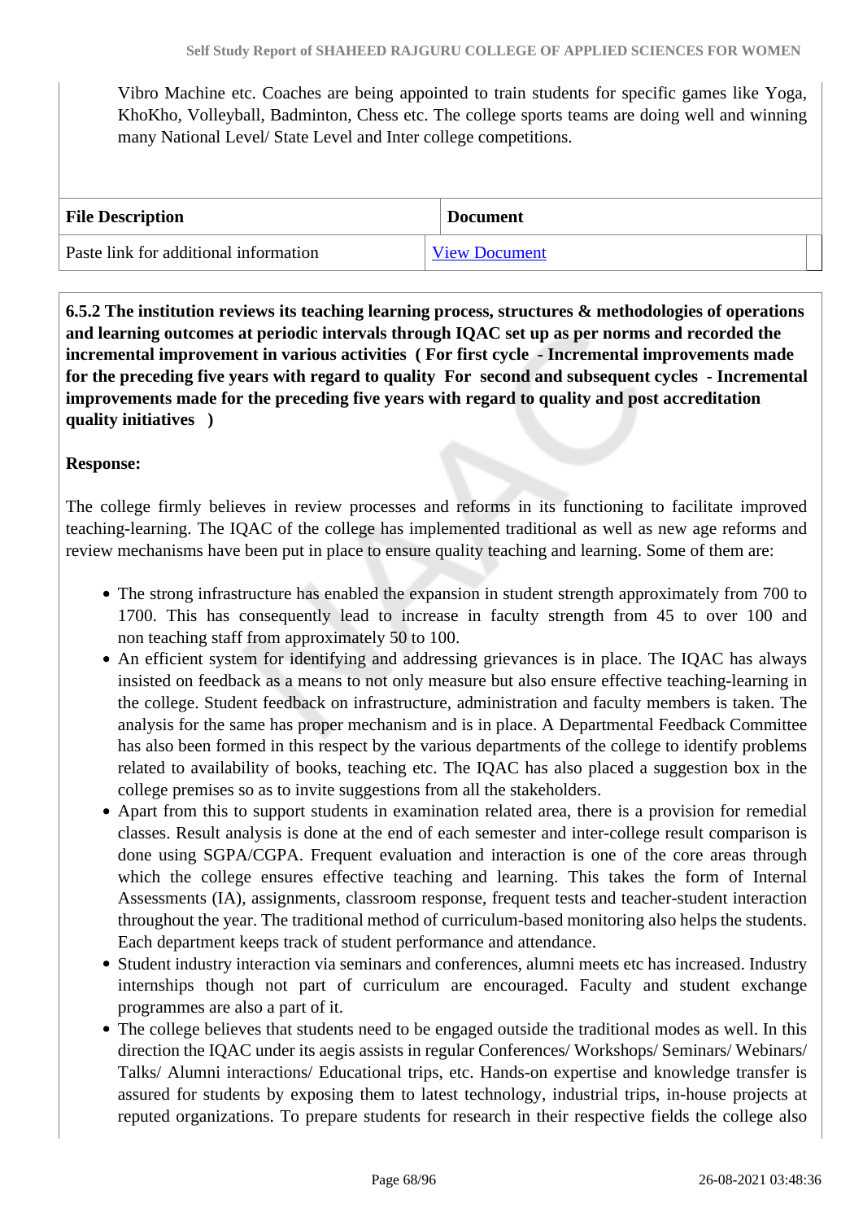Vibro Machine etc. Coaches are being appointed to train students for specific games like Yoga, KhoKho, Volleyball, Badminton, Chess etc. The college sports teams are doing well and winning many National Level/ State Level and Inter college competitions.

| File Description | Document |
|---|---|
| Paste link for additional information | View Document |

**6.5.2 The institution reviews its teaching learning process, structures & methodologies of operations and learning outcomes at periodic intervals through IQAC set up as per norms and recorded the incremental improvement in various activities ( For first cycle - Incremental improvements made for the preceding five years with regard to quality For second and subsequent cycles - Incremental improvements made for the preceding five years with regard to quality and post accreditation quality initiatives )**

**Response:**

The college firmly believes in review processes and reforms in its functioning to facilitate improved teaching-learning. The IQAC of the college has implemented traditional as well as new age reforms and review mechanisms have been put in place to ensure quality teaching and learning. Some of them are:

- The strong infrastructure has enabled the expansion in student strength approximately from 700 to 1700. This has consequently lead to increase in faculty strength from 45 to over 100 and non teaching staff from approximately 50 to 100.
- An efficient system for identifying and addressing grievances is in place. The IQAC has always insisted on feedback as a means to not only measure but also ensure effective teaching-learning in the college. Student feedback on infrastructure, administration and faculty members is taken. The analysis for the same has proper mechanism and is in place. A Departmental Feedback Committee has also been formed in this respect by the various departments of the college to identify problems related to availability of books, teaching etc. The IQAC has also placed a suggestion box in the college premises so as to invite suggestions from all the stakeholders.
- Apart from this to support students in examination related area, there is a provision for remedial classes. Result analysis is done at the end of each semester and inter-college result comparison is done using SGPA/CGPA. Frequent evaluation and interaction is one of the core areas through which the college ensures effective teaching and learning. This takes the form of Internal Assessments (IA), assignments, classroom response, frequent tests and teacher-student interaction throughout the year. The traditional method of curriculum-based monitoring also helps the students. Each department keeps track of student performance and attendance.
- Student industry interaction via seminars and conferences, alumni meets etc has increased. Industry internships though not part of curriculum are encouraged. Faculty and student exchange programmes are also a part of it.
- The college believes that students need to be engaged outside the traditional modes as well. In this direction the IQAC under its aegis assists in regular Conferences/ Workshops/ Seminars/ Webinars/ Talks/ Alumni interactions/ Educational trips, etc. Hands-on expertise and knowledge transfer is assured for students by exposing them to latest technology, industrial trips, in-house projects at reputed organizations. To prepare students for research in their respective fields the college also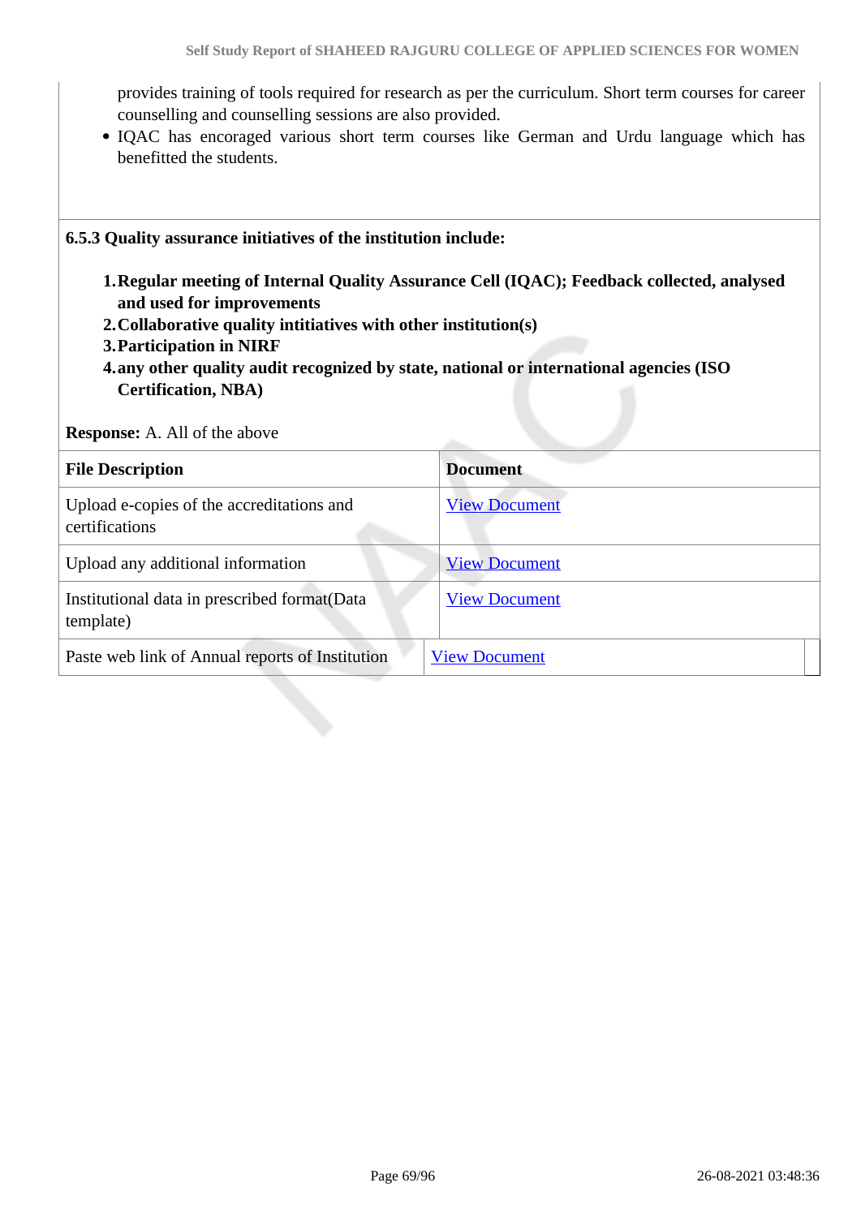provides training of tools required for research as per the curriculum. Short term courses for career counselling and counselling sessions are also provided.

- IQAC has encoraged various short term courses like German and Urdu language which has benefitted the students.

**6.5.3 Quality assurance initiatives of the institution include:**

1. **Regular meeting of Internal Quality Assurance Cell (IQAC); Feedback collected, analysed and used for improvements**
2. **Collaborative quality intitiatives with other institution(s)**
3. **Participation in NIRF**
4. **any other quality audit recognized by state, national or international agencies (ISO Certification, NBA)**

**Response:** A. All of the above

| File Description | Document |
|---|---|
| Upload e-copies of the accreditations and certifications | View Document |
| Upload any additional information | View Document |
| Institutional data in prescribed format(Data template) | View Document |
| Paste web link of Annual reports of Institution | View Document |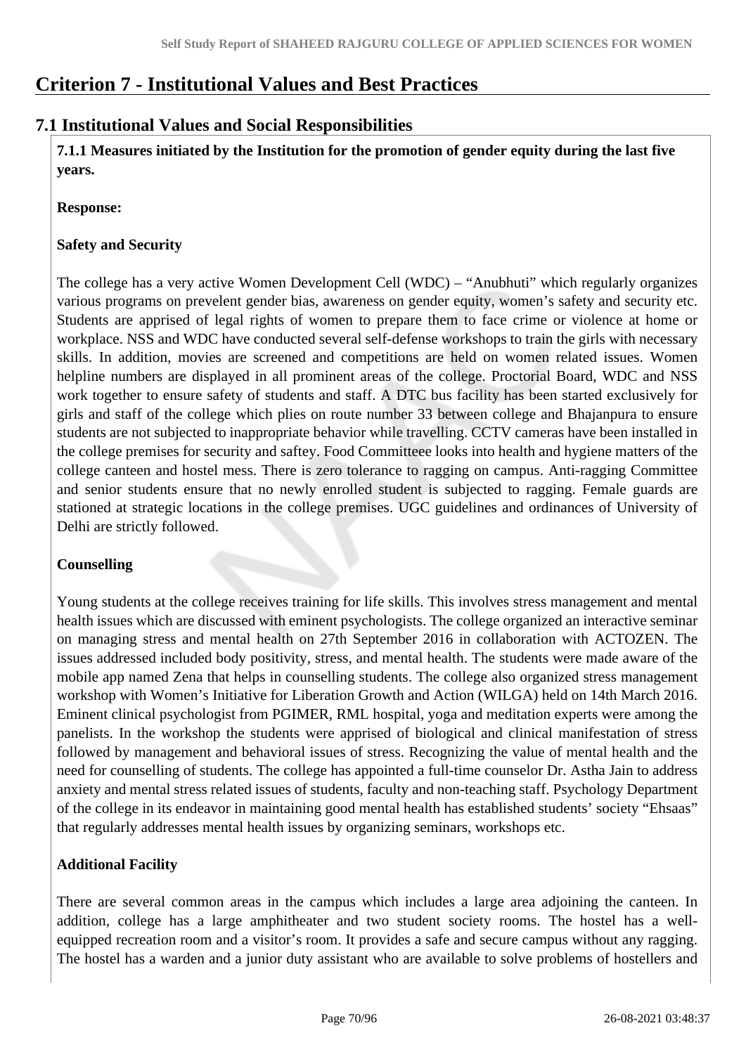# Criterion 7 - Institutional Values and Best Practices

## 7.1 Institutional Values and Social Responsibilities

**7.1.1 Measures initiated by the Institution for the promotion of gender equity during the last five years.**

**Response:**

**Safety and Security**

The college has a very active Women Development Cell (WDC) – "Anubhuti" which regularly organizes various programs on prevelent gender bias, awareness on gender equity, women's safety and security etc. Students are apprised of legal rights of women to prepare them to face crime or violence at home or workplace. NSS and WDC have conducted several self-defense workshops to train the girls with necessary skills. In addition, movies are screened and competitions are held on women related issues. Women helpline numbers are displayed in all prominent areas of the college. Proctorial Board, WDC and NSS work together to ensure safety of students and staff. A DTC bus facility has been started exclusively for girls and staff of the college which plies on route number 33 between college and Bhajanpura to ensure students are not subjected to inappropriate behavior while travelling. CCTV cameras have been installed in the college premises for security and saftey. Food Committee looks into health and hygiene matters of the college canteen and hostel mess. There is zero tolerance to ragging on campus. Anti-ragging Committee and senior students ensure that no newly enrolled student is subjected to ragging. Female guards are stationed at strategic locations in the college premises. UGC guidelines and ordinances of University of Delhi are strictly followed.

**Counselling**

Young students at the college receives training for life skills. This involves stress management and mental health issues which are discussed with eminent psychologists. The college organized an interactive seminar on managing stress and mental health on 27th September 2016 in collaboration with ACTOZEN. The issues addressed included body positivity, stress, and mental health. The students were made aware of the mobile app named Zena that helps in counselling students. The college also organized stress management workshop with Women's Initiative for Liberation Growth and Action (WILGA) held on 14th March 2016. Eminent clinical psychologist from PGIMER, RML hospital, yoga and meditation experts were among the panelists. In the workshop the students were apprised of biological and clinical manifestation of stress followed by management and behavioral issues of stress. Recognizing the value of mental health and the need for counselling of students. The college has appointed a full-time counselor Dr. Astha Jain to address anxiety and mental stress related issues of students, faculty and non-teaching staff. Psychology Department of the college in its endeavor in maintaining good mental health has established students' society "Ehsaas" that regularly addresses mental health issues by organizing seminars, workshops etc.

**Additional Facility**

There are several common areas in the campus which includes a large area adjoining the canteen. In addition, college has a large amphitheater and two student society rooms. The hostel has a well-equipped recreation room and a visitor's room. It provides a safe and secure campus without any ragging. The hostel has a warden and a junior duty assistant who are available to solve problems of hostellers and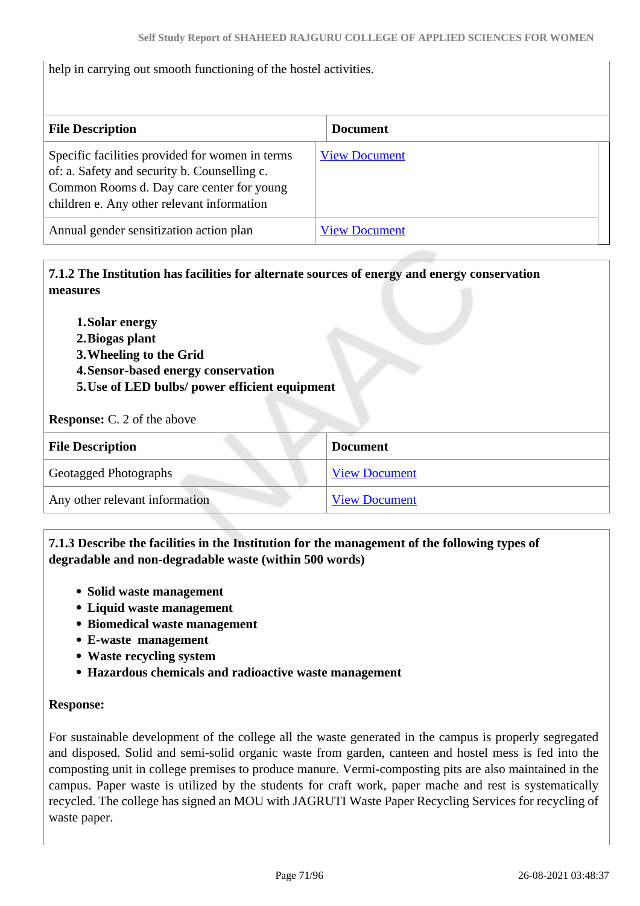help in carrying out smooth functioning of the hostel activities.

| File Description | Document |
|---|---|
| Specific facilities provided for women in terms of: a. Safety and security b. Counselling c. Common Rooms d. Day care center for young children e. Any other relevant information | View Document |
| Annual gender sensitization action plan | View Document |

**7.1.2 The Institution has facilities for alternate sources of energy and energy conservation measures**

1. **Solar energy**
2. **Biogas plant**
3. **Wheeling to the Grid**
4. **Sensor-based energy conservation**
5. **Use of LED bulbs/ power efficient equipment**

**Response:** C. 2 of the above

| File Description | Document |
|---|---|
| Geotagged Photographs | View Document |
| Any other relevant information | View Document |

**7.1.3 Describe the facilities in the Institution for the management of the following types of degradable and non-degradable waste (within 500 words)**

- **Solid waste management**
- **Liquid waste management**
- **Biomedical waste management**
- **E-waste management**
- **Waste recycling system**
- **Hazardous chemicals and radioactive waste management**

**Response:**

For sustainable development of the college all the waste generated in the campus is properly segregated and disposed. Solid and semi-solid organic waste from garden, canteen and hostel mess is fed into the composting unit in college premises to produce manure. Vermi-composting pits are also maintained in the campus. Paper waste is utilized by the students for craft work, paper mache and rest is systematically recycled. The college has signed an MOU with JAGRUTI Waste Paper Recycling Services for recycling of waste paper.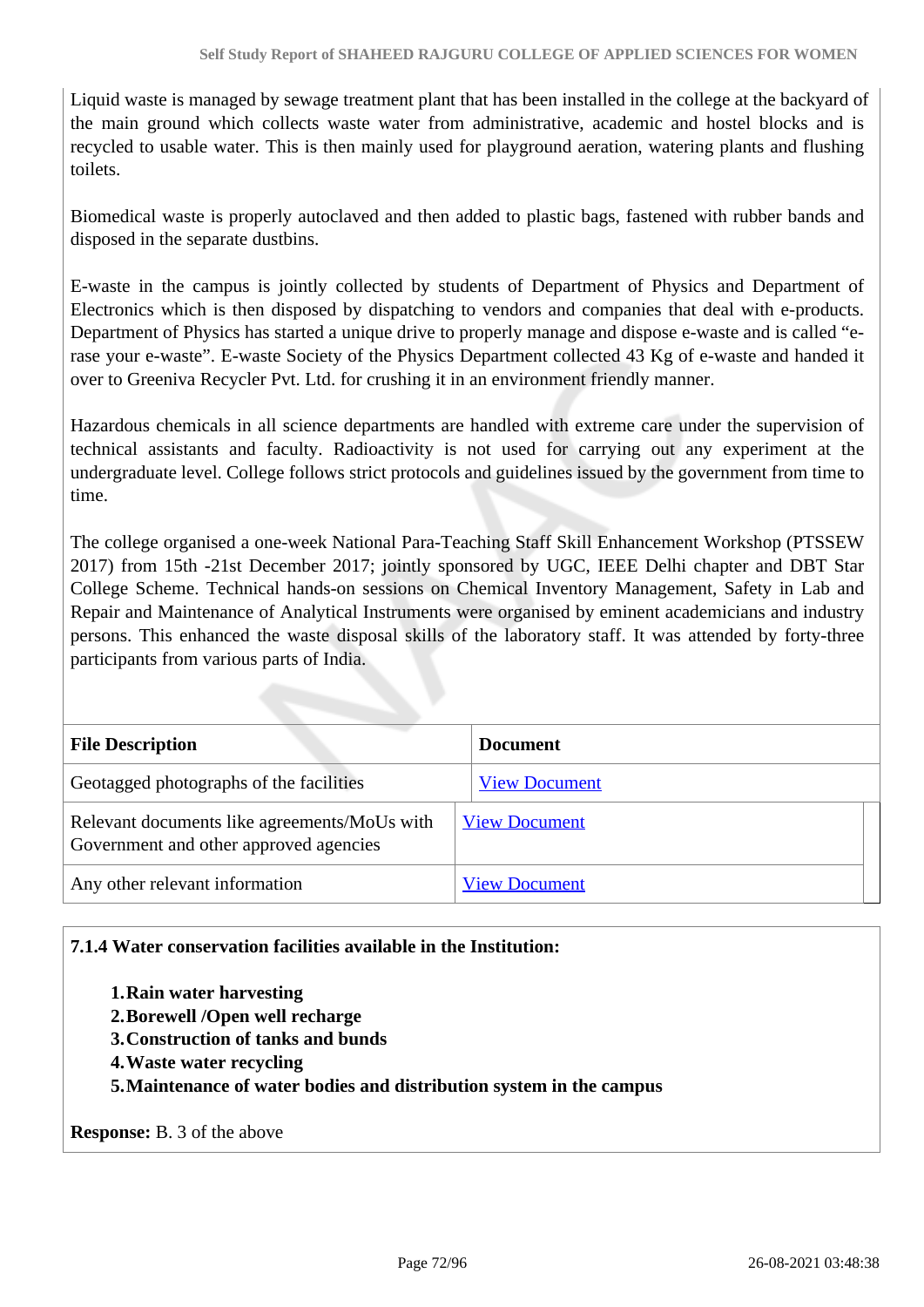Liquid waste is managed by sewage treatment plant that has been installed in the college at the backyard of the main ground which collects waste water from administrative, academic and hostel blocks and is recycled to usable water. This is then mainly used for playground aeration, watering plants and flushing toilets.

Biomedical waste is properly autoclaved and then added to plastic bags, fastened with rubber bands and disposed in the separate dustbins.

E-waste in the campus is jointly collected by students of Department of Physics and Department of Electronics which is then disposed by dispatching to vendors and companies that deal with e-products. Department of Physics has started a unique drive to properly manage and dispose e-waste and is called "e-rase your e-waste". E-waste Society of the Physics Department collected 43 Kg of e-waste and handed it over to Greeniva Recycler Pvt. Ltd. for crushing it in an environment friendly manner.

Hazardous chemicals in all science departments are handled with extreme care under the supervision of technical assistants and faculty. Radioactivity is not used for carrying out any experiment at the undergraduate level. College follows strict protocols and guidelines issued by the government from time to time.

The college organised a one-week National Para-Teaching Staff Skill Enhancement Workshop (PTSSEW 2017) from 15th -21st December 2017; jointly sponsored by UGC, IEEE Delhi chapter and DBT Star College Scheme. Technical hands-on sessions on Chemical Inventory Management, Safety in Lab and Repair and Maintenance of Analytical Instruments were organised by eminent academicians and industry persons. This enhanced the waste disposal skills of the laboratory staff. It was attended by forty-three participants from various parts of India.

| File Description | Document |
| --- | --- |
| Geotagged photographs of the facilities | View Document |
| Relevant documents like agreements/MoUs with Government and other approved agencies | View Document |
| Any other relevant information | View Document |

**7.1.4 Water conservation facilities available in the Institution:**

1. **Rain water harvesting**
2. **Borewell /Open well recharge**
3. **Construction of tanks and bunds**
4. **Waste water recycling**
5. **Maintenance of water bodies and distribution system in the campus**

**Response:** B. 3 of the above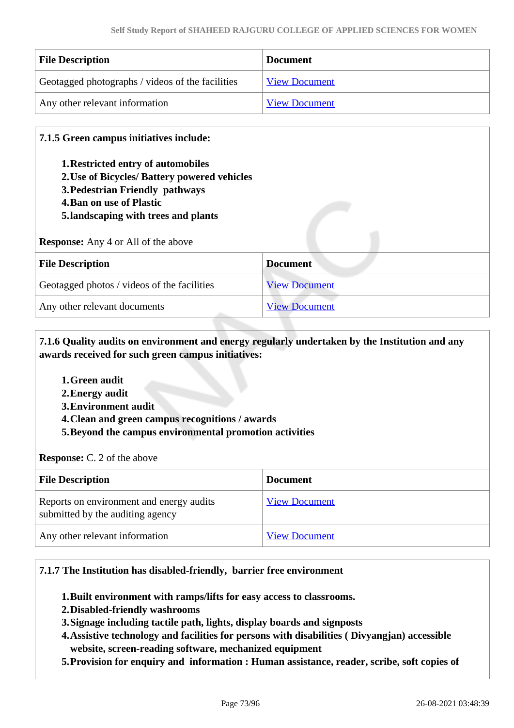| File Description | Document |
| --- | --- |
| Geotagged photographs / videos of the facilities | View Document |
| Any other relevant information | View Document |

**7.1.5 Green campus initiatives include:**

1. **Restricted entry of automobiles**
2. **Use of Bicycles/ Battery powered vehicles**
3. **Pedestrian Friendly pathways**
4. **Ban on use of Plastic**
5. **landscaping with trees and plants**

**Response:** Any 4 or All of the above

| File Description | Document |
| --- | --- |
| Geotagged photos / videos of the facilities | View Document |
| Any other relevant documents | View Document |

**7.1.6 Quality audits on environment and energy regularly undertaken by the Institution and any awards received for such green campus initiatives:**

1. **Green audit**
2. **Energy audit**
3. **Environment audit**
4. **Clean and green campus recognitions / awards**
5. **Beyond the campus environmental promotion activities**

**Response:** C. 2 of the above

| File Description | Document |
| --- | --- |
| Reports on environment and energy audits submitted by the auditing agency | View Document |
| Any other relevant information | View Document |

**7.1.7 The Institution has disabled-friendly, barrier free environment**

1. **Built environment with ramps/lifts for easy access to classrooms.**
2. **Disabled-friendly washrooms**
3. **Signage including tactile path, lights, display boards and signposts**
4. **Assistive technology and facilities for persons with disabilities ( Divyangjan) accessible website, screen-reading software, mechanized equipment**
5. **Provision for enquiry and information : Human assistance, reader, scribe, soft copies of**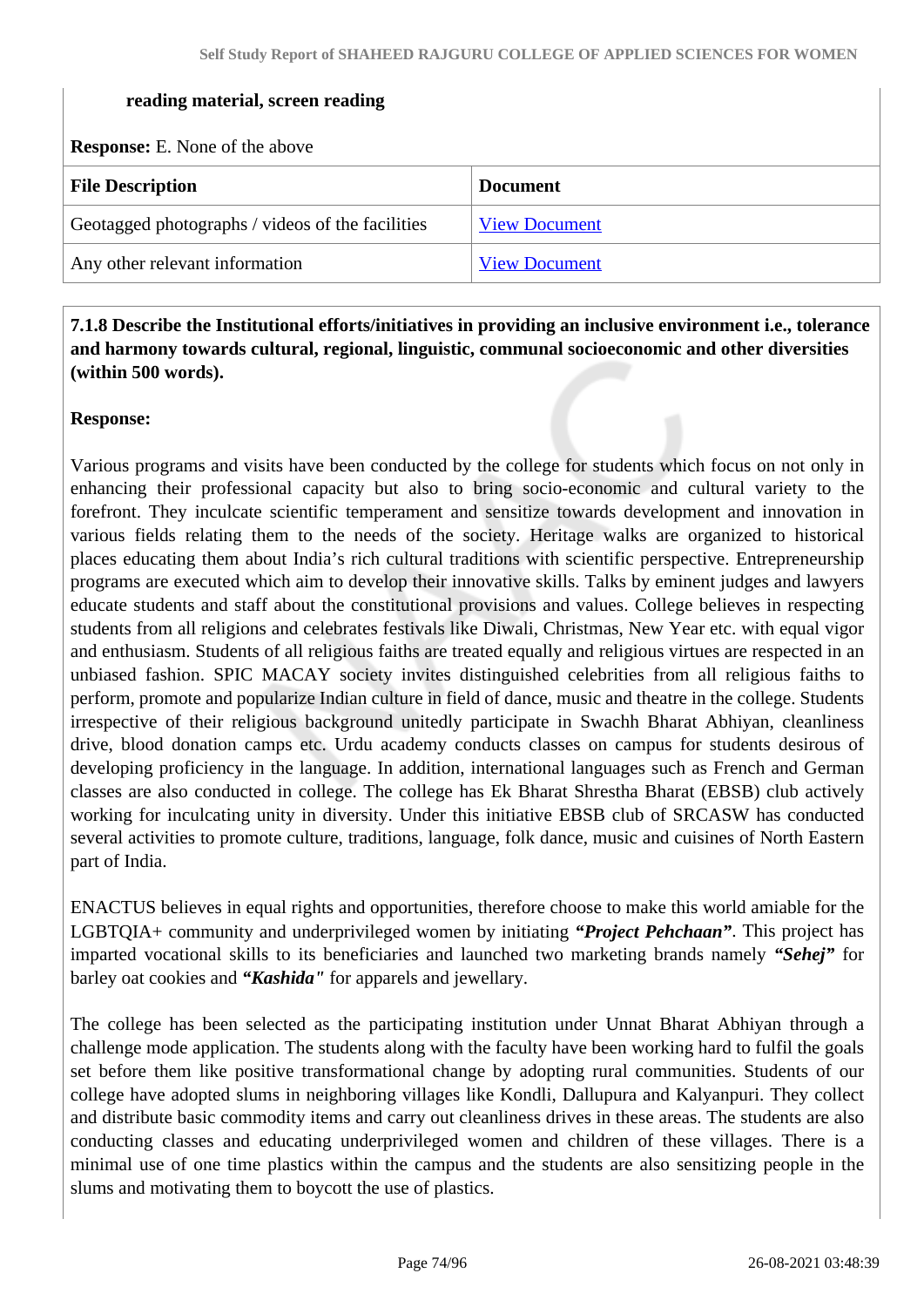**reading material, screen reading**

**Response:** E. None of the above

| File Description | Document |
|---|---|
| Geotagged photographs / videos of the facilities | View Document |
| Any other relevant information | View Document |

**7.1.8 Describe the Institutional efforts/initiatives in providing an inclusive environment i.e., tolerance and harmony towards cultural, regional, linguistic, communal socioeconomic and other diversities (within 500 words).**

**Response:**

Various programs and visits have been conducted by the college for students which focus on not only in enhancing their professional capacity but also to bring socio-economic and cultural variety to the forefront. They inculcate scientific temperament and sensitize towards development and innovation in various fields relating them to the needs of the society. Heritage walks are organized to historical places educating them about India's rich cultural traditions with scientific perspective. Entrepreneurship programs are executed which aim to develop their innovative skills. Talks by eminent judges and lawyers educate students and staff about the constitutional provisions and values. College believes in respecting students from all religions and celebrates festivals like Diwali, Christmas, New Year etc. with equal vigor and enthusiasm. Students of all religious faiths are treated equally and religious virtues are respected in an unbiased fashion. SPIC MACAY society invites distinguished celebrities from all religious faiths to perform, promote and popularize Indian culture in field of dance, music and theatre in the college. Students irrespective of their religious background unitedly participate in Swachh Bharat Abhiyan, cleanliness drive, blood donation camps etc. Urdu academy conducts classes on campus for students desirous of developing proficiency in the language. In addition, international languages such as French and German classes are also conducted in college. The college has Ek Bharat Shrestha Bharat (EBSB) club actively working for inculcating unity in diversity. Under this initiative EBSB club of SRCASW has conducted several activities to promote culture, traditions, language, folk dance, music and cuisines of North Eastern part of India.

ENACTUS believes in equal rights and opportunities, therefore choose to make this world amiable for the LGBTQIA+ community and underprivileged women by initiating ***"Project Pehchaan"***. This project has imparted vocational skills to its beneficiaries and launched two marketing brands namely ***"Sehej"*** for barley oat cookies and ***"Kashida"*** for apparels and jewellary.

The college has been selected as the participating institution under Unnat Bharat Abhiyan through a challenge mode application. The students along with the faculty have been working hard to fulfil the goals set before them like positive transformational change by adopting rural communities. Students of our college have adopted slums in neighboring villages like Kondli, Dallupura and Kalyanpuri. They collect and distribute basic commodity items and carry out cleanliness drives in these areas. The students are also conducting classes and educating underprivileged women and children of these villages. There is a minimal use of one time plastics within the campus and the students are also sensitizing people in the slums and motivating them to boycott the use of plastics.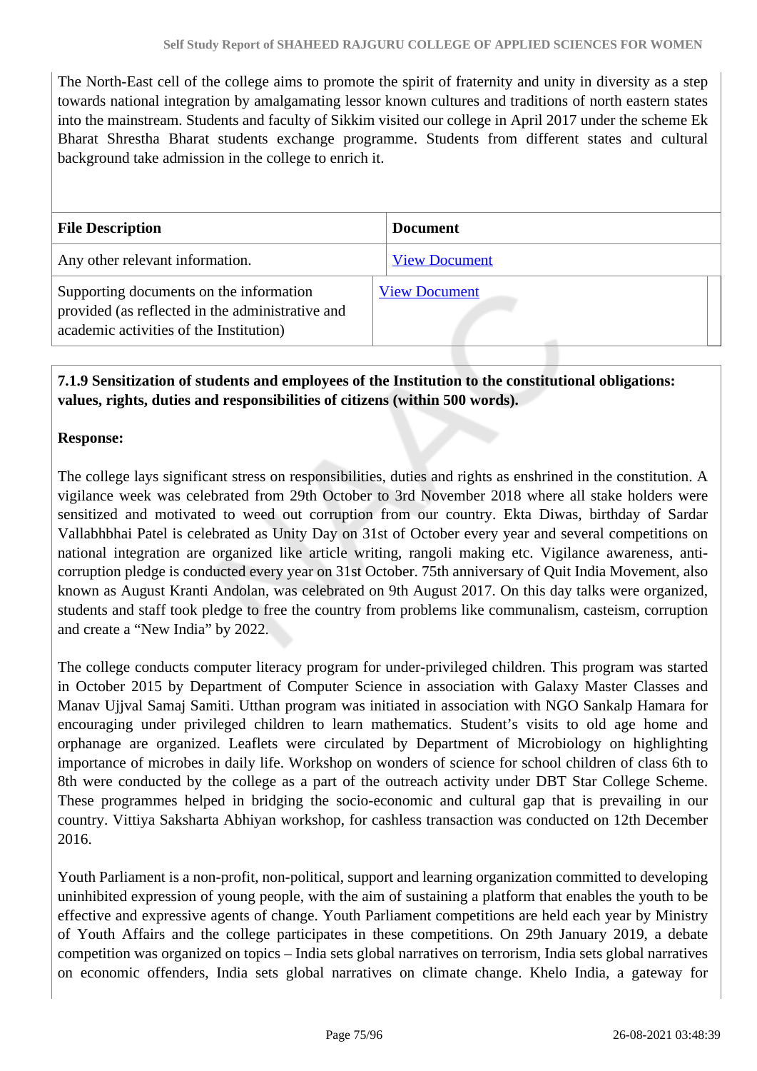The North-East cell of the college aims to promote the spirit of fraternity and unity in diversity as a step towards national integration by amalgamating lessor known cultures and traditions of north eastern states into the mainstream. Students and faculty of Sikkim visited our college in April 2017 under the scheme Ek Bharat Shrestha Bharat students exchange programme. Students from different states and cultural background take admission in the college to enrich it.

| File Description | Document |
|---|---|
| Any other relevant information. | View Document |
| Supporting documents on the information provided (as reflected in the administrative and academic activities of the Institution) | View Document |

**7.1.9 Sensitization of students and employees of the Institution to the constitutional obligations: values, rights, duties and responsibilities of citizens (within 500 words).**

**Response:**

The college lays significant stress on responsibilities, duties and rights as enshrined in the constitution. A vigilance week was celebrated from 29th October to 3rd November 2018 where all stake holders were sensitized and motivated to weed out corruption from our country. Ekta Diwas, birthday of Sardar Vallabhbhai Patel is celebrated as Unity Day on 31st of October every year and several competitions on national integration are organized like article writing, rangoli making etc. Vigilance awareness, anti-corruption pledge is conducted every year on 31st October. 75th anniversary of Quit India Movement, also known as August Kranti Andolan, was celebrated on 9th August 2017. On this day talks were organized, students and staff took pledge to free the country from problems like communalism, casteism, corruption and create a "New India" by 2022.

The college conducts computer literacy program for under-privileged children. This program was started in October 2015 by Department of Computer Science in association with Galaxy Master Classes and Manav Ujjval Samaj Samiti. Utthan program was initiated in association with NGO Sankalp Hamara for encouraging under privileged children to learn mathematics. Student's visits to old age home and orphanage are organized. Leaflets were circulated by Department of Microbiology on highlighting importance of microbes in daily life. Workshop on wonders of science for school children of class 6th to 8th were conducted by the college as a part of the outreach activity under DBT Star College Scheme. These programmes helped in bridging the socio-economic and cultural gap that is prevailing in our country. Vittiya Saksharta Abhiyan workshop, for cashless transaction was conducted on 12th December 2016.

Youth Parliament is a non-profit, non-political, support and learning organization committed to developing uninhibited expression of young people, with the aim of sustaining a platform that enables the youth to be effective and expressive agents of change. Youth Parliament competitions are held each year by Ministry of Youth Affairs and the college participates in these competitions. On 29th January 2019, a debate competition was organized on topics – India sets global narratives on terrorism, India sets global narratives on economic offenders, India sets global narratives on climate change. Khelo India, a gateway for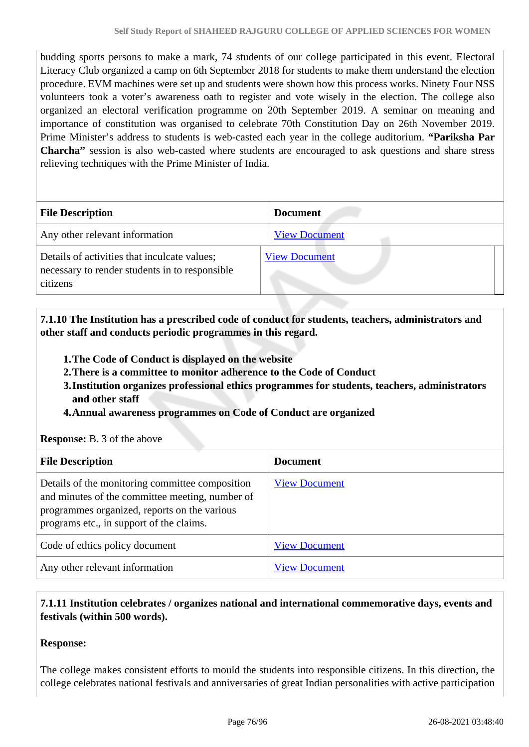budding sports persons to make a mark, 74 students of our college participated in this event. Electoral Literacy Club organized a camp on 6th September 2018 for students to make them understand the election procedure. EVM machines were set up and students were shown how this process works. Ninety Four NSS volunteers took a voter's awareness oath to register and vote wisely in the election. The college also organized an electoral verification programme on 20th September 2019. A seminar on meaning and importance of constitution was organised to celebrate 70th Constitution Day on 26th November 2019. Prime Minister's address to students is web-casted each year in the college auditorium. **"Pariksha Par Charcha"** session is also web-casted where students are encouraged to ask questions and share stress relieving techniques with the Prime Minister of India.

| File Description | Document |
|---|---|
| Any other relevant information | View Document |
| Details of activities that inculcate values; necessary to render students in to responsible citizens | View Document |

**7.1.10 The Institution has a prescribed code of conduct for students, teachers, administrators and other staff and conducts periodic programmes in this regard.**

1. **The Code of Conduct is displayed on the website**
2. **There is a committee to monitor adherence to the Code of Conduct**
3. **Institution organizes professional ethics programmes for students, teachers, administrators and other staff**
4. **Annual awareness programmes on Code of Conduct are organized**

**Response:** B. 3 of the above

| File Description | Document |
|---|---|
| Details of the monitoring committee composition and minutes of the committee meeting, number of programmes organized, reports on the various programs etc., in support of the claims. | View Document |
| Code of ethics policy document | View Document |
| Any other relevant information | View Document |

**7.1.11 Institution celebrates / organizes national and international commemorative days, events and festivals (within 500 words).**

**Response:**

The college makes consistent efforts to mould the students into responsible citizens. In this direction, the college celebrates national festivals and anniversaries of great Indian personalities with active participation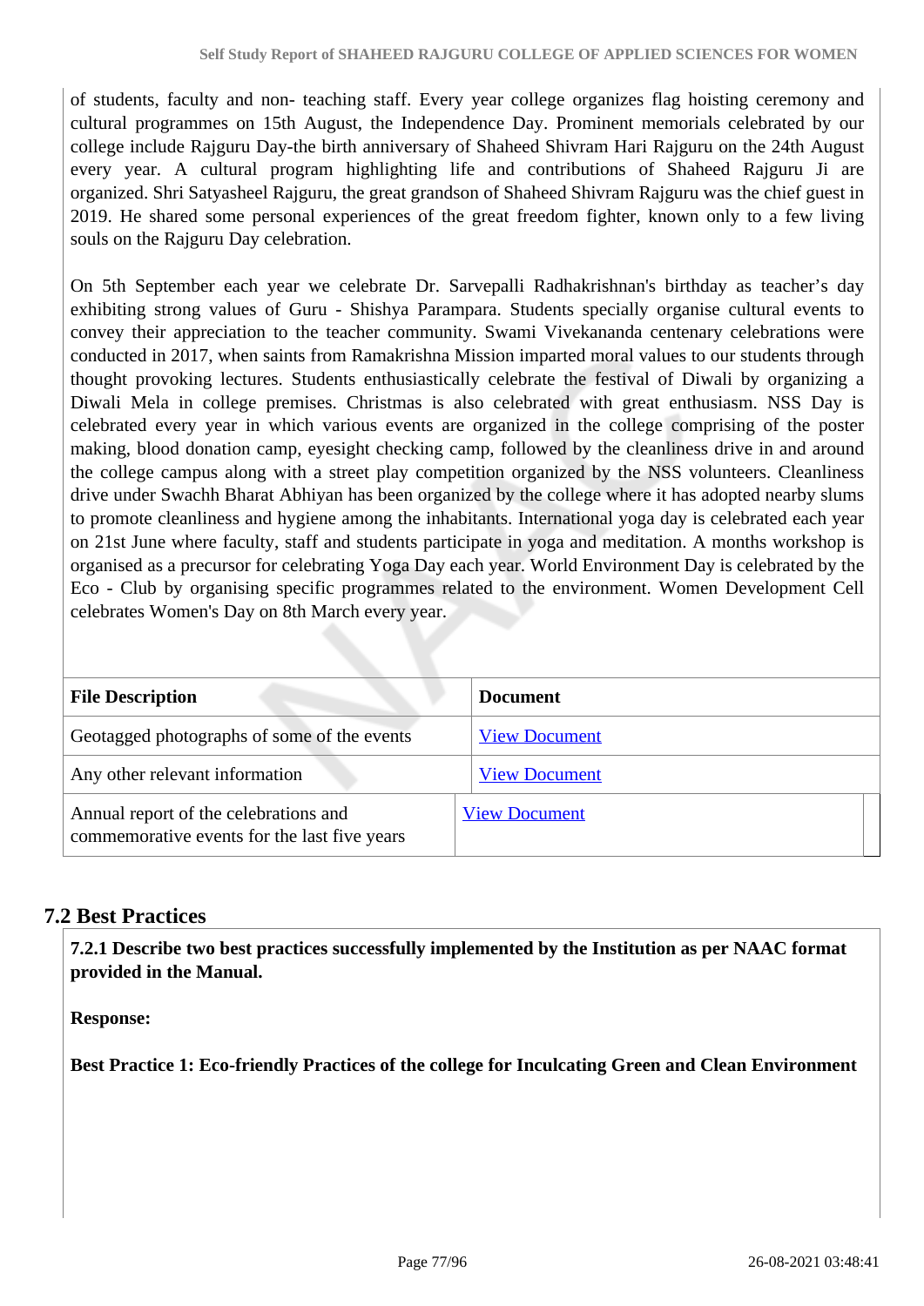of students, faculty and non- teaching staff. Every year college organizes flag hoisting ceremony and cultural programmes on 15th August, the Independence Day. Prominent memorials celebrated by our college include Rajguru Day-the birth anniversary of Shaheed Shivram Hari Rajguru on the 24th August every year. A cultural program highlighting life and contributions of Shaheed Rajguru Ji are organized. Shri Satyasheel Rajguru, the great grandson of Shaheed Shivram Rajguru was the chief guest in 2019. He shared some personal experiences of the great freedom fighter, known only to a few living souls on the Rajguru Day celebration.

On 5th September each year we celebrate Dr. Sarvepalli Radhakrishnan's birthday as teacher's day exhibiting strong values of Guru - Shishya Parampara. Students specially organise cultural events to convey their appreciation to the teacher community. Swami Vivekananda centenary celebrations were conducted in 2017, when saints from Ramakrishna Mission imparted moral values to our students through thought provoking lectures. Students enthusiastically celebrate the festival of Diwali by organizing a Diwali Mela in college premises. Christmas is also celebrated with great enthusiasm. NSS Day is celebrated every year in which various events are organized in the college comprising of the poster making, blood donation camp, eyesight checking camp, followed by the cleanliness drive in and around the college campus along with a street play competition organized by the NSS volunteers. Cleanliness drive under Swachh Bharat Abhiyan has been organized by the college where it has adopted nearby slums to promote cleanliness and hygiene among the inhabitants. International yoga day is celebrated each year on 21st June where faculty, staff and students participate in yoga and meditation. A months workshop is organised as a precursor for celebrating Yoga Day each year. World Environment Day is celebrated by the Eco - Club by organising specific programmes related to the environment. Women Development Cell celebrates Women's Day on 8th March every year.

| File Description | Document |
|---|---|
| Geotagged photographs of some of the events | View Document |
| Any other relevant information | View Document |
| Annual report of the celebrations and commemorative events for the last five years | View Document |

## 7.2 Best Practices

**7.2.1 Describe two best practices successfully implemented by the Institution as per NAAC format provided in the Manual.**

**Response:**

**Best Practice 1: Eco-friendly Practices of the college for Inculcating Green and Clean Environment**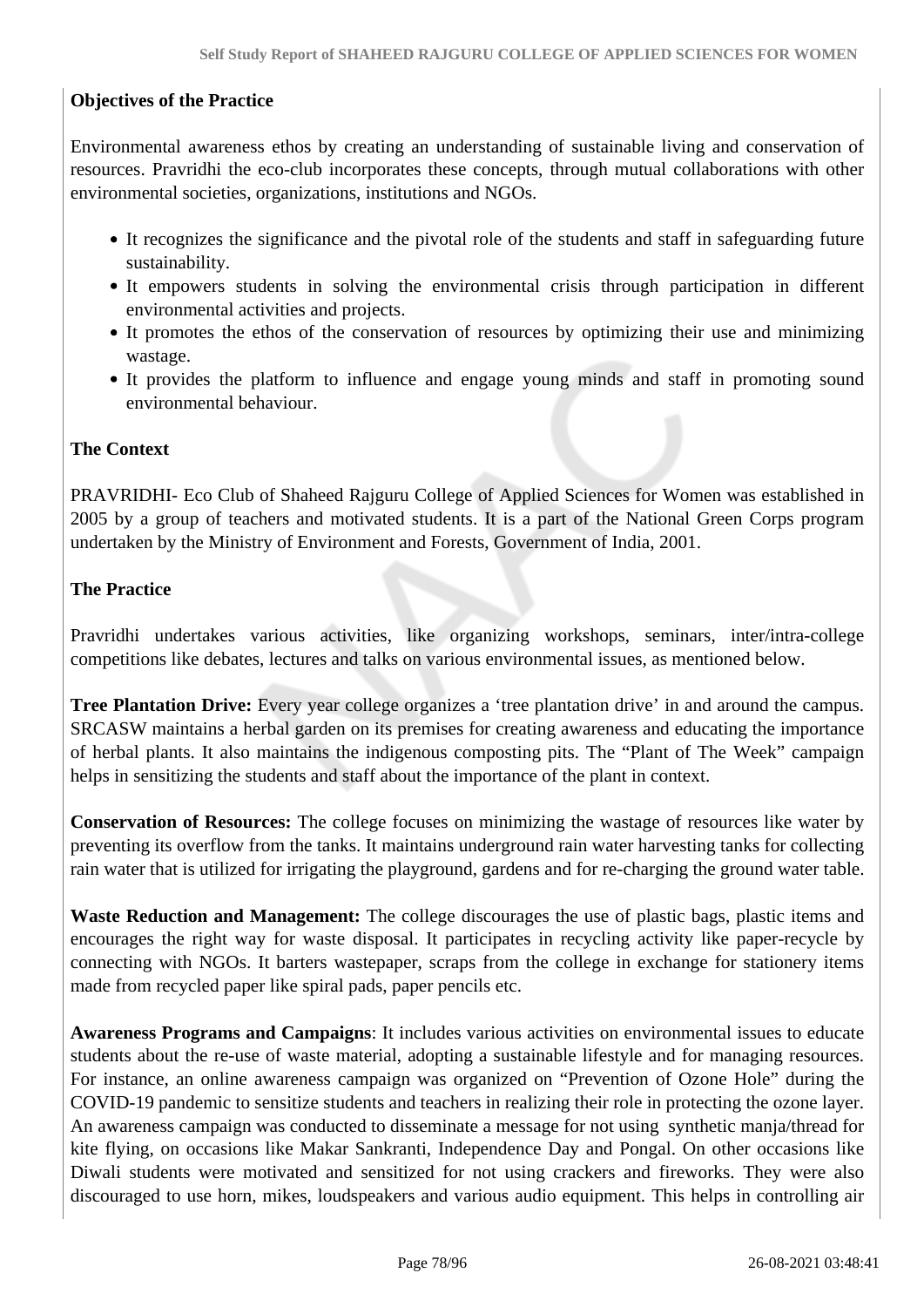**Objectives of the Practice**

Environmental awareness ethos by creating an understanding of sustainable living and conservation of resources. Pravridhi the eco-club incorporates these concepts, through mutual collaborations with other environmental societies, organizations, institutions and NGOs.

- It recognizes the significance and the pivotal role of the students and staff in safeguarding future sustainability.
- It empowers students in solving the environmental crisis through participation in different environmental activities and projects.
- It promotes the ethos of the conservation of resources by optimizing their use and minimizing wastage.
- It provides the platform to influence and engage young minds and staff in promoting sound environmental behaviour.

**The Context**

PRAVRIDHI- Eco Club of Shaheed Rajguru College of Applied Sciences for Women was established in 2005 by a group of teachers and motivated students. It is a part of the National Green Corps program undertaken by the Ministry of Environment and Forests, Government of India, 2001.

**The Practice**

Pravridhi undertakes various activities, like organizing workshops, seminars, inter/intra-college competitions like debates, lectures and talks on various environmental issues, as mentioned below.

**Tree Plantation Drive:** Every year college organizes a 'tree plantation drive' in and around the campus. SRCASW maintains a herbal garden on its premises for creating awareness and educating the importance of herbal plants. It also maintains the indigenous composting pits. The "Plant of The Week" campaign helps in sensitizing the students and staff about the importance of the plant in context.

**Conservation of Resources:** The college focuses on minimizing the wastage of resources like water by preventing its overflow from the tanks. It maintains underground rain water harvesting tanks for collecting rain water that is utilized for irrigating the playground, gardens and for re-charging the ground water table.

**Waste Reduction and Management:** The college discourages the use of plastic bags, plastic items and encourages the right way for waste disposal. It participates in recycling activity like paper-recycle by connecting with NGOs. It barters wastepaper, scraps from the college in exchange for stationery items made from recycled paper like spiral pads, paper pencils etc.

**Awareness Programs and Campaigns**: It includes various activities on environmental issues to educate students about the re-use of waste material, adopting a sustainable lifestyle and for managing resources. For instance, an online awareness campaign was organized on "Prevention of Ozone Hole" during the COVID-19 pandemic to sensitize students and teachers in realizing their role in protecting the ozone layer. An awareness campaign was conducted to disseminate a message for not using synthetic manja/thread for kite flying, on occasions like Makar Sankranti, Independence Day and Pongal. On other occasions like Diwali students were motivated and sensitized for not using crackers and fireworks. They were also discouraged to use horn, mikes, loudspeakers and various audio equipment. This helps in controlling air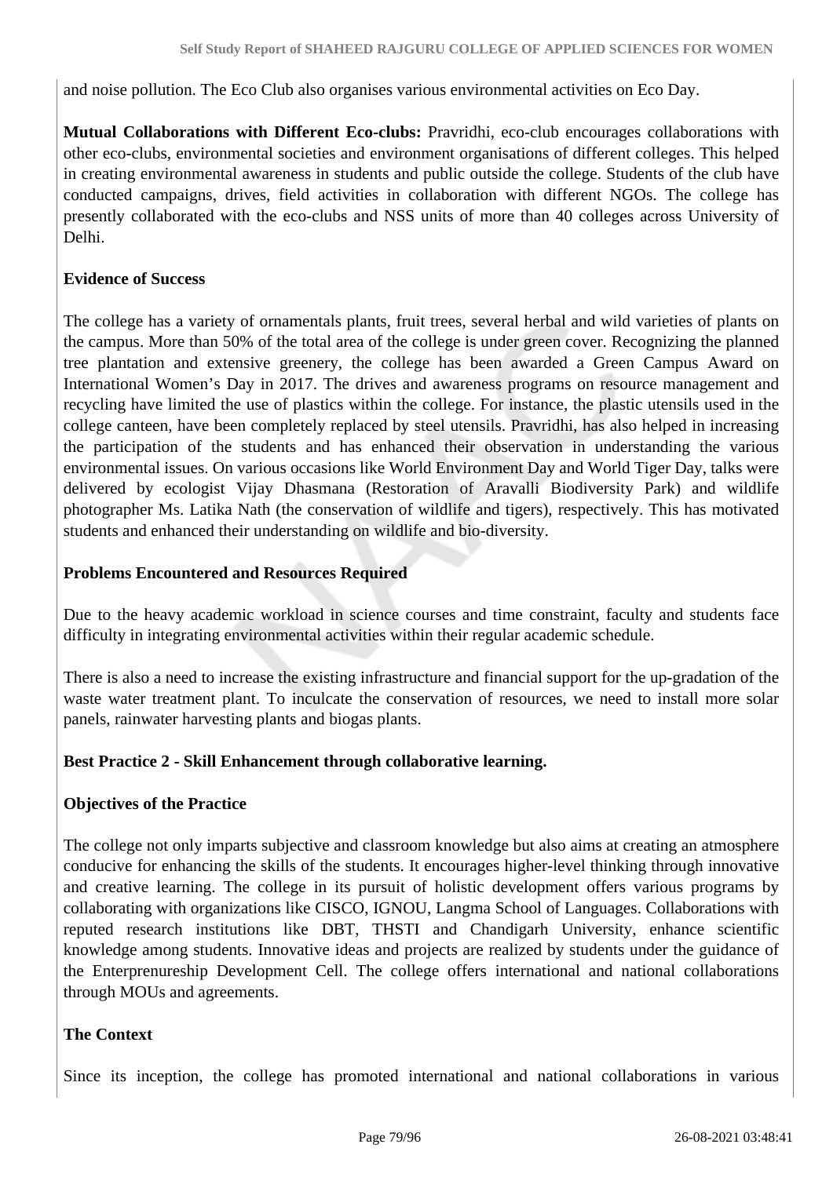and noise pollution. The Eco Club also organises various environmental activities on Eco Day.

**Mutual Collaborations with Different Eco-clubs:** Pravridhi, eco-club encourages collaborations with other eco-clubs, environmental societies and environment organisations of different colleges. This helped in creating environmental awareness in students and public outside the college. Students of the club have conducted campaigns, drives, field activities in collaboration with different NGOs. The college has presently collaborated with the eco-clubs and NSS units of more than 40 colleges across University of Delhi.

**Evidence of Success**

The college has a variety of ornamentals plants, fruit trees, several herbal and wild varieties of plants on the campus. More than 50% of the total area of the college is under green cover. Recognizing the planned tree plantation and extensive greenery, the college has been awarded a Green Campus Award on International Women's Day in 2017. The drives and awareness programs on resource management and recycling have limited the use of plastics within the college. For instance, the plastic utensils used in the college canteen, have been completely replaced by steel utensils. Pravridhi, has also helped in increasing the participation of the students and has enhanced their observation in understanding the various environmental issues. On various occasions like World Environment Day and World Tiger Day, talks were delivered by ecologist Vijay Dhasmana (Restoration of Aravalli Biodiversity Park) and wildlife photographer Ms. Latika Nath (the conservation of wildlife and tigers), respectively. This has motivated students and enhanced their understanding on wildlife and bio-diversity.

**Problems Encountered and Resources Required**

Due to the heavy academic workload in science courses and time constraint, faculty and students face difficulty in integrating environmental activities within their regular academic schedule.

There is also a need to increase the existing infrastructure and financial support for the up-gradation of the waste water treatment plant. To inculcate the conservation of resources, we need to install more solar panels, rainwater harvesting plants and biogas plants.

**Best Practice 2 - Skill Enhancement through collaborative learning.**

**Objectives of the Practice**

The college not only imparts subjective and classroom knowledge but also aims at creating an atmosphere conducive for enhancing the skills of the students. It encourages higher-level thinking through innovative and creative learning. The college in its pursuit of holistic development offers various programs by collaborating with organizations like CISCO, IGNOU, Langma School of Languages. Collaborations with reputed research institutions like DBT, THSTI and Chandigarh University, enhance scientific knowledge among students. Innovative ideas and projects are realized by students under the guidance of the Enterprenureship Development Cell. The college offers international and national collaborations through MOUs and agreements.

**The Context**

Since its inception, the college has promoted international and national collaborations in various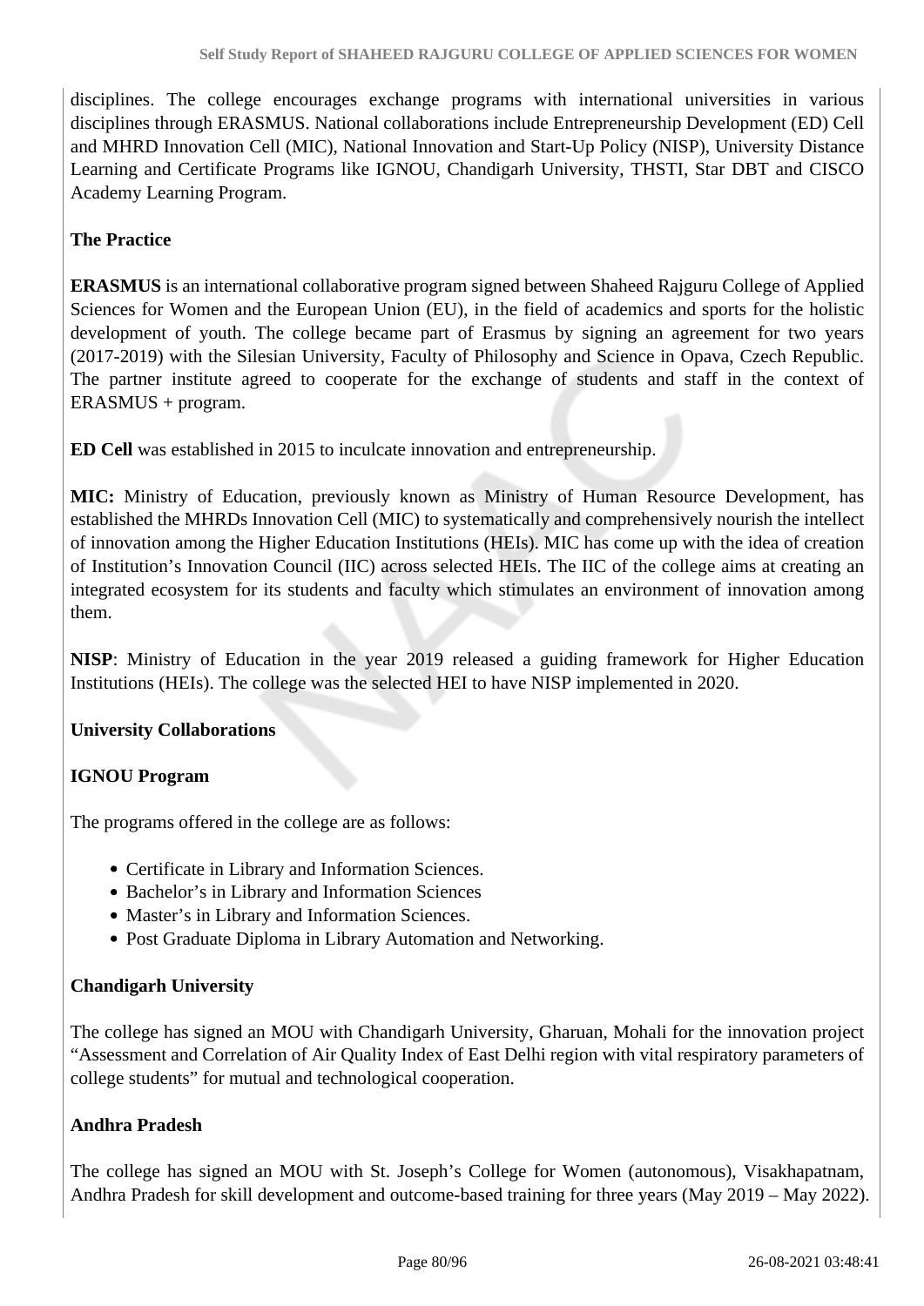disciplines. The college encourages exchange programs with international universities in various disciplines through ERASMUS. National collaborations include Entrepreneurship Development (ED) Cell and MHRD Innovation Cell (MIC), National Innovation and Start-Up Policy (NISP), University Distance Learning and Certificate Programs like IGNOU, Chandigarh University, THSTI, Star DBT and CISCO Academy Learning Program.

**The Practice**

**ERASMUS** is an international collaborative program signed between Shaheed Rajguru College of Applied Sciences for Women and the European Union (EU), in the field of academics and sports for the holistic development of youth. The college became part of Erasmus by signing an agreement for two years (2017-2019) with the Silesian University, Faculty of Philosophy and Science in Opava, Czech Republic. The partner institute agreed to cooperate for the exchange of students and staff in the context of ERASMUS + program.

**ED Cell** was established in 2015 to inculcate innovation and entrepreneurship.

**MIC:** Ministry of Education, previously known as Ministry of Human Resource Development, has established the MHRDs Innovation Cell (MIC) to systematically and comprehensively nourish the intellect of innovation among the Higher Education Institutions (HEIs). MIC has come up with the idea of creation of Institution's Innovation Council (IIC) across selected HEIs. The IIC of the college aims at creating an integrated ecosystem for its students and faculty which stimulates an environment of innovation among them.

**NISP**: Ministry of Education in the year 2019 released a guiding framework for Higher Education Institutions (HEIs). The college was the selected HEI to have NISP implemented in 2020.

**University Collaborations**

**IGNOU Program**

The programs offered in the college are as follows:

- Certificate in Library and Information Sciences.
- Bachelor's in Library and Information Sciences
- Master's in Library and Information Sciences.
- Post Graduate Diploma in Library Automation and Networking.

**Chandigarh University**

The college has signed an MOU with Chandigarh University, Gharuan, Mohali for the innovation project "Assessment and Correlation of Air Quality Index of East Delhi region with vital respiratory parameters of college students" for mutual and technological cooperation.

**Andhra Pradesh**

The college has signed an MOU with St. Joseph's College for Women (autonomous), Visakhapatnam, Andhra Pradesh for skill development and outcome-based training for three years (May 2019 – May 2022).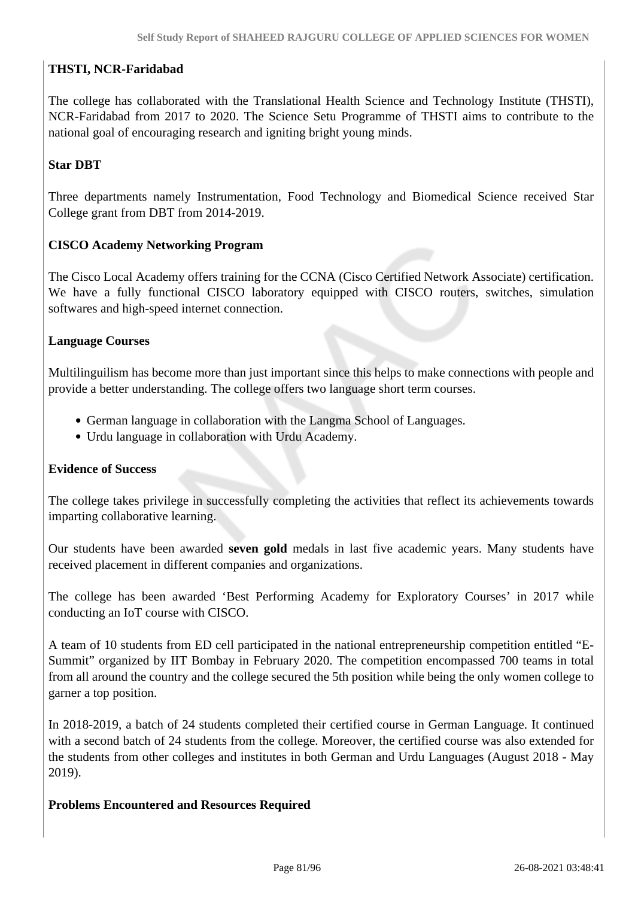**THSTI, NCR-Faridabad**

The college has collaborated with the Translational Health Science and Technology Institute (THSTI), NCR-Faridabad from 2017 to 2020. The Science Setu Programme of THSTI aims to contribute to the national goal of encouraging research and igniting bright young minds.

**Star DBT**

Three departments namely Instrumentation, Food Technology and Biomedical Science received Star College grant from DBT from 2014-2019.

**CISCO Academy Networking Program**

The Cisco Local Academy offers training for the CCNA (Cisco Certified Network Associate) certification. We have a fully functional CISCO laboratory equipped with CISCO routers, switches, simulation softwares and high-speed internet connection.

**Language Courses**

Multilinguilism has become more than just important since this helps to make connections with people and provide a better understanding. The college offers two language short term courses.

- German language in collaboration with the Langma School of Languages.
- Urdu language in collaboration with Urdu Academy.

**Evidence of Success**

The college takes privilege in successfully completing the activities that reflect its achievements towards imparting collaborative learning.

Our students have been awarded **seven gold** medals in last five academic years. Many students have received placement in different companies and organizations.

The college has been awarded 'Best Performing Academy for Exploratory Courses' in 2017 while conducting an IoT course with CISCO.

A team of 10 students from ED cell participated in the national entrepreneurship competition entitled "E-Summit" organized by IIT Bombay in February 2020. The competition encompassed 700 teams in total from all around the country and the college secured the 5th position while being the only women college to garner a top position.

In 2018-2019, a batch of 24 students completed their certified course in German Language. It continued with a second batch of 24 students from the college. Moreover, the certified course was also extended for the students from other colleges and institutes in both German and Urdu Languages (August 2018 - May 2019).

**Problems Encountered and Resources Required**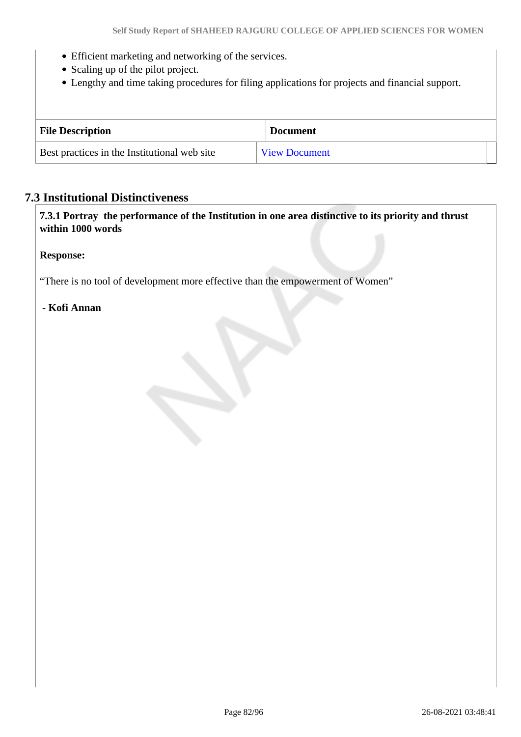- Efficient marketing and networking of the services.
- Scaling up of the pilot project.
- Lengthy and time taking procedures for filing applications for projects and financial support.

| File Description | Document |
| --- | --- |
| Best practices in the Institutional web site | View Document |

## 7.3 Institutional Distinctiveness

**7.3.1 Portray the performance of the Institution in one area distinctive to its priority and thrust within 1000 words**

**Response:**

"There is no tool of development more effective than the empowerment of Women"

**- Kofi Annan**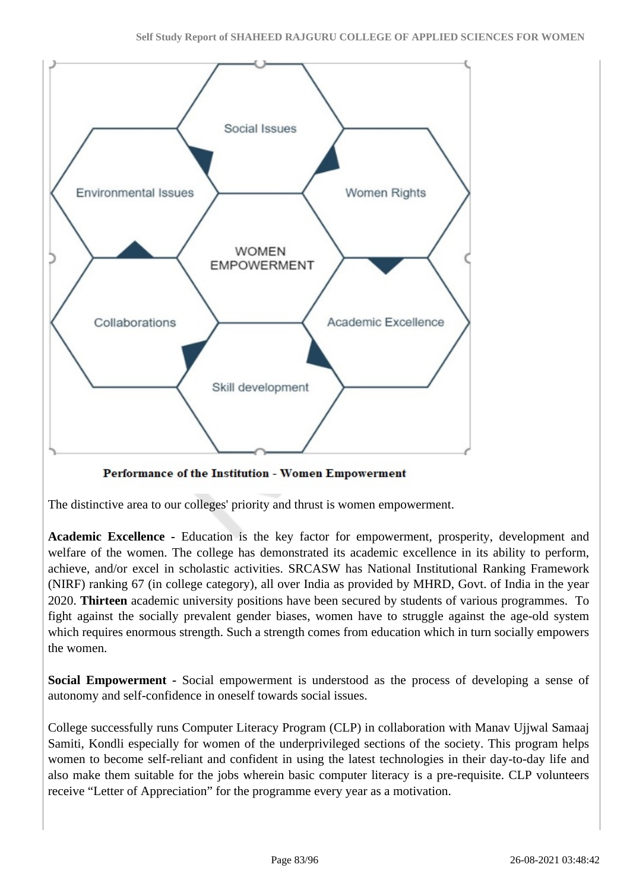Social Issues

Environmental Issues

Women Rights

WOMEN EMPOWERMENT

Collaborations

Academic Excellence

Skill development

**Performance of the Institution - Women Empowerment**

The distinctive area to our colleges' priority and thrust is women empowerment.

**Academic Excellence -** Education is the key factor for empowerment, prosperity, development and welfare of the women. The college has demonstrated its academic excellence in its ability to perform, achieve, and/or excel in scholastic activities. SRCASW has National Institutional Ranking Framework (NIRF) ranking 67 (in college category), all over India as provided by MHRD, Govt. of India in the year 2020. **Thirteen** academic university positions have been secured by students of various programmes. To fight against the socially prevalent gender biases, women have to struggle against the age-old system which requires enormous strength. Such a strength comes from education which in turn socially empowers the women.

**Social Empowerment -** Social empowerment is understood as the process of developing a sense of autonomy and self-confidence in oneself towards social issues.

College successfully runs Computer Literacy Program (CLP) in collaboration with Manav Ujjwal Samaaj Samiti, Kondli especially for women of the underprivileged sections of the society. This program helps women to become self-reliant and confident in using the latest technologies in their day-to-day life and also make them suitable for the jobs wherein basic computer literacy is a pre-requisite. CLP volunteers receive "Letter of Appreciation" for the programme every year as a motivation.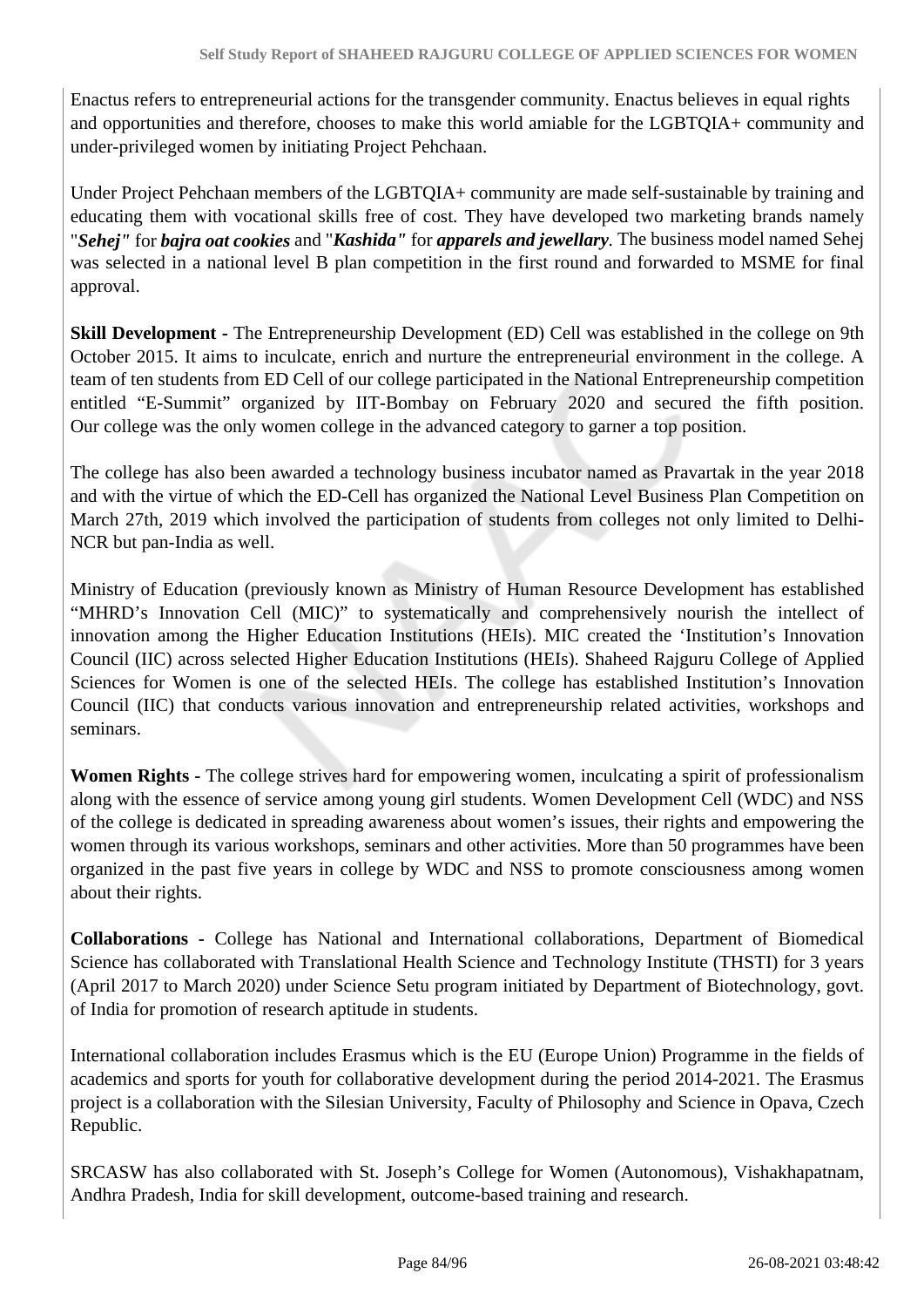Enactus refers to entrepreneurial actions for the transgender community. Enactus believes in equal rights and opportunities and therefore, chooses to make this world amiable for the LGBTQIA+ community and under-privileged women by initiating Project Pehchaan.

Under Project Pehchaan members of the LGBTQIA+ community are made self-sustainable by training and educating them with vocational skills free of cost. They have developed two marketing brands namely "***Sehej"*** for ***bajra oat cookies*** and "***Kashida"*** for ***apparels and jewellary***. The business model named Sehej was selected in a national level B plan competition in the first round and forwarded to MSME for final approval.

**Skill Development -** The Entrepreneurship Development (ED) Cell was established in the college on 9th October 2015. It aims to inculcate, enrich and nurture the entrepreneurial environment in the college. A team of ten students from ED Cell of our college participated in the National Entrepreneurship competition entitled "E-Summit" organized by IIT-Bombay on February 2020 and secured the fifth position. Our college was the only women college in the advanced category to garner a top position.

The college has also been awarded a technology business incubator named as Pravartak in the year 2018 and with the virtue of which the ED-Cell has organized the National Level Business Plan Competition on March 27th, 2019 which involved the participation of students from colleges not only limited to Delhi-NCR but pan-India as well.

Ministry of Education (previously known as Ministry of Human Resource Development has established "MHRD's Innovation Cell (MIC)" to systematically and comprehensively nourish the intellect of innovation among the Higher Education Institutions (HEIs). MIC created the 'Institution's Innovation Council (IIC) across selected Higher Education Institutions (HEIs). Shaheed Rajguru College of Applied Sciences for Women is one of the selected HEIs. The college has established Institution's Innovation Council (IIC) that conducts various innovation and entrepreneurship related activities, workshops and seminars.

**Women Rights -** The college strives hard for empowering women, inculcating a spirit of professionalism along with the essence of service among young girl students. Women Development Cell (WDC) and NSS of the college is dedicated in spreading awareness about women's issues, their rights and empowering the women through its various workshops, seminars and other activities. More than 50 programmes have been organized in the past five years in college by WDC and NSS to promote consciousness among women about their rights.

**Collaborations -** College has National and International collaborations, Department of Biomedical Science has collaborated with Translational Health Science and Technology Institute (THSTI) for 3 years (April 2017 to March 2020) under Science Setu program initiated by Department of Biotechnology, govt. of India for promotion of research aptitude in students.

International collaboration includes Erasmus which is the EU (Europe Union) Programme in the fields of academics and sports for youth for collaborative development during the period 2014-2021. The Erasmus project is a collaboration with the Silesian University, Faculty of Philosophy and Science in Opava, Czech Republic.

SRCASW has also collaborated with St. Joseph's College for Women (Autonomous), Vishakhapatnam, Andhra Pradesh, India for skill development, outcome-based training and research.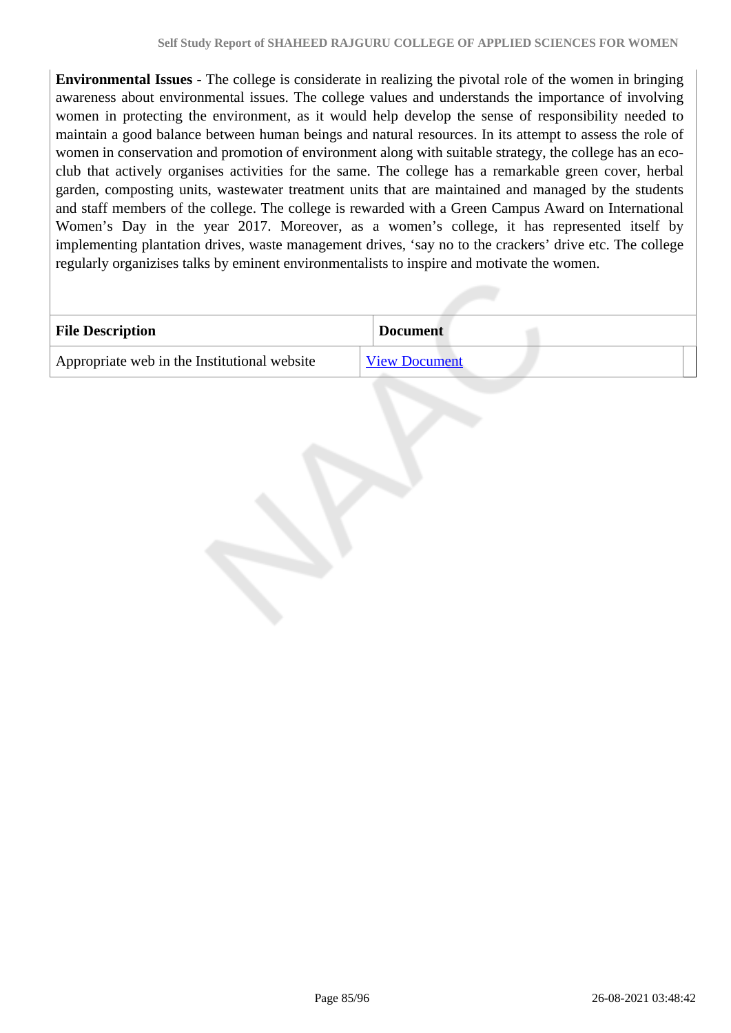**Environmental Issues -** The college is considerate in realizing the pivotal role of the women in bringing awareness about environmental issues. The college values and understands the importance of involving women in protecting the environment, as it would help develop the sense of responsibility needed to maintain a good balance between human beings and natural resources. In its attempt to assess the role of women in conservation and promotion of environment along with suitable strategy, the college has an eco-club that actively organises activities for the same. The college has a remarkable green cover, herbal garden, composting units, wastewater treatment units that are maintained and managed by the students and staff members of the college. The college is rewarded with a Green Campus Award on International Women's Day in the year 2017. Moreover, as a women's college, it has represented itself by implementing plantation drives, waste management drives, 'say no to the crackers' drive etc. The college regularly organizises talks by eminent environmentalists to inspire and motivate the women.

| File Description | Document |
| --- | --- |
| Appropriate web in the Institutional website | View Document |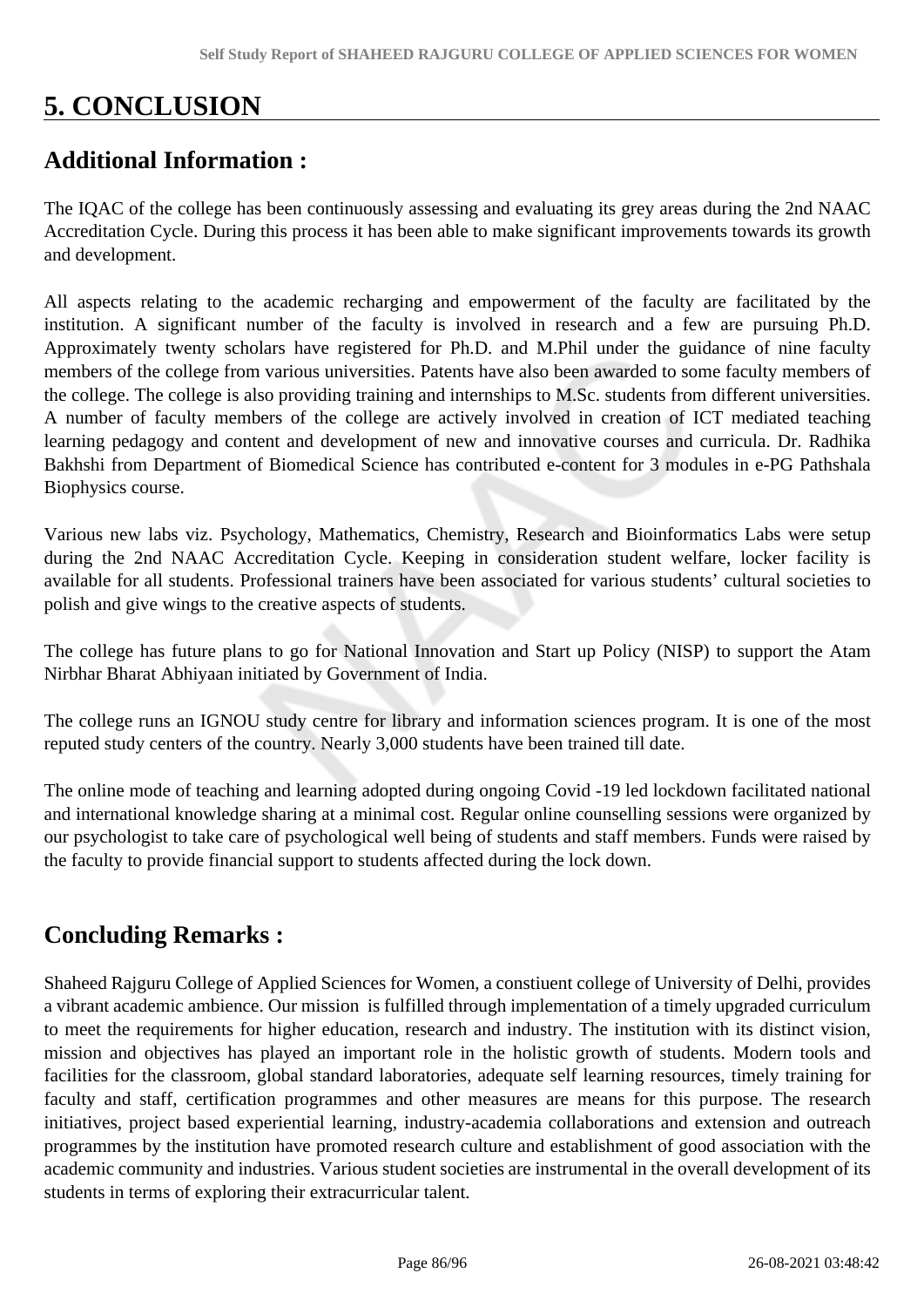# 5. CONCLUSION

## Additional Information :

The IQAC of the college has been continuously assessing and evaluating its grey areas during the 2nd NAAC Accreditation Cycle. During this process it has been able to make significant improvements towards its growth and development.

All aspects relating to the academic recharging and empowerment of the faculty are facilitated by the institution. A significant number of the faculty is involved in research and a few are pursuing Ph.D. Approximately twenty scholars have registered for Ph.D. and M.Phil under the guidance of nine faculty members of the college from various universities. Patents have also been awarded to some faculty members of the college. The college is also providing training and internships to M.Sc. students from different universities. A number of faculty members of the college are actively involved in creation of ICT mediated teaching learning pedagogy and content and development of new and innovative courses and curricula. Dr. Radhika Bakhshi from Department of Biomedical Science has contributed e-content for 3 modules in e-PG Pathshala Biophysics course.

Various new labs viz. Psychology, Mathematics, Chemistry, Research and Bioinformatics Labs were setup during the 2nd NAAC Accreditation Cycle. Keeping in consideration student welfare, locker facility is available for all students. Professional trainers have been associated for various students' cultural societies to polish and give wings to the creative aspects of students.

The college has future plans to go for National Innovation and Start up Policy (NISP) to support the Atam Nirbhar Bharat Abhiyaan initiated by Government of India.

The college runs an IGNOU study centre for library and information sciences program. It is one of the most reputed study centers of the country. Nearly 3,000 students have been trained till date.

The online mode of teaching and learning adopted during ongoing Covid -19 led lockdown facilitated national and international knowledge sharing at a minimal cost. Regular online counselling sessions were organized by our psychologist to take care of psychological well being of students and staff members. Funds were raised by the faculty to provide financial support to students affected during the lock down.

## Concluding Remarks :

Shaheed Rajguru College of Applied Sciences for Women, a constiuent college of University of Delhi, provides a vibrant academic ambience. Our mission is fulfilled through implementation of a timely upgraded curriculum to meet the requirements for higher education, research and industry. The institution with its distinct vision, mission and objectives has played an important role in the holistic growth of students. Modern tools and facilities for the classroom, global standard laboratories, adequate self learning resources, timely training for faculty and staff, certification programmes and other measures are means for this purpose. The research initiatives, project based experiential learning, industry-academia collaborations and extension and outreach programmes by the institution have promoted research culture and establishment of good association with the academic community and industries. Various student societies are instrumental in the overall development of its students in terms of exploring their extracurricular talent.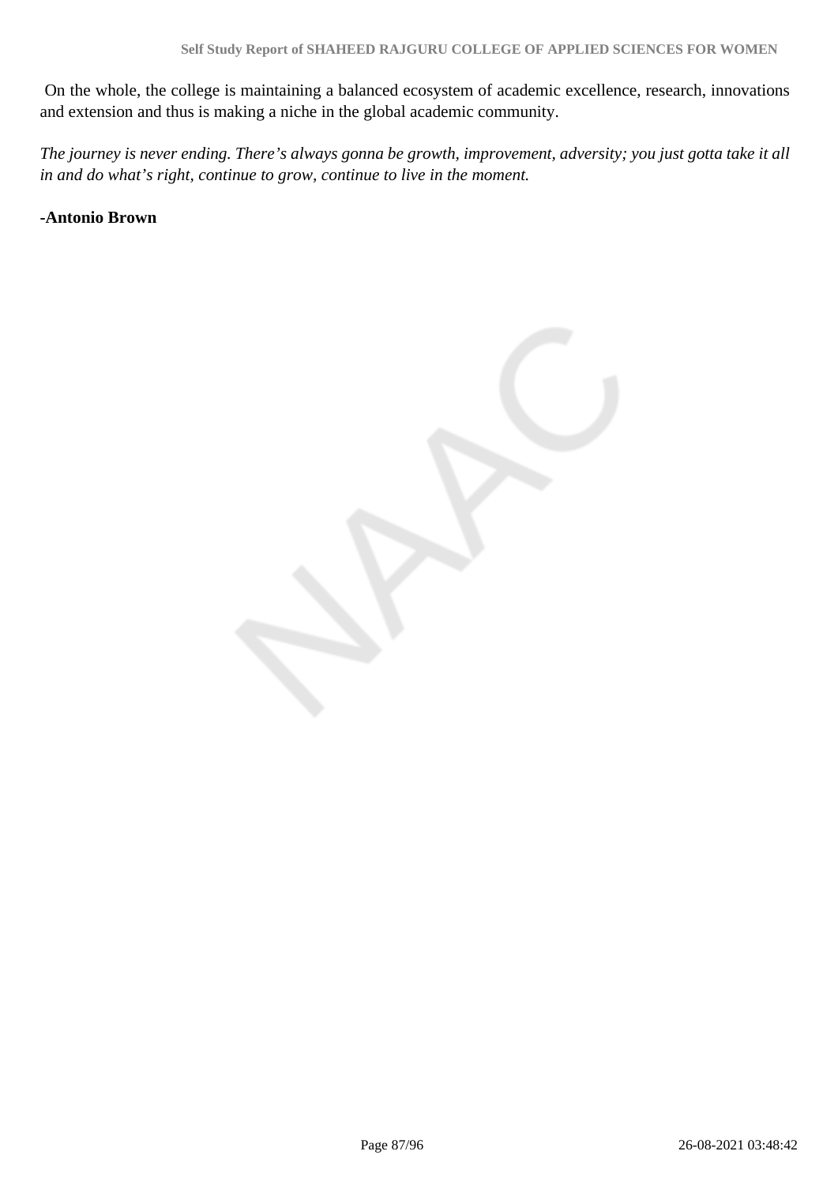On the whole, the college is maintaining a balanced ecosystem of academic excellence, research, innovations and extension and thus is making a niche in the global academic community.

*The journey is never ending. There’s always gonna be growth, improvement, adversity; you just gotta take it all in and do what’s right, continue to grow, continue to live in the moment.*

**-Antonio Brown**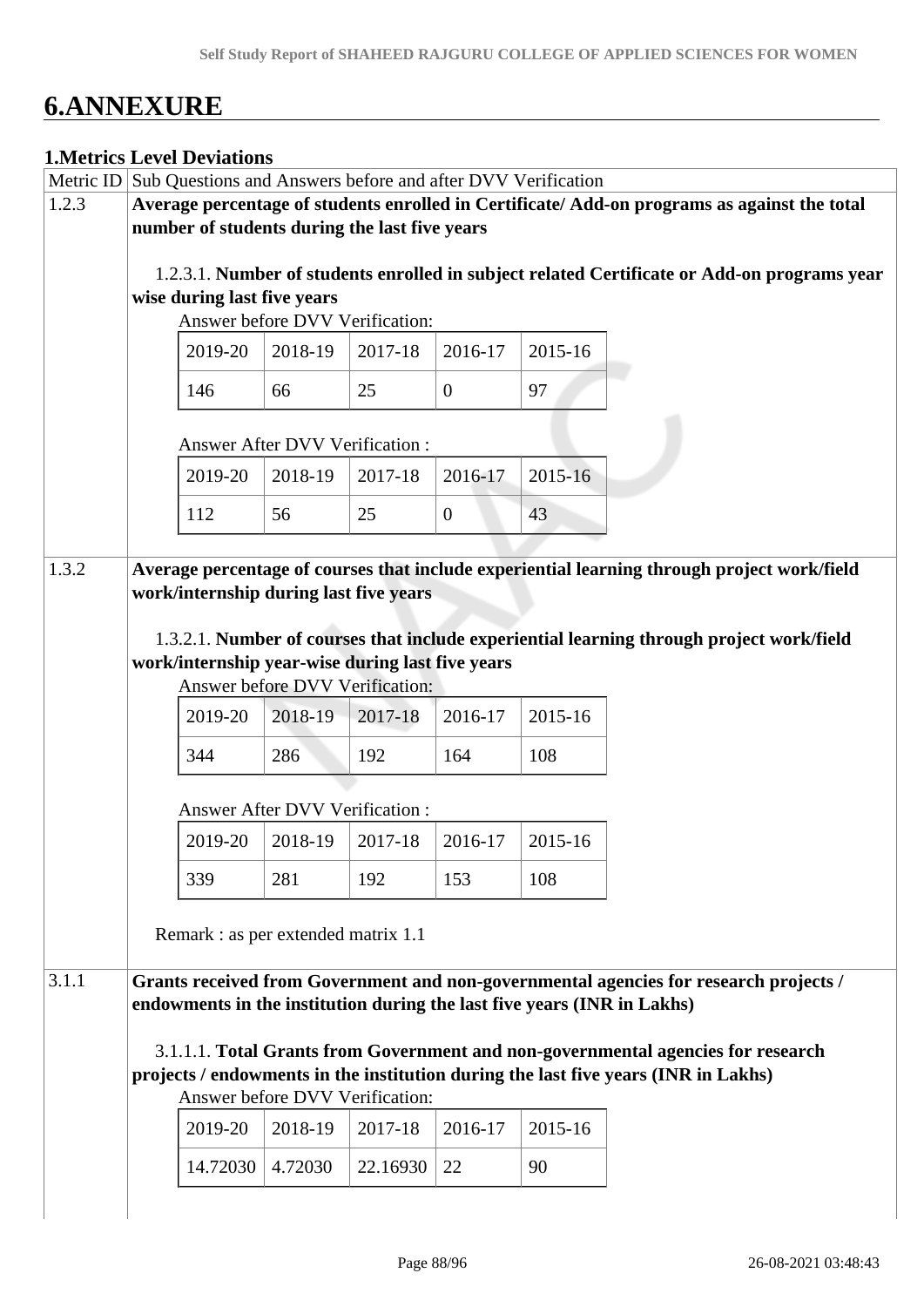# 6.ANNEXURE

### 1.Metrics Level Deviations

| Metric ID | Sub Questions and Answers before and after DVV Verification |
|---|---|

**1.2.3** — **Average percentage of students enrolled in Certificate/ Add-on programs as against the total number of students during the last five years**

1.2.3.1. **Number of students enrolled in subject related Certificate or Add-on programs year wise during last five years**

Answer before DVV Verification:

| 2019-20 | 2018-19 | 2017-18 | 2016-17 | 2015-16 |
|---|---|---|---|---|
| 146 | 66 | 25 | 0 | 97 |

Answer After DVV Verification :

| 2019-20 | 2018-19 | 2017-18 | 2016-17 | 2015-16 |
|---|---|---|---|---|
| 112 | 56 | 25 | 0 | 43 |

**1.3.2** — **Average percentage of courses that include experiential learning through project work/field work/internship during last five years**

1.3.2.1. **Number of courses that include experiential learning through project work/field work/internship year-wise during last five years**

Answer before DVV Verification:

| 2019-20 | 2018-19 | 2017-18 | 2016-17 | 2015-16 |
|---|---|---|---|---|
| 344 | 286 | 192 | 164 | 108 |

Answer After DVV Verification :

| 2019-20 | 2018-19 | 2017-18 | 2016-17 | 2015-16 |
|---|---|---|---|---|
| 339 | 281 | 192 | 153 | 108 |

Remark : as per extended matrix 1.1

**3.1.1** — **Grants received from Government and non-governmental agencies for research projects / endowments in the institution during the last five years (INR in Lakhs)**

3.1.1.1. **Total Grants from Government and non-governmental agencies for research projects / endowments in the institution during the last five years (INR in Lakhs)**

Answer before DVV Verification:

| 2019-20 | 2018-19 | 2017-18 | 2016-17 | 2015-16 |
|---|---|---|---|---|
| 14.72030 | 4.72030 | 22.16930 | 22 | 90 |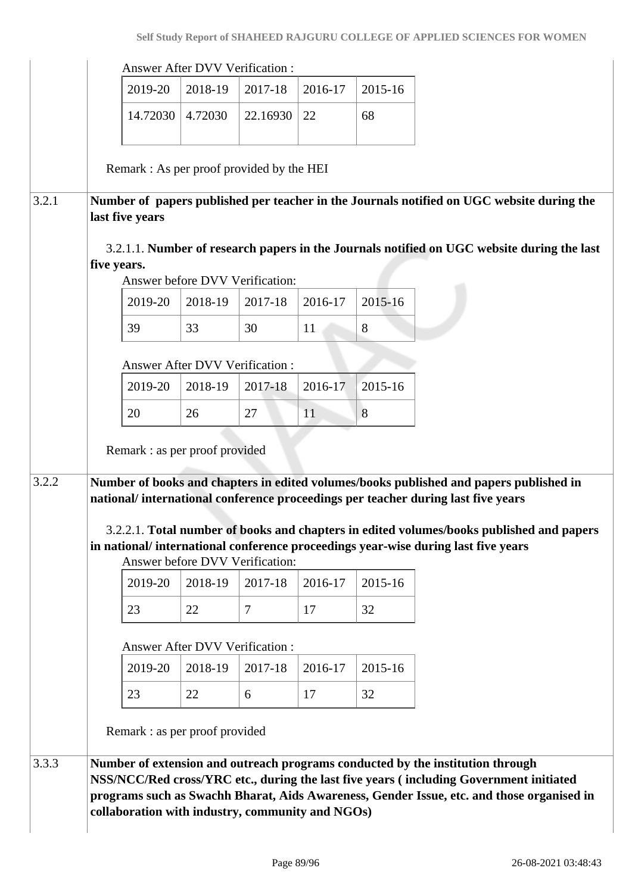Answer After DVV Verification :

| 2019-20 | 2018-19 | 2017-18 | 2016-17 | 2015-16 |
|---|---|---|---|---|
| 14.72030 | 4.72030 | 22.16930 | 22 | 68 |

Remark : As per proof provided by the HEI

**3.2.1** **Number of papers published per teacher in the Journals notified on UGC website during the last five years**

3.2.1.1. **Number of research papers in the Journals notified on UGC website during the last five years.**

Answer before DVV Verification:

| 2019-20 | 2018-19 | 2017-18 | 2016-17 | 2015-16 |
|---|---|---|---|---|
| 39 | 33 | 30 | 11 | 8 |

Answer After DVV Verification :

| 2019-20 | 2018-19 | 2017-18 | 2016-17 | 2015-16 |
|---|---|---|---|---|
| 20 | 26 | 27 | 11 | 8 |

Remark : as per proof provided

**3.2.2** **Number of books and chapters in edited volumes/books published and papers published in national/ international conference proceedings per teacher during last five years**

3.2.2.1. **Total number of books and chapters in edited volumes/books published and papers in national/ international conference proceedings year-wise during last five years**

Answer before DVV Verification:

| 2019-20 | 2018-19 | 2017-18 | 2016-17 | 2015-16 |
|---|---|---|---|---|
| 23 | 22 | 7 | 17 | 32 |

Answer After DVV Verification :

| 2019-20 | 2018-19 | 2017-18 | 2016-17 | 2015-16 |
|---|---|---|---|---|
| 23 | 22 | 6 | 17 | 32 |

Remark : as per proof provided

**3.3.3** **Number of extension and outreach programs conducted by the institution through NSS/NCC/Red cross/YRC etc., during the last five years ( including Government initiated programs such as Swachh Bharat, Aids Awareness, Gender Issue, etc. and those organised in collaboration with industry, community and NGOs)**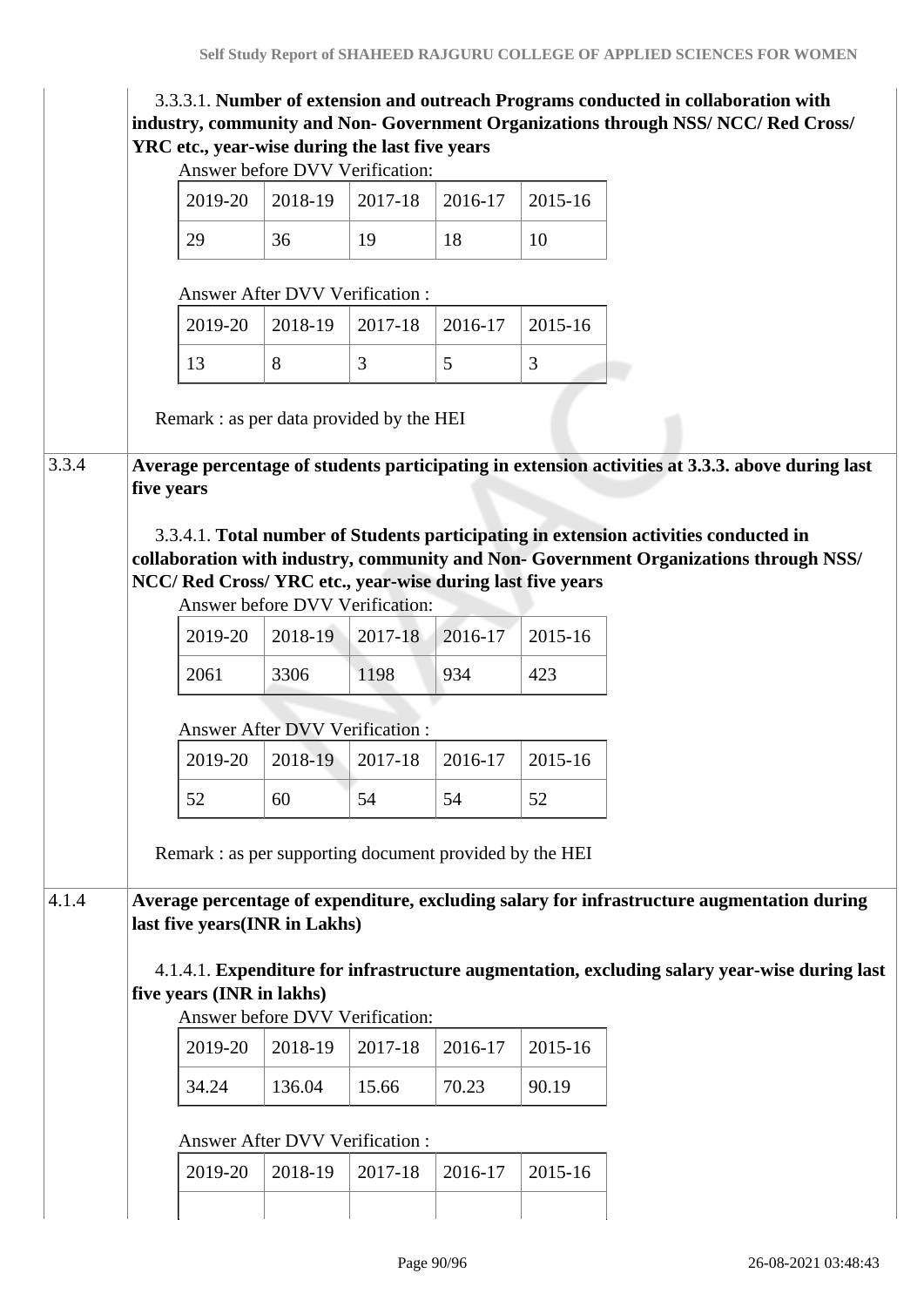3.3.3.1. **Number of extension and outreach Programs conducted in collaboration with industry, community and Non- Government Organizations through NSS/ NCC/ Red Cross/ YRC etc., year-wise during the last five years**

Answer before DVV Verification:

| 2019-20 | 2018-19 | 2017-18 | 2016-17 | 2015-16 |
|---|---|---|---|---|
| 29 | 36 | 19 | 18 | 10 |

Answer After DVV Verification :

| 2019-20 | 2018-19 | 2017-18 | 2016-17 | 2015-16 |
|---|---|---|---|---|
| 13 | 8 | 3 | 5 | 3 |

Remark : as per data provided by the HEI

**3.3.4 Average percentage of students participating in extension activities at 3.3.3. above during last five years**

3.3.4.1. **Total number of Students participating in extension activities conducted in collaboration with industry, community and Non- Government Organizations through NSS/ NCC/ Red Cross/ YRC etc., year-wise during last five years**

Answer before DVV Verification:

| 2019-20 | 2018-19 | 2017-18 | 2016-17 | 2015-16 |
|---|---|---|---|---|
| 2061 | 3306 | 1198 | 934 | 423 |

Answer After DVV Verification :

| 2019-20 | 2018-19 | 2017-18 | 2016-17 | 2015-16 |
|---|---|---|---|---|
| 52 | 60 | 54 | 54 | 52 |

Remark : as per supporting document provided by the HEI

**4.1.4 Average percentage of expenditure, excluding salary for infrastructure augmentation during last five years(INR in Lakhs)**

4.1.4.1. **Expenditure for infrastructure augmentation, excluding salary year-wise during last five years (INR in lakhs)**

Answer before DVV Verification:

| 2019-20 | 2018-19 | 2017-18 | 2016-17 | 2015-16 |
|---|---|---|---|---|
| 34.24 | 136.04 | 15.66 | 70.23 | 90.19 |

Answer After DVV Verification :

| 2019-20 | 2018-19 | 2017-18 | 2016-17 | 2015-16 |
|---|---|---|---|---|
| | | | | |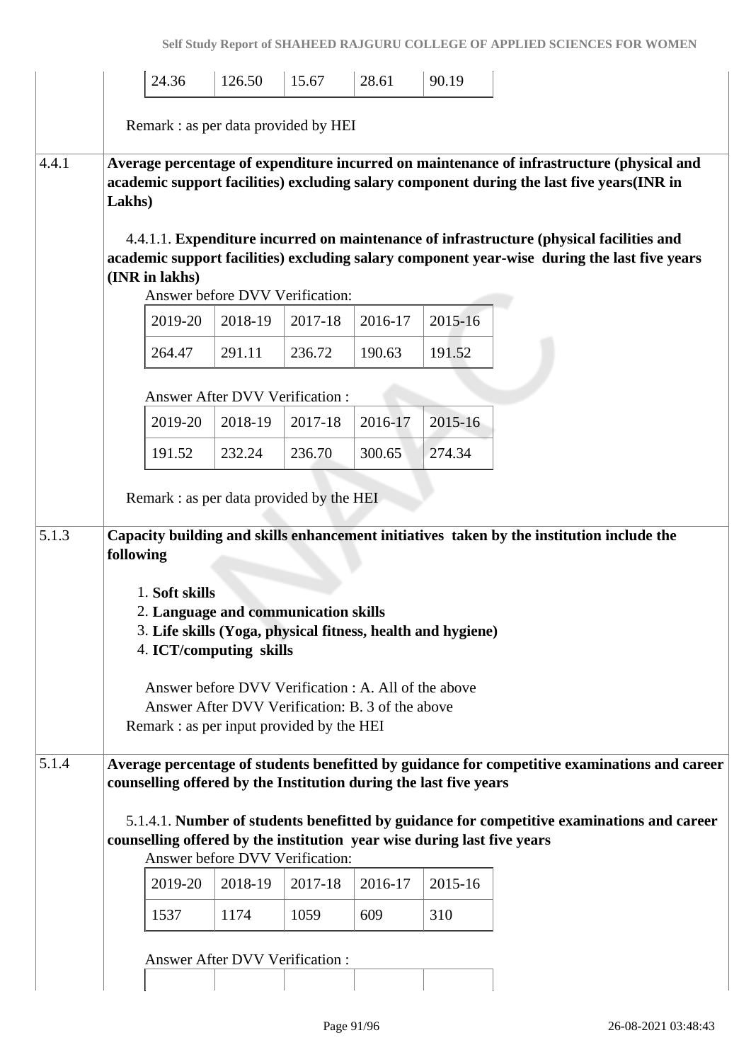| 24.36 | 126.50 | 15.67 | 28.61 | 90.19 |
|---|---|---|---|---|

Remark : as per data provided by HEI

**4.4.1** **Average percentage of expenditure incurred on maintenance of infrastructure (physical and academic support facilities) excluding salary component during the last five years(INR in Lakhs)**

4.4.1.1. **Expenditure incurred on maintenance of infrastructure (physical facilities and academic support facilities) excluding salary component year-wise during the last five years (INR in lakhs)**

Answer before DVV Verification:

| 2019-20 | 2018-19 | 2017-18 | 2016-17 | 2015-16 |
|---|---|---|---|---|
| 264.47 | 291.11 | 236.72 | 190.63 | 191.52 |

Answer After DVV Verification :

| 2019-20 | 2018-19 | 2017-18 | 2016-17 | 2015-16 |
|---|---|---|---|---|
| 191.52 | 232.24 | 236.70 | 300.65 | 274.34 |

Remark : as per data provided by the HEI

**5.1.3** **Capacity building and skills enhancement initiatives taken by the institution include the following**

1. **Soft skills**
2. **Language and communication skills**
3. **Life skills (Yoga, physical fitness, health and hygiene)**
4. **ICT/computing skills**

Answer before DVV Verification : A. All of the above
Answer After DVV Verification: B. 3 of the above
Remark : as per input provided by the HEI

**5.1.4** **Average percentage of students benefitted by guidance for competitive examinations and career counselling offered by the Institution during the last five years**

5.1.4.1. **Number of students benefitted by guidance for competitive examinations and career counselling offered by the institution year wise during last five years**

Answer before DVV Verification:

| 2019-20 | 2018-19 | 2017-18 | 2016-17 | 2015-16 |
|---|---|---|---|---|
| 1537 | 1174 | 1059 | 609 | 310 |

Answer After DVV Verification :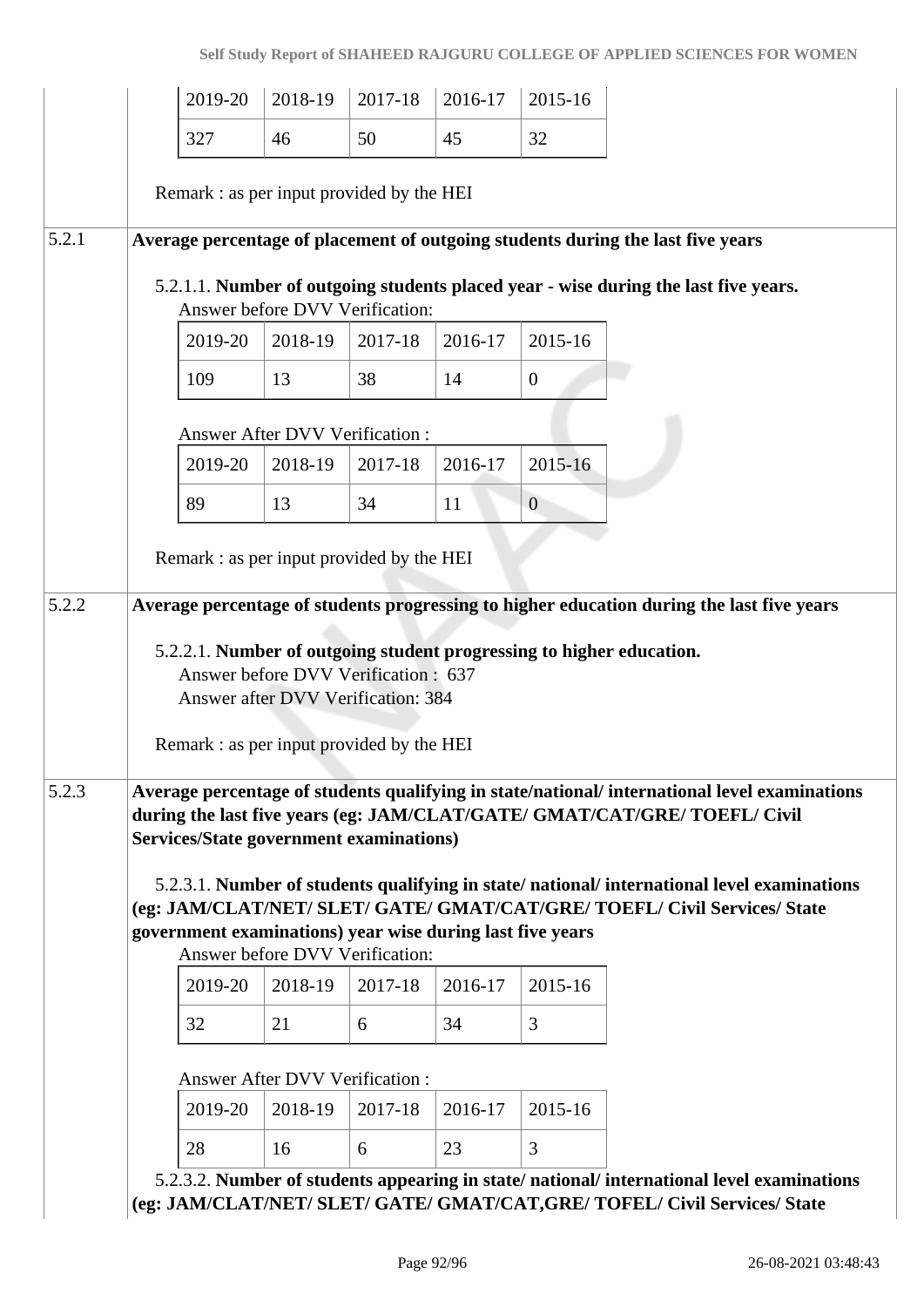| 2019-20 | 2018-19 | 2017-18 | 2016-17 | 2015-16 |
|---|---|---|---|---|
| 327 | 46 | 50 | 45 | 32 |

Remark : as per input provided by the HEI

**5.2.1** **Average percentage of placement of outgoing students during the last five years**

5.2.1.1. **Number of outgoing students placed year - wise during the last five years.**

Answer before DVV Verification:

| 2019-20 | 2018-19 | 2017-18 | 2016-17 | 2015-16 |
|---|---|---|---|---|
| 109 | 13 | 38 | 14 | 0 |

Answer After DVV Verification :

| 2019-20 | 2018-19 | 2017-18 | 2016-17 | 2015-16 |
|---|---|---|---|---|
| 89 | 13 | 34 | 11 | 0 |

Remark : as per input provided by the HEI

**5.2.2** **Average percentage of students progressing to higher education during the last five years**

5.2.2.1. **Number of outgoing student progressing to higher education.**

Answer before DVV Verification : 637

Answer after DVV Verification: 384

Remark : as per input provided by the HEI

**5.2.3** **Average percentage of students qualifying in state/national/ international level examinations during the last five years (eg: JAM/CLAT/GATE/ GMAT/CAT/GRE/ TOEFL/ Civil Services/State government examinations)**

5.2.3.1. **Number of students qualifying in state/ national/ international level examinations (eg: JAM/CLAT/NET/ SLET/ GATE/ GMAT/CAT/GRE/ TOEFL/ Civil Services/ State government examinations) year wise during last five years**

Answer before DVV Verification:

| 2019-20 | 2018-19 | 2017-18 | 2016-17 | 2015-16 |
|---|---|---|---|---|
| 32 | 21 | 6 | 34 | 3 |

Answer After DVV Verification :

| 2019-20 | 2018-19 | 2017-18 | 2016-17 | 2015-16 |
|---|---|---|---|---|
| 28 | 16 | 6 | 23 | 3 |

5.2.3.2. **Number of students appearing in state/ national/ international level examinations (eg: JAM/CLAT/NET/ SLET/ GATE/ GMAT/CAT,GRE/ TOFEL/ Civil Services/ State**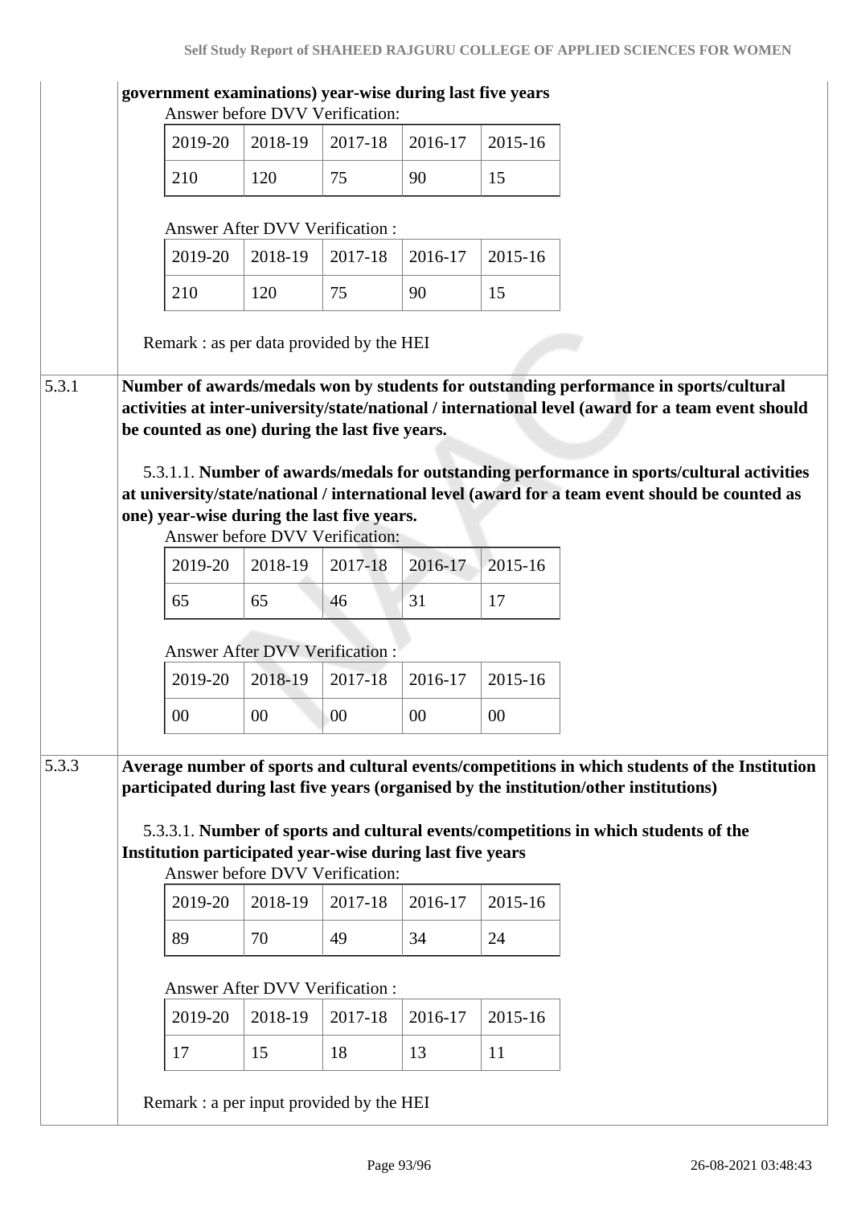**government examinations) year-wise during last five years**

Answer before DVV Verification:

| 2019-20 | 2018-19 | 2017-18 | 2016-17 | 2015-16 |
|---|---|---|---|---|
| 210 | 120 | 75 | 90 | 15 |

Answer After DVV Verification :

| 2019-20 | 2018-19 | 2017-18 | 2016-17 | 2015-16 |
|---|---|---|---|---|
| 210 | 120 | 75 | 90 | 15 |

Remark : as per data provided by the HEI

**5.3.1** **Number of awards/medals won by students for outstanding performance in sports/cultural activities at inter-university/state/national / international level (award for a team event should be counted as one) during the last five years.**

5.3.1.1. **Number of awards/medals for outstanding performance in sports/cultural activities at university/state/national / international level (award for a team event should be counted as one) year-wise during the last five years.**

Answer before DVV Verification:

| 2019-20 | 2018-19 | 2017-18 | 2016-17 | 2015-16 |
|---|---|---|---|---|
| 65 | 65 | 46 | 31 | 17 |

Answer After DVV Verification :

| 2019-20 | 2018-19 | 2017-18 | 2016-17 | 2015-16 |
|---|---|---|---|---|
| 00 | 00 | 00 | 00 | 00 |

**5.3.3** **Average number of sports and cultural events/competitions in which students of the Institution participated during last five years (organised by the institution/other institutions)**

5.3.3.1. **Number of sports and cultural events/competitions in which students of the Institution participated year-wise during last five years**

Answer before DVV Verification:

| 2019-20 | 2018-19 | 2017-18 | 2016-17 | 2015-16 |
|---|---|---|---|---|
| 89 | 70 | 49 | 34 | 24 |

Answer After DVV Verification :

| 2019-20 | 2018-19 | 2017-18 | 2016-17 | 2015-16 |
|---|---|---|---|---|
| 17 | 15 | 18 | 13 | 11 |

Remark : a per input provided by the HEI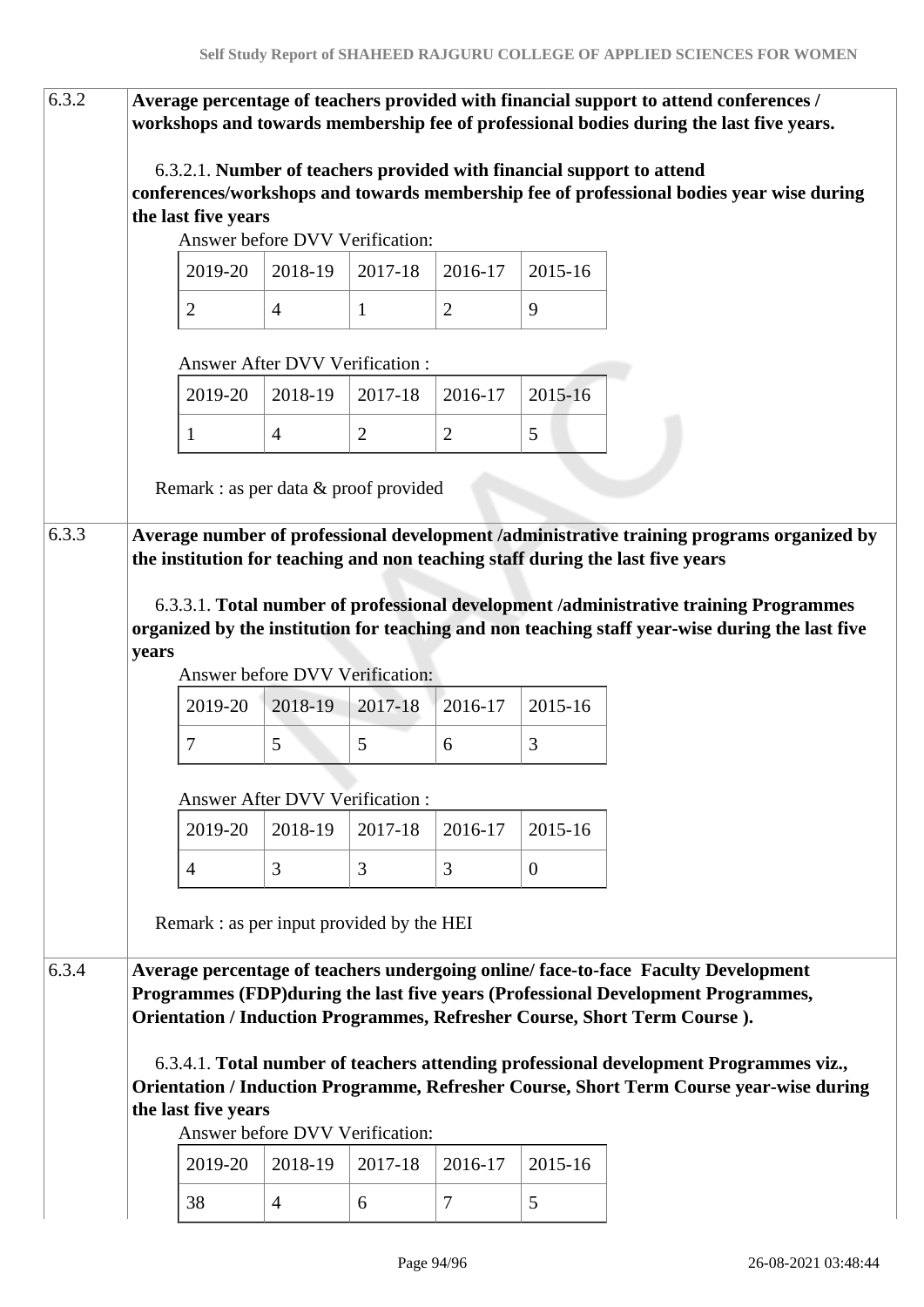6.3.2 **Average percentage of teachers provided with financial support to attend conferences / workshops and towards membership fee of professional bodies during the last five years.**

6.3.2.1. **Number of teachers provided with financial support to attend conferences/workshops and towards membership fee of professional bodies year wise during the last five years**

Answer before DVV Verification:

| 2019-20 | 2018-19 | 2017-18 | 2016-17 | 2015-16 |
|---|---|---|---|---|
| 2 | 4 | 1 | 2 | 9 |

Answer After DVV Verification :

| 2019-20 | 2018-19 | 2017-18 | 2016-17 | 2015-16 |
|---|---|---|---|---|
| 1 | 4 | 2 | 2 | 5 |

Remark : as per data & proof provided

6.3.3 **Average number of professional development /administrative training programs organized by the institution for teaching and non teaching staff during the last five years**

6.3.3.1. **Total number of professional development /administrative training Programmes organized by the institution for teaching and non teaching staff year-wise during the last five years**

Answer before DVV Verification:

| 2019-20 | 2018-19 | 2017-18 | 2016-17 | 2015-16 |
|---|---|---|---|---|
| 7 | 5 | 5 | 6 | 3 |

Answer After DVV Verification :

| 2019-20 | 2018-19 | 2017-18 | 2016-17 | 2015-16 |
|---|---|---|---|---|
| 4 | 3 | 3 | 3 | 0 |

Remark : as per input provided by the HEI

6.3.4 **Average percentage of teachers undergoing online/ face-to-face Faculty Development Programmes (FDP)during the last five years (Professional Development Programmes, Orientation / Induction Programmes, Refresher Course, Short Term Course ).**

6.3.4.1. **Total number of teachers attending professional development Programmes viz., Orientation / Induction Programme, Refresher Course, Short Term Course year-wise during the last five years**

Answer before DVV Verification:

| 2019-20 | 2018-19 | 2017-18 | 2016-17 | 2015-16 |
|---|---|---|---|---|
| 38 | 4 | 6 | 7 | 5 |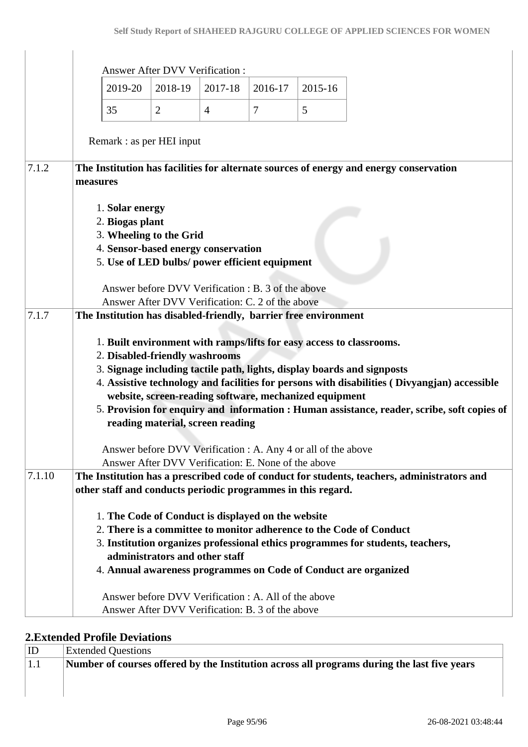Answer After DVV Verification :

| 2019-20 | 2018-19 | 2017-18 | 2016-17 | 2015-16 |
|---|---|---|---|---|
| 35 | 2 | 4 | 7 | 5 |

Remark : as per HEI input

| | |
|---|---|
| 7.1.2 | **The Institution has facilities for alternate sources of energy and energy conservation measures**<br><br>1. **Solar energy**<br>2. **Biogas plant**<br>3. **Wheeling to the Grid**<br>4. **Sensor-based energy conservation**<br>5. **Use of LED bulbs/ power efficient equipment**<br><br>Answer before DVV Verification : B. 3 of the above<br>Answer After DVV Verification: C. 2 of the above |
| 7.1.7 | **The Institution has disabled-friendly, barrier free environment**<br><br>1. **Built environment with ramps/lifts for easy access to classrooms.**<br>2. **Disabled-friendly washrooms**<br>3. **Signage including tactile path, lights, display boards and signposts**<br>4. **Assistive technology and facilities for persons with disabilities ( Divyangjan) accessible website, screen-reading software, mechanized equipment**<br>5. **Provision for enquiry and information : Human assistance, reader, scribe, soft copies of reading material, screen reading**<br><br>Answer before DVV Verification : A. Any 4 or all of the above<br>Answer After DVV Verification: E. None of the above |
| 7.1.10 | **The Institution has a prescribed code of conduct for students, teachers, administrators and other staff and conducts periodic programmes in this regard.**<br><br>1. **The Code of Conduct is displayed on the website**<br>2. **There is a committee to monitor adherence to the Code of Conduct**<br>3. **Institution organizes professional ethics programmes for students, teachers, administrators and other staff**<br>4. **Annual awareness programmes on Code of Conduct are organized**<br><br>Answer before DVV Verification : A. All of the above<br>Answer After DVV Verification: B. 3 of the above |

## 2.Extended Profile Deviations

| ID | Extended Questions |
|---|---|
| 1.1 | **Number of courses offered by the Institution across all programs during the last five years** |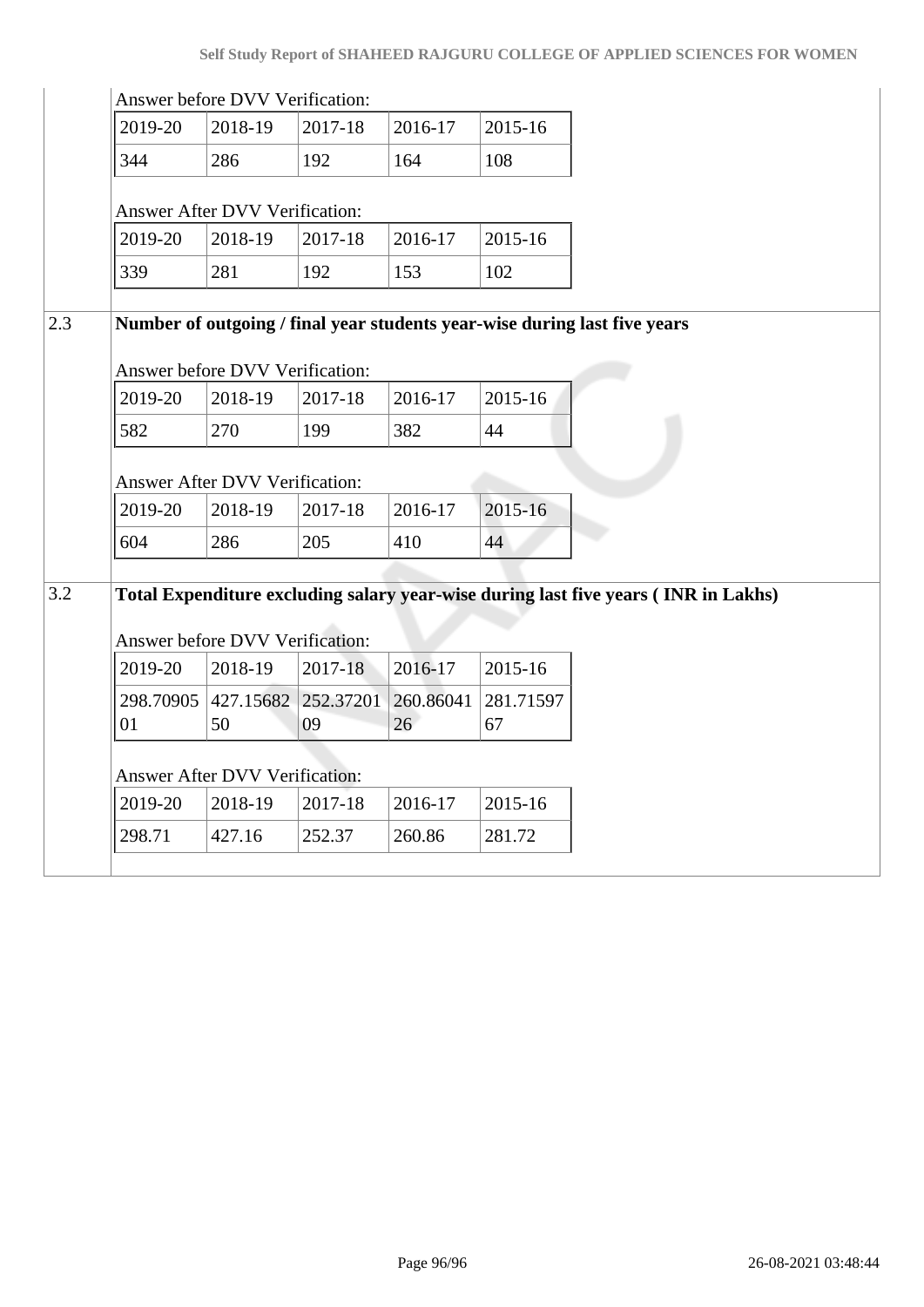Answer before DVV Verification:

| 2019-20 | 2018-19 | 2017-18 | 2016-17 | 2015-16 |
|---|---|---|---|---|
| 344 | 286 | 192 | 164 | 108 |

Answer After DVV Verification:

| 2019-20 | 2018-19 | 2017-18 | 2016-17 | 2015-16 |
|---|---|---|---|---|
| 339 | 281 | 192 | 153 | 102 |

**2.3 Number of outgoing / final year students year-wise during last five years**

Answer before DVV Verification:

| 2019-20 | 2018-19 | 2017-18 | 2016-17 | 2015-16 |
|---|---|---|---|---|
| 582 | 270 | 199 | 382 | 44 |

Answer After DVV Verification:

| 2019-20 | 2018-19 | 2017-18 | 2016-17 | 2015-16 |
|---|---|---|---|---|
| 604 | 286 | 205 | 410 | 44 |

**3.2 Total Expenditure excluding salary year-wise during last five years ( INR in Lakhs)**

Answer before DVV Verification:

| 2019-20 | 2018-19 | 2017-18 | 2016-17 | 2015-16 |
|---|---|---|---|---|
| 298.7090501 | 427.1568250 | 252.3720109 | 260.8604126 | 281.7159767 |

Answer After DVV Verification:

| 2019-20 | 2018-19 | 2017-18 | 2016-17 | 2015-16 |
|---|---|---|---|---|
| 298.71 | 427.16 | 252.37 | 260.86 | 281.72 |